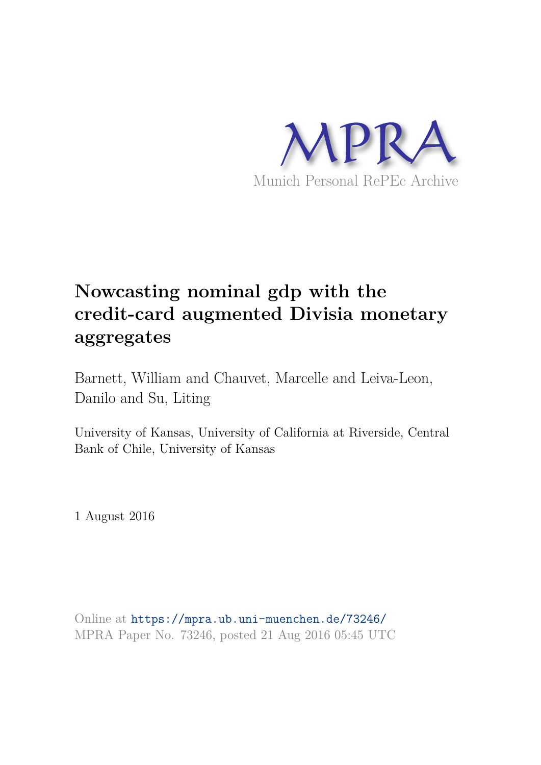MPRA

Munich Personal RePEc Archive

# Nowcasting nominal gdp with the credit-card augmented Divisia monetary aggregates

Barnett, William and Chauvet, Marcelle and Leiva-Leon, Danilo and Su, Liting

University of Kansas, University of California at Riverside, Central Bank of Chile, University of Kansas

1 August 2016

Online at https://mpra.ub.uni-muenchen.de/73246/
MPRA Paper No. 73246, posted 21 Aug 2016 05:45 UTC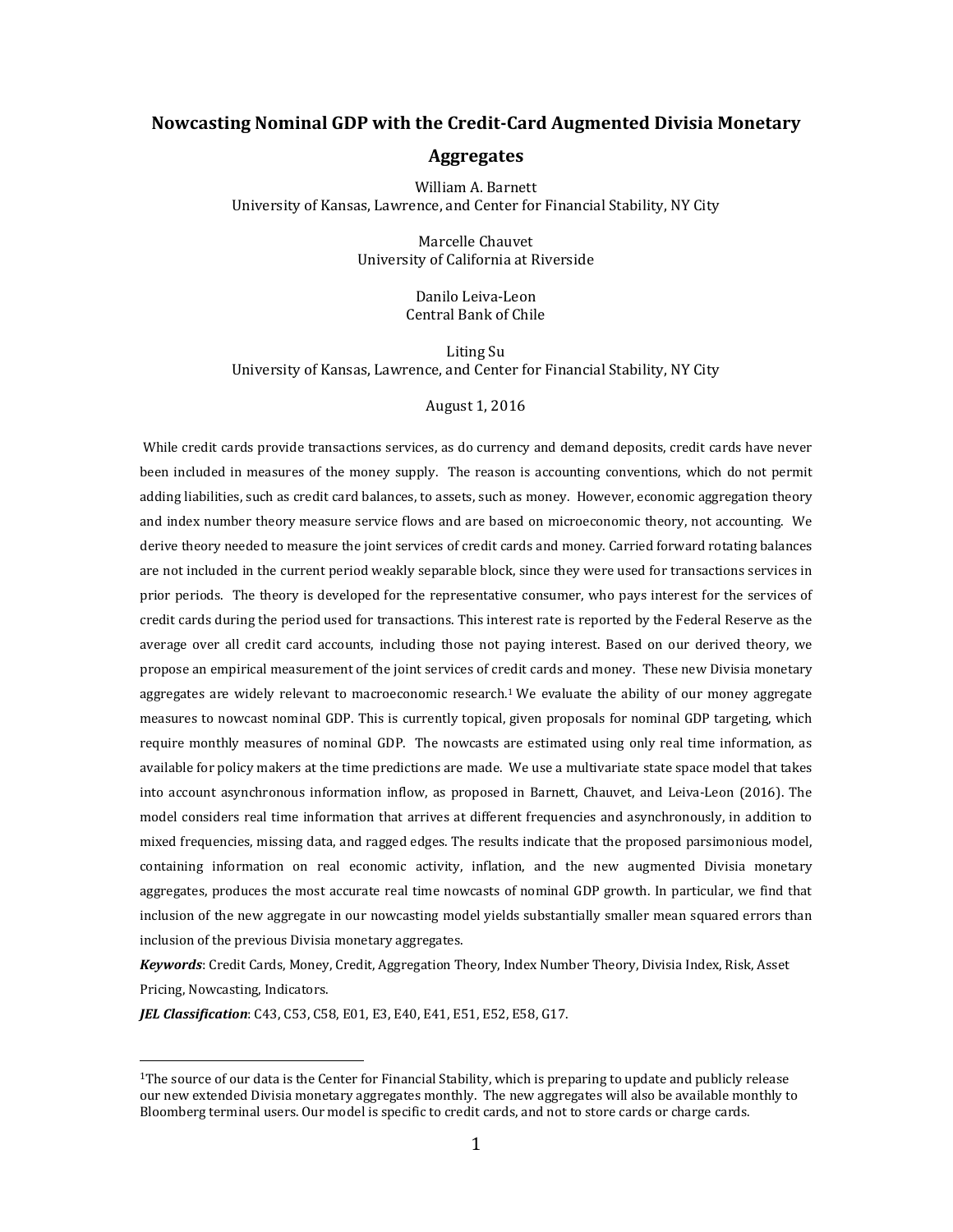# Nowcasting Nominal GDP with the Credit-Card Augmented Divisia Monetary Aggregates

William A. Barnett
University of Kansas, Lawrence, and Center for Financial Stability, NY City

Marcelle Chauvet
University of California at Riverside

Danilo Leiva-Leon
Central Bank of Chile

Liting Su
University of Kansas, Lawrence, and Center for Financial Stability, NY City

August 1, 2016

While credit cards provide transactions services, as do currency and demand deposits, credit cards have never been included in measures of the money supply. The reason is accounting conventions, which do not permit adding liabilities, such as credit card balances, to assets, such as money. However, economic aggregation theory and index number theory measure service flows and are based on microeconomic theory, not accounting. We derive theory needed to measure the joint services of credit cards and money. Carried forward rotating balances are not included in the current period weakly separable block, since they were used for transactions services in prior periods. The theory is developed for the representative consumer, who pays interest for the services of credit cards during the period used for transactions. This interest rate is reported by the Federal Reserve as the average over all credit card accounts, including those not paying interest. Based on our derived theory, we propose an empirical measurement of the joint services of credit cards and money. These new Divisia monetary aggregates are widely relevant to macroeconomic research.[1] We evaluate the ability of our money aggregate measures to nowcast nominal GDP. This is currently topical, given proposals for nominal GDP targeting, which require monthly measures of nominal GDP. The nowcasts are estimated using only real time information, as available for policy makers at the time predictions are made. We use a multivariate state space model that takes into account asynchronous information inflow, as proposed in Barnett, Chauvet, and Leiva-Leon (2016). The model considers real time information that arrives at different frequencies and asynchronously, in addition to mixed frequencies, missing data, and ragged edges. The results indicate that the proposed parsimonious model, containing information on real economic activity, inflation, and the new augmented Divisia monetary aggregates, produces the most accurate real time nowcasts of nominal GDP growth. In particular, we find that inclusion of the new aggregate in our nowcasting model yields substantially smaller mean squared errors than inclusion of the previous Divisia monetary aggregates.

***Keywords***: Credit Cards, Money, Credit, Aggregation Theory, Index Number Theory, Divisia Index, Risk, Asset Pricing, Nowcasting, Indicators.

***JEL Classification***: C43, C53, C58, E01, E3, E40, E41, E51, E52, E58, G17.

---

[1]The source of our data is the Center for Financial Stability, which is preparing to update and publicly release our new extended Divisia monetary aggregates monthly. The new aggregates will also be available monthly to Bloomberg terminal users. Our model is specific to credit cards, and not to store cards or charge cards.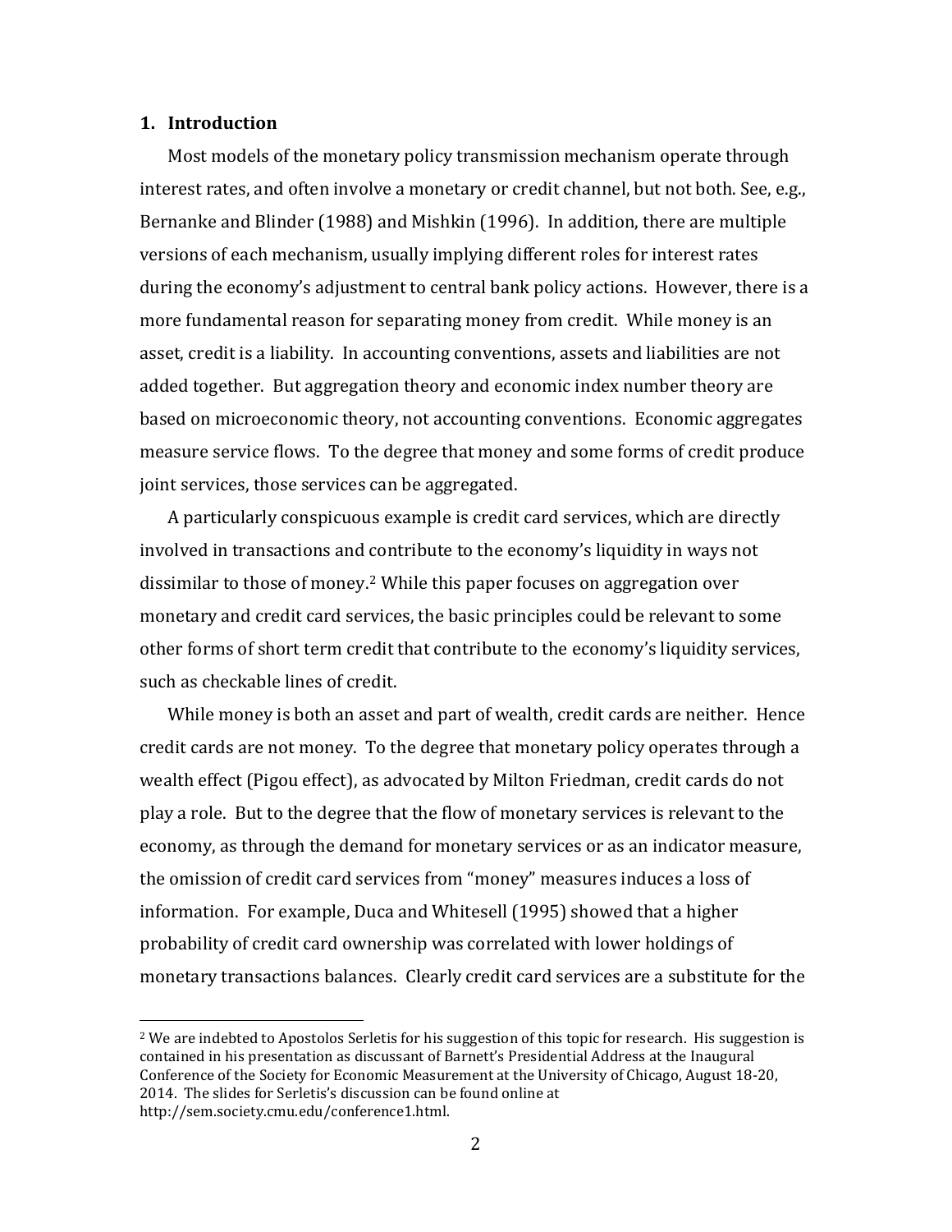## 1. Introduction

Most models of the monetary policy transmission mechanism operate through interest rates, and often involve a monetary or credit channel, but not both. See, e.g., Bernanke and Blinder (1988) and Mishkin (1996). In addition, there are multiple versions of each mechanism, usually implying different roles for interest rates during the economy's adjustment to central bank policy actions. However, there is a more fundamental reason for separating money from credit. While money is an asset, credit is a liability. In accounting conventions, assets and liabilities are not added together. But aggregation theory and economic index number theory are based on microeconomic theory, not accounting conventions. Economic aggregates measure service flows. To the degree that money and some forms of credit produce joint services, those services can be aggregated.

A particularly conspicuous example is credit card services, which are directly involved in transactions and contribute to the economy's liquidity in ways not dissimilar to those of money.[2] While this paper focuses on aggregation over monetary and credit card services, the basic principles could be relevant to some other forms of short term credit that contribute to the economy's liquidity services, such as checkable lines of credit.

While money is both an asset and part of wealth, credit cards are neither. Hence credit cards are not money. To the degree that monetary policy operates through a wealth effect (Pigou effect), as advocated by Milton Friedman, credit cards do not play a role. But to the degree that the flow of monetary services is relevant to the economy, as through the demand for monetary services or as an indicator measure, the omission of credit card services from "money" measures induces a loss of information. For example, Duca and Whitesell (1995) showed that a higher probability of credit card ownership was correlated with lower holdings of monetary transactions balances. Clearly credit card services are a substitute for the

---

[2] We are indebted to Apostolos Serletis for his suggestion of this topic for research. His suggestion is contained in his presentation as discussant of Barnett's Presidential Address at the Inaugural Conference of the Society for Economic Measurement at the University of Chicago, August 18-20, 2014. The slides for Serletis's discussion can be found online at http://sem.society.cmu.edu/conference1.html.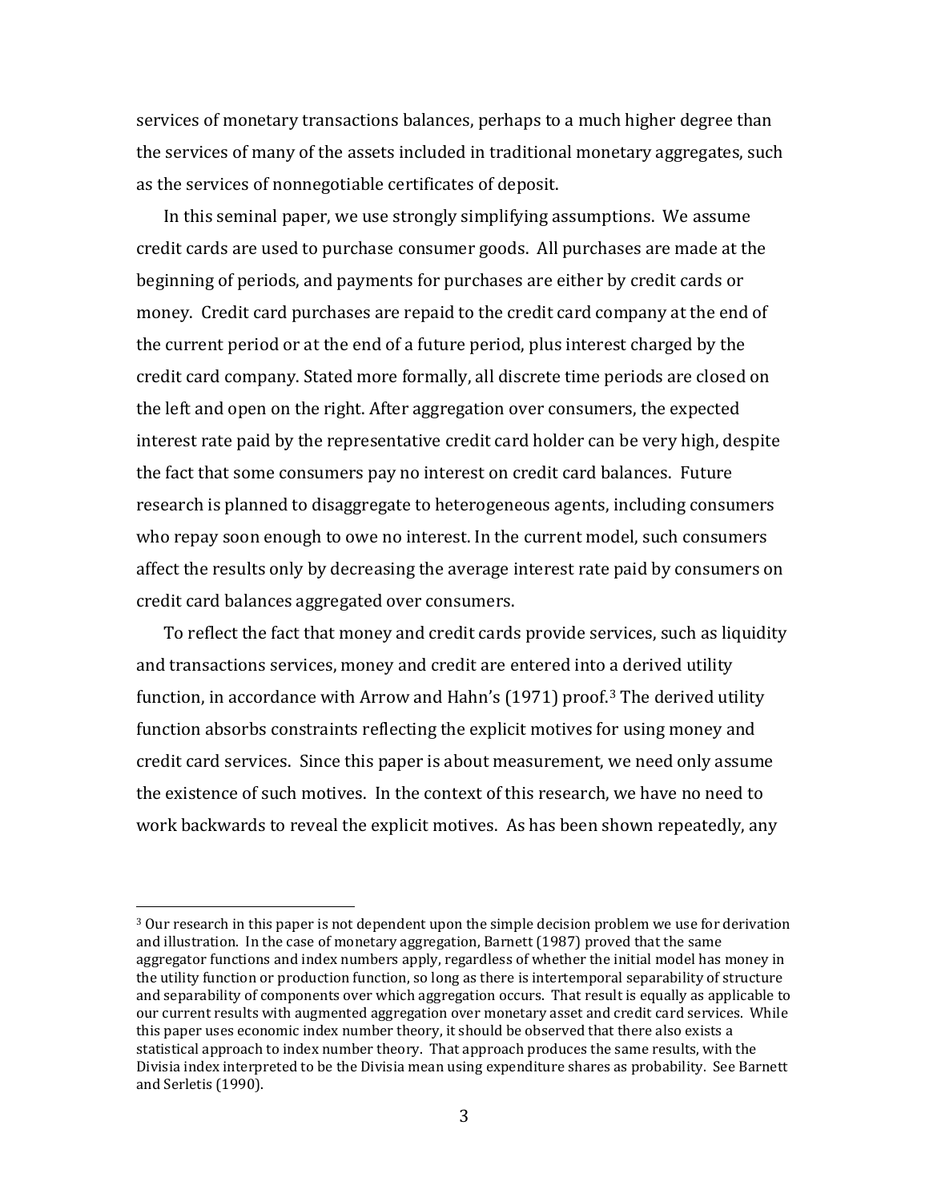services of monetary transactions balances, perhaps to a much higher degree than the services of many of the assets included in traditional monetary aggregates, such as the services of nonnegotiable certificates of deposit.

In this seminal paper, we use strongly simplifying assumptions. We assume credit cards are used to purchase consumer goods. All purchases are made at the beginning of periods, and payments for purchases are either by credit cards or money. Credit card purchases are repaid to the credit card company at the end of the current period or at the end of a future period, plus interest charged by the credit card company. Stated more formally, all discrete time periods are closed on the left and open on the right. After aggregation over consumers, the expected interest rate paid by the representative credit card holder can be very high, despite the fact that some consumers pay no interest on credit card balances. Future research is planned to disaggregate to heterogeneous agents, including consumers who repay soon enough to owe no interest. In the current model, such consumers affect the results only by decreasing the average interest rate paid by consumers on credit card balances aggregated over consumers.

To reflect the fact that money and credit cards provide services, such as liquidity and transactions services, money and credit are entered into a derived utility function, in accordance with Arrow and Hahn's (1971) proof.[3] The derived utility function absorbs constraints reflecting the explicit motives for using money and credit card services. Since this paper is about measurement, we need only assume the existence of such motives. In the context of this research, we have no need to work backwards to reveal the explicit motives. As has been shown repeatedly, any

---

[3] Our research in this paper is not dependent upon the simple decision problem we use for derivation and illustration. In the case of monetary aggregation, Barnett (1987) proved that the same aggregator functions and index numbers apply, regardless of whether the initial model has money in the utility function or production function, so long as there is intertemporal separability of structure and separability of components over which aggregation occurs. That result is equally as applicable to our current results with augmented aggregation over monetary asset and credit card services. While this paper uses economic index number theory, it should be observed that there also exists a statistical approach to index number theory. That approach produces the same results, with the Divisia index interpreted to be the Divisia mean using expenditure shares as probability. See Barnett and Serletis (1990).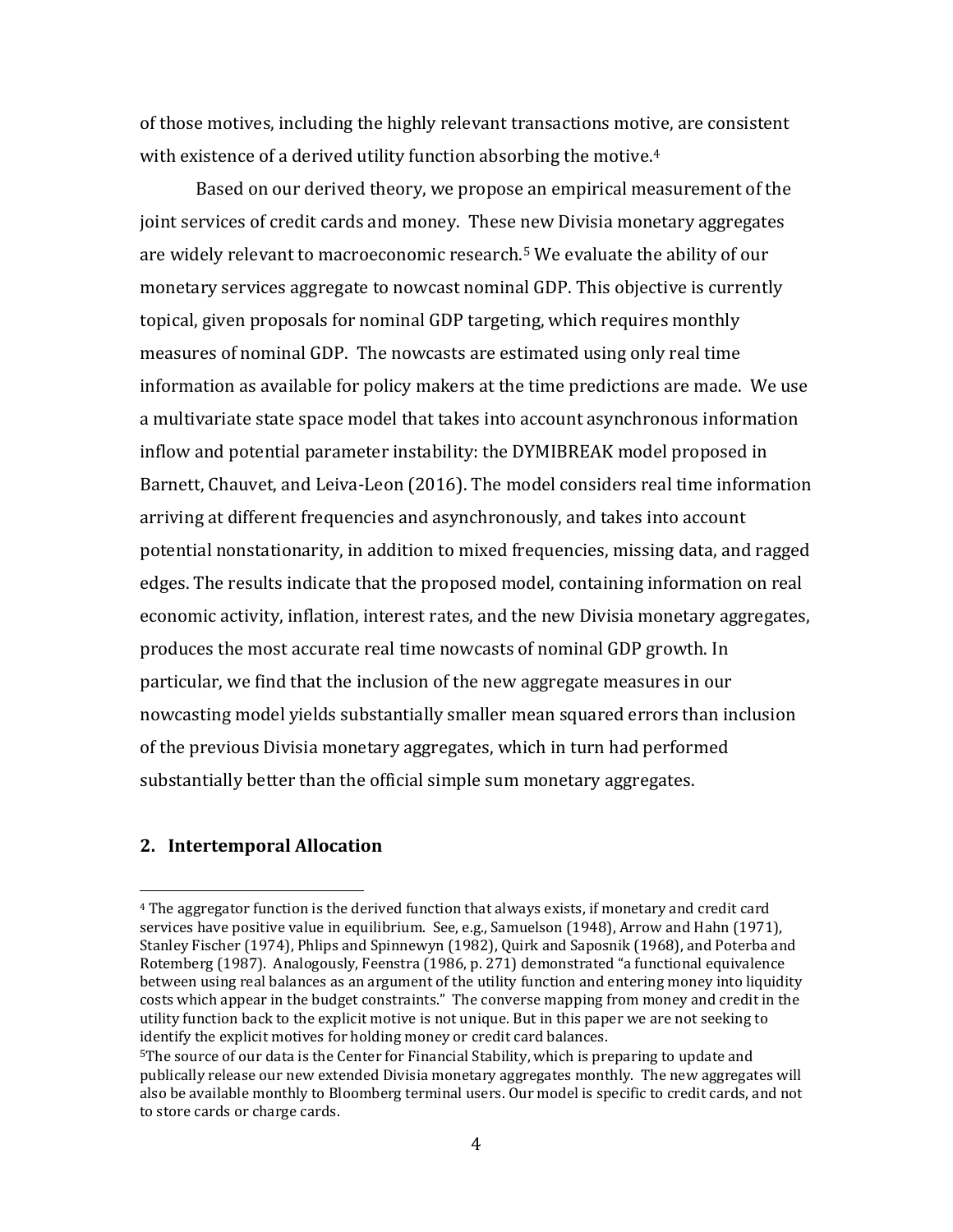of those motives, including the highly relevant transactions motive, are consistent with existence of a derived utility function absorbing the motive.[4]

Based on our derived theory, we propose an empirical measurement of the joint services of credit cards and money. These new Divisia monetary aggregates are widely relevant to macroeconomic research.[5] We evaluate the ability of our monetary services aggregate to nowcast nominal GDP. This objective is currently topical, given proposals for nominal GDP targeting, which requires monthly measures of nominal GDP. The nowcasts are estimated using only real time information as available for policy makers at the time predictions are made. We use a multivariate state space model that takes into account asynchronous information inflow and potential parameter instability: the DYMIBREAK model proposed in Barnett, Chauvet, and Leiva-Leon (2016). The model considers real time information arriving at different frequencies and asynchronously, and takes into account potential nonstationarity, in addition to mixed frequencies, missing data, and ragged edges. The results indicate that the proposed model, containing information on real economic activity, inflation, interest rates, and the new Divisia monetary aggregates, produces the most accurate real time nowcasts of nominal GDP growth. In particular, we find that the inclusion of the new aggregate measures in our nowcasting model yields substantially smaller mean squared errors than inclusion of the previous Divisia monetary aggregates, which in turn had performed substantially better than the official simple sum monetary aggregates.

## 2. Intertemporal Allocation

[4] The aggregator function is the derived function that always exists, if monetary and credit card services have positive value in equilibrium. See, e.g., Samuelson (1948), Arrow and Hahn (1971), Stanley Fischer (1974), Phlips and Spinnewyn (1982), Quirk and Saposnik (1968), and Poterba and Rotemberg (1987). Analogously, Feenstra (1986, p. 271) demonstrated "a functional equivalence between using real balances as an argument of the utility function and entering money into liquidity costs which appear in the budget constraints." The converse mapping from money and credit in the utility function back to the explicit motive is not unique. But in this paper we are not seeking to identify the explicit motives for holding money or credit card balances.

[5] The source of our data is the Center for Financial Stability, which is preparing to update and publically release our new extended Divisia monetary aggregates monthly. The new aggregates will also be available monthly to Bloomberg terminal users. Our model is specific to credit cards, and not to store cards or charge cards.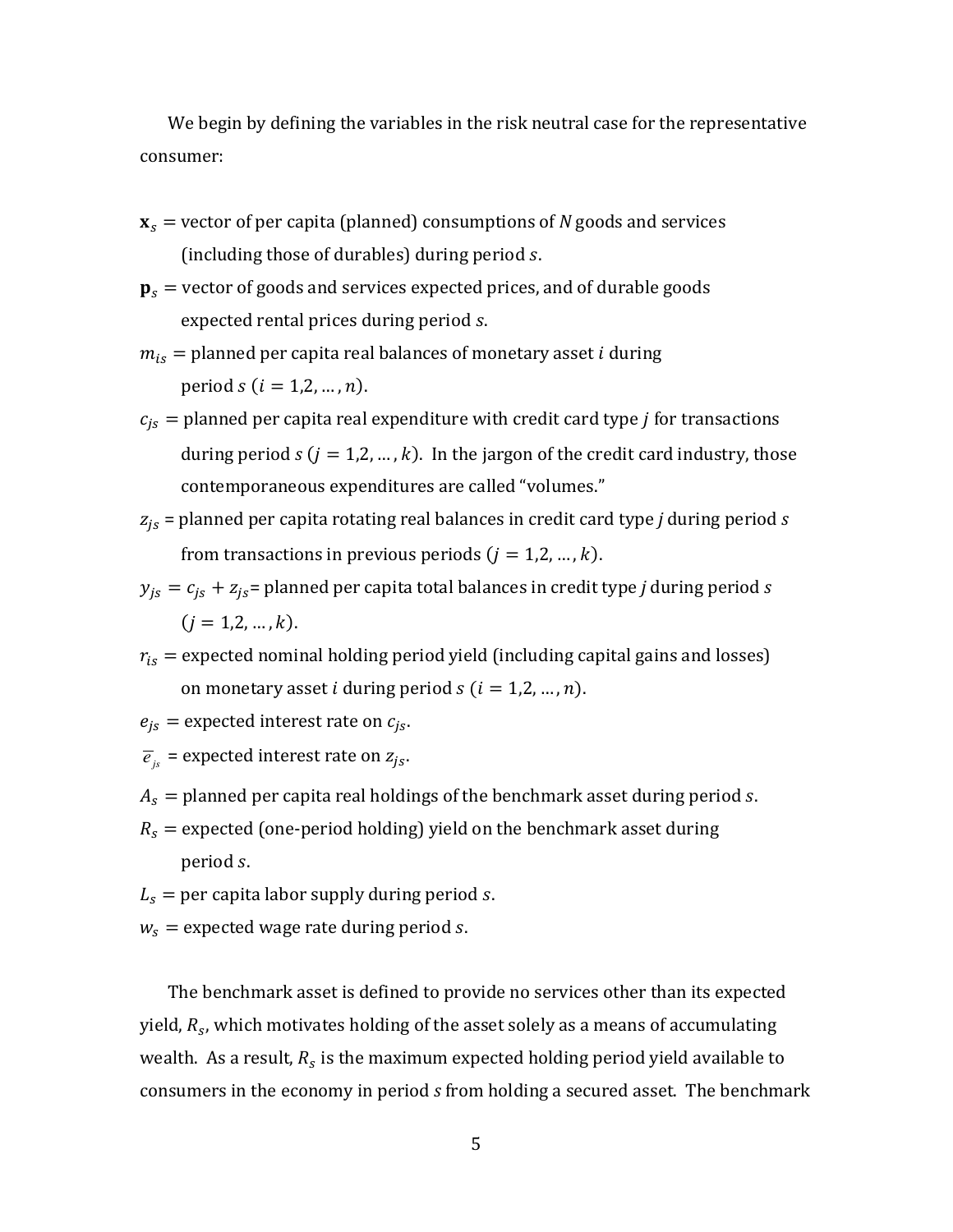We begin by defining the variables in the risk neutral case for the representative consumer:

$\mathbf{x}_s$ = vector of per capita (planned) consumptions of $N$ goods and services (including those of durables) during period $s$.

$\mathbf{p}_s$ = vector of goods and services expected prices, and of durable goods expected rental prices during period $s$.

$m_{is}$ = planned per capita real balances of monetary asset $i$ during period $s$ $(i = 1,2, \ldots, n)$.

$c_{js}$ = planned per capita real expenditure with credit card type $j$ for transactions during period $s$ $(j = 1,2, \ldots, k)$. In the jargon of the credit card industry, those contemporaneous expenditures are called "volumes."

$z_{js}$ = planned per capita rotating real balances in credit card type $j$ during period $s$ from transactions in previous periods $(j = 1,2, \ldots, k)$.

$y_{js} = c_{js} + z_{js}$ = planned per capita total balances in credit type $j$ during period $s$ $(j = 1,2, \ldots, k)$.

$r_{is}$ = expected nominal holding period yield (including capital gains and losses) on monetary asset $i$ during period $s$ $(i = 1,2, \ldots, n)$.

$e_{js}$ = expected interest rate on $c_{js}$.

$\overline{e}_{js}$ = expected interest rate on $z_{js}$.

$A_s$ = planned per capita real holdings of the benchmark asset during period $s$.

$R_s$ = expected (one-period holding) yield on the benchmark asset during period $s$.

$L_s$ = per capita labor supply during period $s$.

$w_s$ = expected wage rate during period $s$.

The benchmark asset is defined to provide no services other than its expected yield, $R_s$, which motivates holding of the asset solely as a means of accumulating wealth. As a result, $R_s$ is the maximum expected holding period yield available to consumers in the economy in period $s$ from holding a secured asset. The benchmark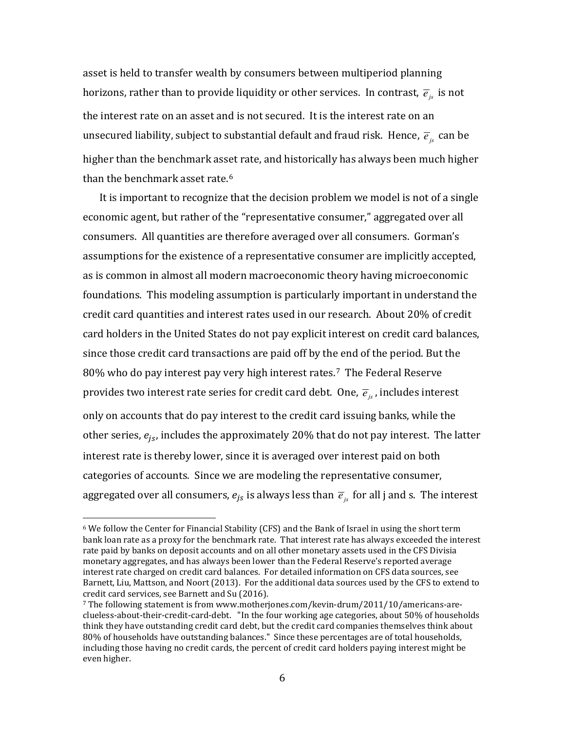asset is held to transfer wealth by consumers between multiperiod planning horizons, rather than to provide liquidity or other services. In contrast, $\overline{e}_{js}$ is not the interest rate on an asset and is not secured. It is the interest rate on an unsecured liability, subject to substantial default and fraud risk. Hence, $\overline{e}_{js}$ can be higher than the benchmark asset rate, and historically has always been much higher than the benchmark asset rate.[6]

It is important to recognize that the decision problem we model is not of a single economic agent, but rather of the "representative consumer," aggregated over all consumers. All quantities are therefore averaged over all consumers. Gorman's assumptions for the existence of a representative consumer are implicitly accepted, as is common in almost all modern macroeconomic theory having microeconomic foundations. This modeling assumption is particularly important in understand the credit card quantities and interest rates used in our research. About 20% of credit card holders in the United States do not pay explicit interest on credit card balances, since those credit card transactions are paid off by the end of the period. But the 80% who do pay interest pay very high interest rates.[7] The Federal Reserve provides two interest rate series for credit card debt. One, $\overline{e}_{js}$, includes interest only on accounts that do pay interest to the credit card issuing banks, while the other series, $e_{js}$, includes the approximately 20% that do not pay interest. The latter interest rate is thereby lower, since it is averaged over interest paid on both categories of accounts. Since we are modeling the representative consumer, aggregated over all consumers, $e_{js}$ is always less than $\overline{e}_{js}$ for all j and s. The interest

[6] We follow the Center for Financial Stability (CFS) and the Bank of Israel in using the short term bank loan rate as a proxy for the benchmark rate. That interest rate has always exceeded the interest rate paid by banks on deposit accounts and on all other monetary assets used in the CFS Divisia monetary aggregates, and has always been lower than the Federal Reserve's reported average interest rate charged on credit card balances. For detailed information on CFS data sources, see Barnett, Liu, Mattson, and Noort (2013). For the additional data sources used by the CFS to extend to credit card services, see Barnett and Su (2016).

[7] The following statement is from www.motherjones.com/kevin-drum/2011/10/americans-are-clueless-about-their-credit-card-debt. "In the four working age categories, about 50% of households think they have outstanding credit card debt, but the credit card companies themselves think about 80% of households have outstanding balances." Since these percentages are of total households, including those having no credit cards, the percent of credit card holders paying interest might be even higher.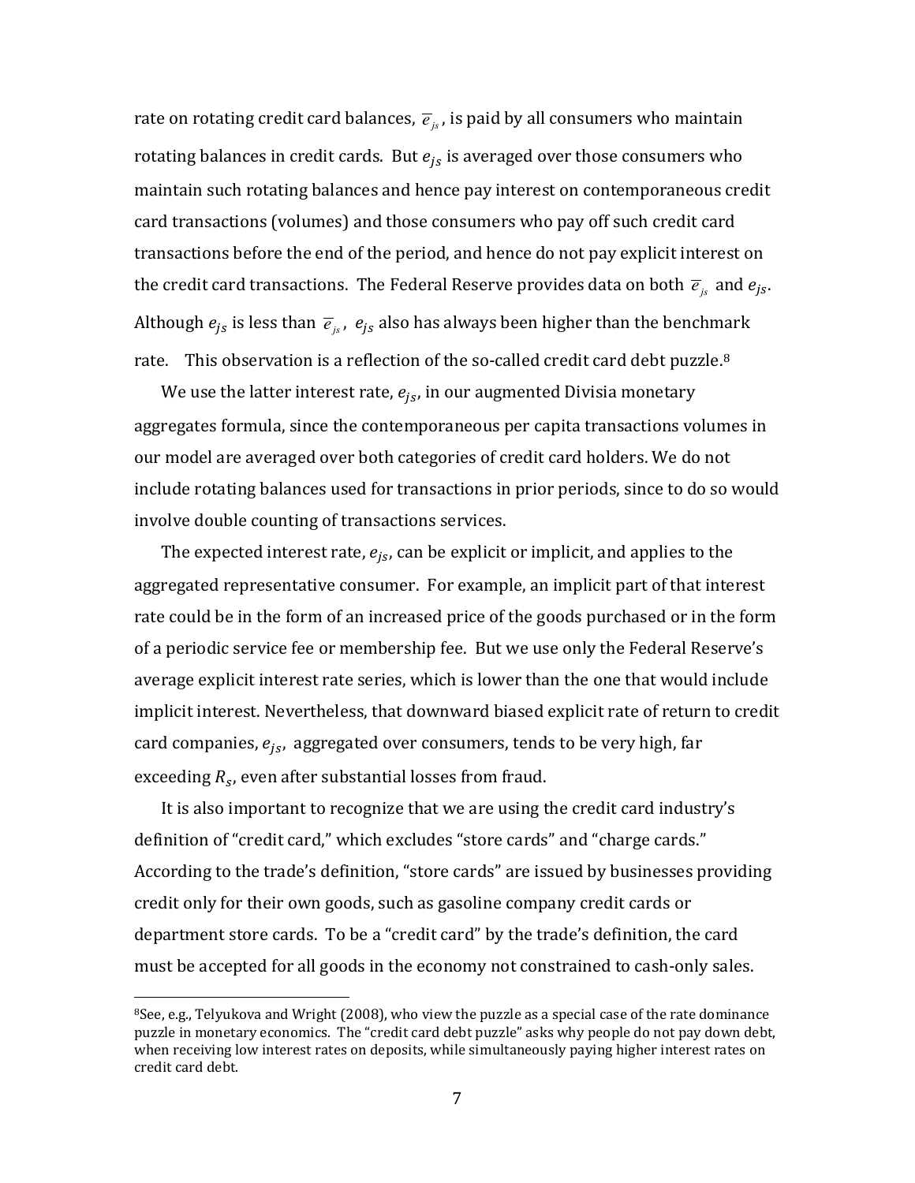rate on rotating credit card balances, $\overline{e}_{js}$, is paid by all consumers who maintain rotating balances in credit cards. But $e_{js}$ is averaged over those consumers who maintain such rotating balances and hence pay interest on contemporaneous credit card transactions (volumes) and those consumers who pay off such credit card transactions before the end of the period, and hence do not pay explicit interest on the credit card transactions. The Federal Reserve provides data on both $\overline{e}_{js}$ and $e_{js}$. Although $e_{js}$ is less than $\overline{e}_{js}$, $e_{js}$ also has always been higher than the benchmark rate. This observation is a reflection of the so-called credit card debt puzzle.[8]

We use the latter interest rate, $e_{js}$, in our augmented Divisia monetary aggregates formula, since the contemporaneous per capita transactions volumes in our model are averaged over both categories of credit card holders. We do not include rotating balances used for transactions in prior periods, since to do so would involve double counting of transactions services.

The expected interest rate, $e_{js}$, can be explicit or implicit, and applies to the aggregated representative consumer. For example, an implicit part of that interest rate could be in the form of an increased price of the goods purchased or in the form of a periodic service fee or membership fee. But we use only the Federal Reserve's average explicit interest rate series, which is lower than the one that would include implicit interest. Nevertheless, that downward biased explicit rate of return to credit card companies, $e_{js}$, aggregated over consumers, tends to be very high, far exceeding $R_s$, even after substantial losses from fraud.

It is also important to recognize that we are using the credit card industry's definition of "credit card," which excludes "store cards" and "charge cards." According to the trade's definition, "store cards" are issued by businesses providing credit only for their own goods, such as gasoline company credit cards or department store cards. To be a "credit card" by the trade's definition, the card must be accepted for all goods in the economy not constrained to cash-only sales.

---

[8]See, e.g., Telyukova and Wright (2008), who view the puzzle as a special case of the rate dominance puzzle in monetary economics. The "credit card debt puzzle" asks why people do not pay down debt, when receiving low interest rates on deposits, while simultaneously paying higher interest rates on credit card debt.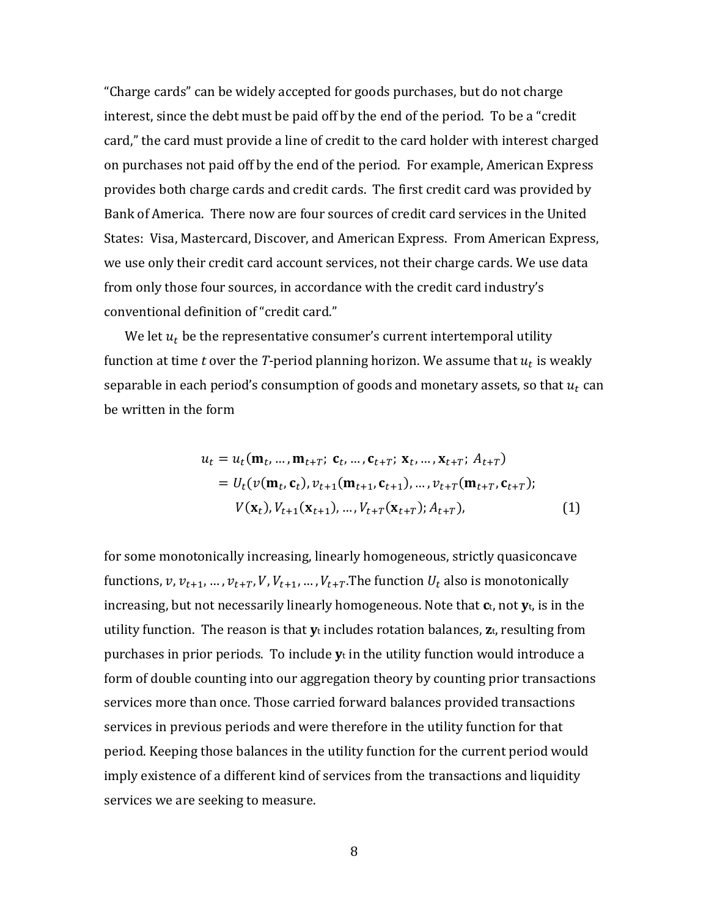"Charge cards" can be widely accepted for goods purchases, but do not charge interest, since the debt must be paid off by the end of the period. To be a "credit card," the card must provide a line of credit to the card holder with interest charged on purchases not paid off by the end of the period. For example, American Express provides both charge cards and credit cards. The first credit card was provided by Bank of America. There now are four sources of credit card services in the United States: Visa, Mastercard, Discover, and American Express. From American Express, we use only their credit card account services, not their charge cards. We use data from only those four sources, in accordance with the credit card industry's conventional definition of "credit card."

We let $u_t$ be the representative consumer's current intertemporal utility function at time $t$ over the $T$-period planning horizon. We assume that $u_t$ is weakly separable in each period's consumption of goods and monetary assets, so that $u_t$ can be written in the form

$$
\begin{aligned}
u_t &= u_t(\mathbf{m}_t, \ldots, \mathbf{m}_{t+T};\ \mathbf{c}_t, \ldots, \mathbf{c}_{t+T};\ \mathbf{x}_t, \ldots, \mathbf{x}_{t+T};\ A_{t+T}) \\
&= U_t(v(\mathbf{m}_t, \mathbf{c}_t), v_{t+1}(\mathbf{m}_{t+1}, \mathbf{c}_{t+1}), \ldots, v_{t+T}(\mathbf{m}_{t+T}, \mathbf{c}_{t+T}); \\
&\quad V(\mathbf{x}_t), V_{t+1}(\mathbf{x}_{t+1}), \ldots, V_{t+T}(\mathbf{x}_{t+T}); A_{t+T}), \qquad (1)
\end{aligned}
$$

for some monotonically increasing, linearly homogeneous, strictly quasiconcave functions, $v, v_{t+1}, \ldots, v_{t+T}, V, V_{t+1}, \ldots, V_{t+T}$. The function $U_t$ also is monotonically increasing, but not necessarily linearly homogeneous. Note that $\mathbf{c}_t$, not $\mathbf{y}_t$, is in the utility function. The reason is that $\mathbf{y}_t$ includes rotation balances, $\mathbf{z}_t$, resulting from purchases in prior periods. To include $\mathbf{y}_t$ in the utility function would introduce a form of double counting into our aggregation theory by counting prior transactions services more than once. Those carried forward balances provided transactions services in previous periods and were therefore in the utility function for that period. Keeping those balances in the utility function for the current period would imply existence of a different kind of services from the transactions and liquidity services we are seeking to measure.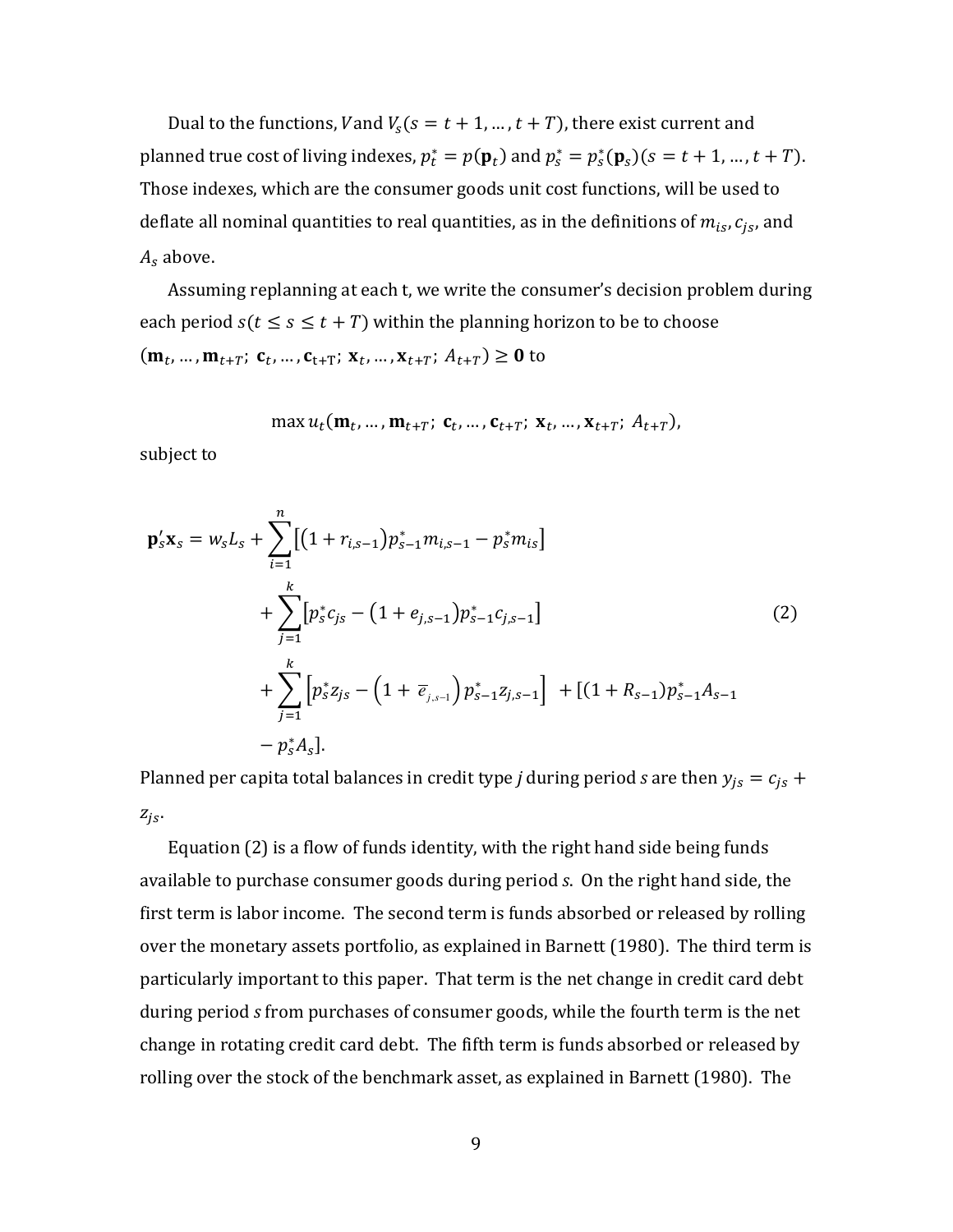Dual to the functions, $V$ and $V_s (s = t+1, \ldots, t+T)$, there exist current and planned true cost of living indexes, $p_t^* = p(\mathbf{p}_t)$ and $p_s^* = p_s^*(\mathbf{p}_s)(s = t+1, \ldots, t+T)$. Those indexes, which are the consumer goods unit cost functions, will be used to deflate all nominal quantities to real quantities, as in the definitions of $m_{is}$, $c_{js}$, and $A_s$ above.

Assuming replanning at each t, we write the consumer's decision problem during each period $s(t \leq s \leq t+T)$ within the planning horizon to be to choose $(\mathbf{m}_t, \ldots, \mathbf{m}_{t+T};\ \mathbf{c}_t, \ldots, \mathbf{c}_{t+T};\ \mathbf{x}_t, \ldots, \mathbf{x}_{t+T};\ A_{t+T}) \geq \mathbf{0}$ to

$$\max u_t(\mathbf{m}_t, \ldots, \mathbf{m}_{t+T};\ \mathbf{c}_t, \ldots, \mathbf{c}_{t+T};\ \mathbf{x}_t, \ldots, \mathbf{x}_{t+T};\ A_{t+T}),$$

subject to

$$\begin{aligned}
\mathbf{p}_s'\mathbf{x}_s = w_s L_s &+ \sum_{i=1}^{n} \left[(1 + r_{i,s-1}) p_{s-1}^* m_{i,s-1} - p_s^* m_{is}\right] \\
&+ \sum_{j=1}^{k} \left[p_s^* c_{js} - (1 + e_{j,s-1}) p_{s-1}^* c_{j,s-1}\right] \\
&+ \sum_{j=1}^{k} \left[p_s^* z_{js} - \left(1 + \overline{e}_{j,s-1}\right) p_{s-1}^* z_{j,s-1}\right] + [(1 + R_{s-1}) p_{s-1}^* A_{s-1} \\
&- p_s^* A_s].
\end{aligned} \tag{2}$$

Planned per capita total balances in credit type *j* during period *s* are then $y_{js} = c_{js} + z_{js}$.

Equation (2) is a flow of funds identity, with the right hand side being funds available to purchase consumer goods during period *s*. On the right hand side, the first term is labor income. The second term is funds absorbed or released by rolling over the monetary assets portfolio, as explained in Barnett (1980). The third term is particularly important to this paper. That term is the net change in credit card debt during period *s* from purchases of consumer goods, while the fourth term is the net change in rotating credit card debt. The fifth term is funds absorbed or released by rolling over the stock of the benchmark asset, as explained in Barnett (1980). The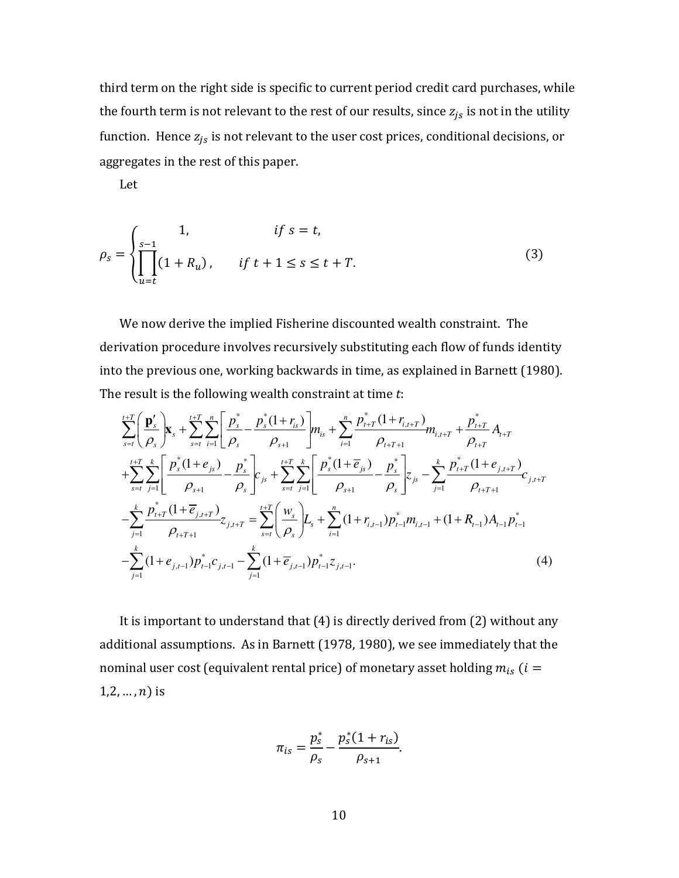third term on the right side is specific to current period credit card purchases, while the fourth term is not relevant to the rest of our results, since $z_{js}$ is not in the utility function. Hence $z_{js}$ is not relevant to the user cost prices, conditional decisions, or aggregates in the rest of this paper.

Let

$$\rho_s = \begin{cases} 1, & \text{if } s = t, \\ \prod_{u=t}^{s-1}(1+R_u), & \text{if } t+1 \le s \le t+T. \end{cases} \tag{3}$$

We now derive the implied Fisherine discounted wealth constraint. The derivation procedure involves recursively substituting each flow of funds identity into the previous one, working backwards in time, as explained in Barnett (1980). The result is the following wealth constraint at time *t*:

$$\begin{aligned}
&\sum_{s=t}^{t+T}\left(\frac{\mathbf{p}_s'}{\rho_s}\right)\mathbf{x}_s + \sum_{s=t}^{t+T}\sum_{i=1}^{n}\left[\frac{p_s^*}{\rho_s} - \frac{p_s^*(1+r_{is})}{\rho_{s+1}}\right]m_{is} + \sum_{i=1}^{n}\frac{p_{t+T}^*(1+r_{i,t+T})}{\rho_{t+T+1}}m_{i,t+T} + \frac{p_{t+T}^*}{\rho_{t+T}}A_{t+T} \\
&+\sum_{s=t}^{t+T}\sum_{j=1}^{k}\left[\frac{p_s^*(1+e_{js})}{\rho_{s+1}} - \frac{p_s^*}{\rho_s}\right]c_{js} + \sum_{s=t}^{t+T}\sum_{j=1}^{k}\left[\frac{p_s^*(1+\overline{e}_{js})}{\rho_{s+1}} - \frac{p_s^*}{\rho_s}\right]z_{js} - \sum_{j=1}^{k}\frac{p_{t+T}^*(1+e_{j,t+T})}{\rho_{t+T+1}}c_{j,t+T} \\
&-\sum_{j=1}^{k}\frac{p_{t+T}^*(1+\overline{e}_{j,t+T})}{\rho_{t+T+1}}z_{j,t+T} = \sum_{s=t}^{t+T}\left(\frac{w_s}{\rho_s}\right)L_s + \sum_{i=1}^{n}(1+r_{i,t-1})p_{t-1}^*m_{i,t-1} + (1+R_{t-1})A_{t-1}p_{t-1}^* \\
&-\sum_{j=1}^{k}(1+e_{j,t-1})p_{t-1}^*c_{j,t-1} - \sum_{j=1}^{k}(1+\overline{e}_{j,t-1})p_{t-1}^*z_{j,t-1}.
\end{aligned} \tag{4}$$

It is important to understand that (4) is directly derived from (2) without any additional assumptions. As in Barnett (1978, 1980), we see immediately that the nominal user cost (equivalent rental price) of monetary asset holding $m_{is}$ ($i = 1,2,\ldots,n$) is

$$\pi_{is} = \frac{p_s^*}{\rho_s} - \frac{p_s^*(1+r_{is})}{\rho_{s+1}}.$$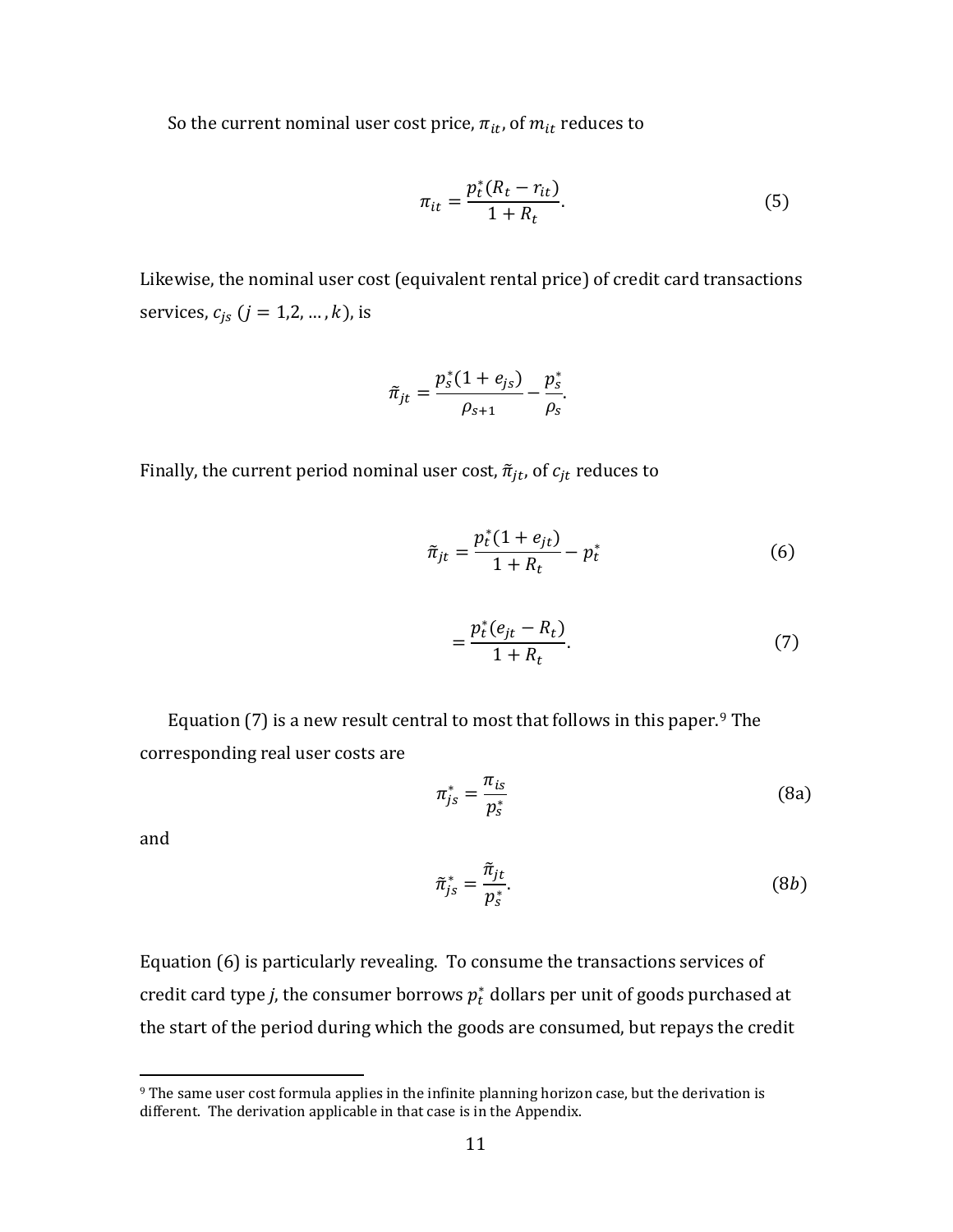So the current nominal user cost price, $\pi_{it}$, of $m_{it}$ reduces to

$$\pi_{it} = \frac{p_t^*(R_t - r_{it})}{1 + R_t}. \tag{5}$$

Likewise, the nominal user cost (equivalent rental price) of credit card transactions services, $c_{js}$ ($j = 1,2, \ldots, k$), is

$$\tilde{\pi}_{jt} = \frac{p_s^*(1 + e_{js})}{\rho_{s+1}} - \frac{p_s^*}{\rho_s}.$$

Finally, the current period nominal user cost, $\tilde{\pi}_{jt}$, of $c_{jt}$ reduces to

$$\tilde{\pi}_{jt} = \frac{p_t^*(1 + e_{jt})}{1 + R_t} - p_t^* \tag{6}$$

$$= \frac{p_t^*(e_{jt} - R_t)}{1 + R_t}. \tag{7}$$

Equation (7) is a new result central to most that follows in this paper.[9] The corresponding real user costs are

$$\pi_{js}^* = \frac{\pi_{is}}{p_s^*} \tag{8a}$$

and

$$\tilde{\pi}_{js}^* = \frac{\tilde{\pi}_{jt}}{p_s^*}. \tag{8b}$$

Equation (6) is particularly revealing. To consume the transactions services of credit card type *j*, the consumer borrows $p_t^*$ dollars per unit of goods purchased at the start of the period during which the goods are consumed, but repays the credit

[9] The same user cost formula applies in the infinite planning horizon case, but the derivation is different. The derivation applicable in that case is in the Appendix.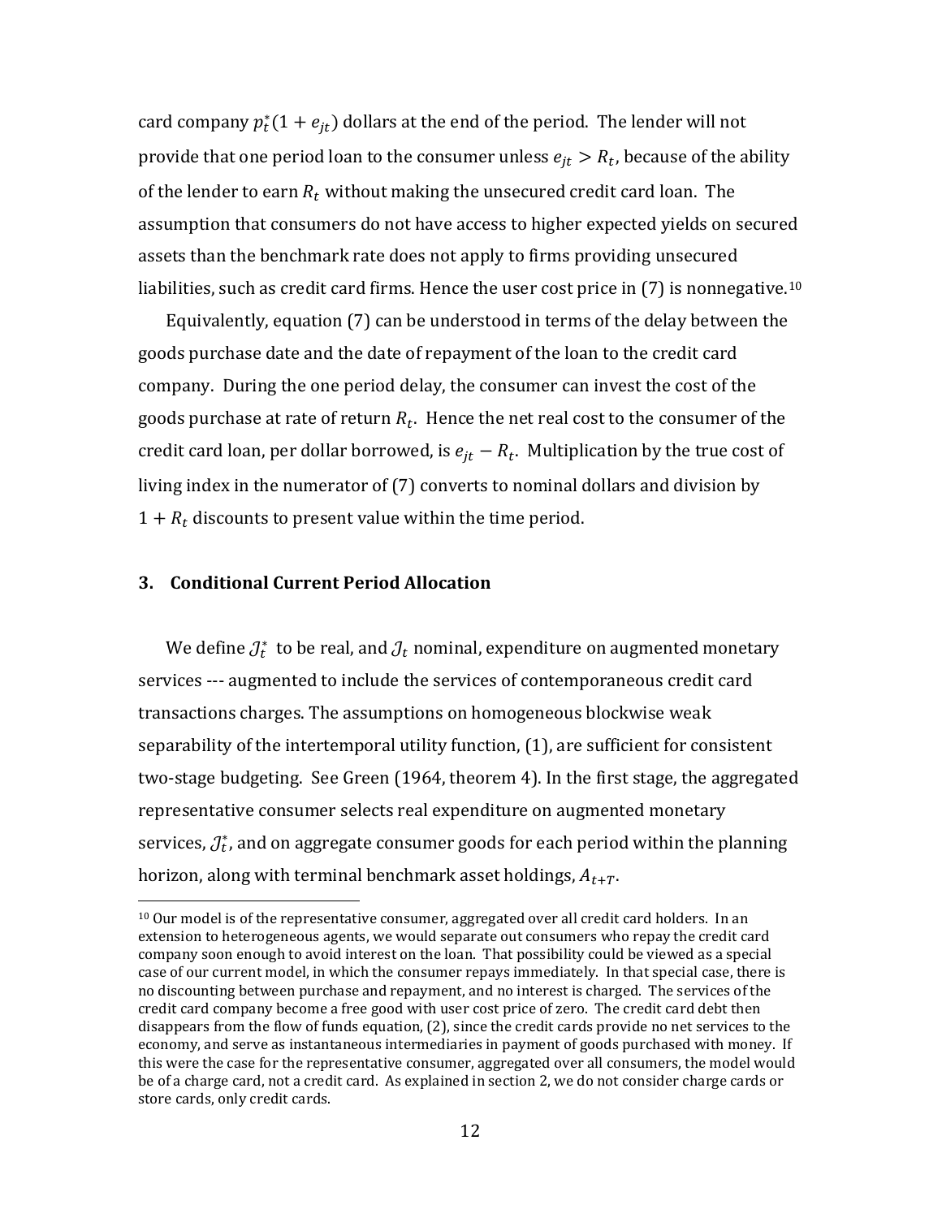card company $p_t^*(1 + e_{jt})$ dollars at the end of the period. The lender will not provide that one period loan to the consumer unless $e_{jt} > R_t$, because of the ability of the lender to earn $R_t$ without making the unsecured credit card loan. The assumption that consumers do not have access to higher expected yields on secured assets than the benchmark rate does not apply to firms providing unsecured liabilities, such as credit card firms. Hence the user cost price in (7) is nonnegative.[10]

Equivalently, equation (7) can be understood in terms of the delay between the goods purchase date and the date of repayment of the loan to the credit card company. During the one period delay, the consumer can invest the cost of the goods purchase at rate of return $R_t$. Hence the net real cost to the consumer of the credit card loan, per dollar borrowed, is $e_{jt} - R_t$. Multiplication by the true cost of living index in the numerator of (7) converts to nominal dollars and division by $1 + R_t$ discounts to present value within the time period.

## 3. Conditional Current Period Allocation

We define $\mathcal{J}_t^*$ to be real, and $\mathcal{J}_t$ nominal, expenditure on augmented monetary services --- augmented to include the services of contemporaneous credit card transactions charges. The assumptions on homogeneous blockwise weak separability of the intertemporal utility function, (1), are sufficient for consistent two-stage budgeting. See Green (1964, theorem 4). In the first stage, the aggregated representative consumer selects real expenditure on augmented monetary services, $\mathcal{J}_t^*$, and on aggregate consumer goods for each period within the planning horizon, along with terminal benchmark asset holdings, $A_{t+T}$.

[10] Our model is of the representative consumer, aggregated over all credit card holders. In an extension to heterogeneous agents, we would separate out consumers who repay the credit card company soon enough to avoid interest on the loan. That possibility could be viewed as a special case of our current model, in which the consumer repays immediately. In that special case, there is no discounting between purchase and repayment, and no interest is charged. The services of the credit card company become a free good with user cost price of zero. The credit card debt then disappears from the flow of funds equation, (2), since the credit cards provide no net services to the economy, and serve as instantaneous intermediaries in payment of goods purchased with money. If this were the case for the representative consumer, aggregated over all consumers, the model would be of a charge card, not a credit card. As explained in section 2, we do not consider charge cards or store cards, only credit cards.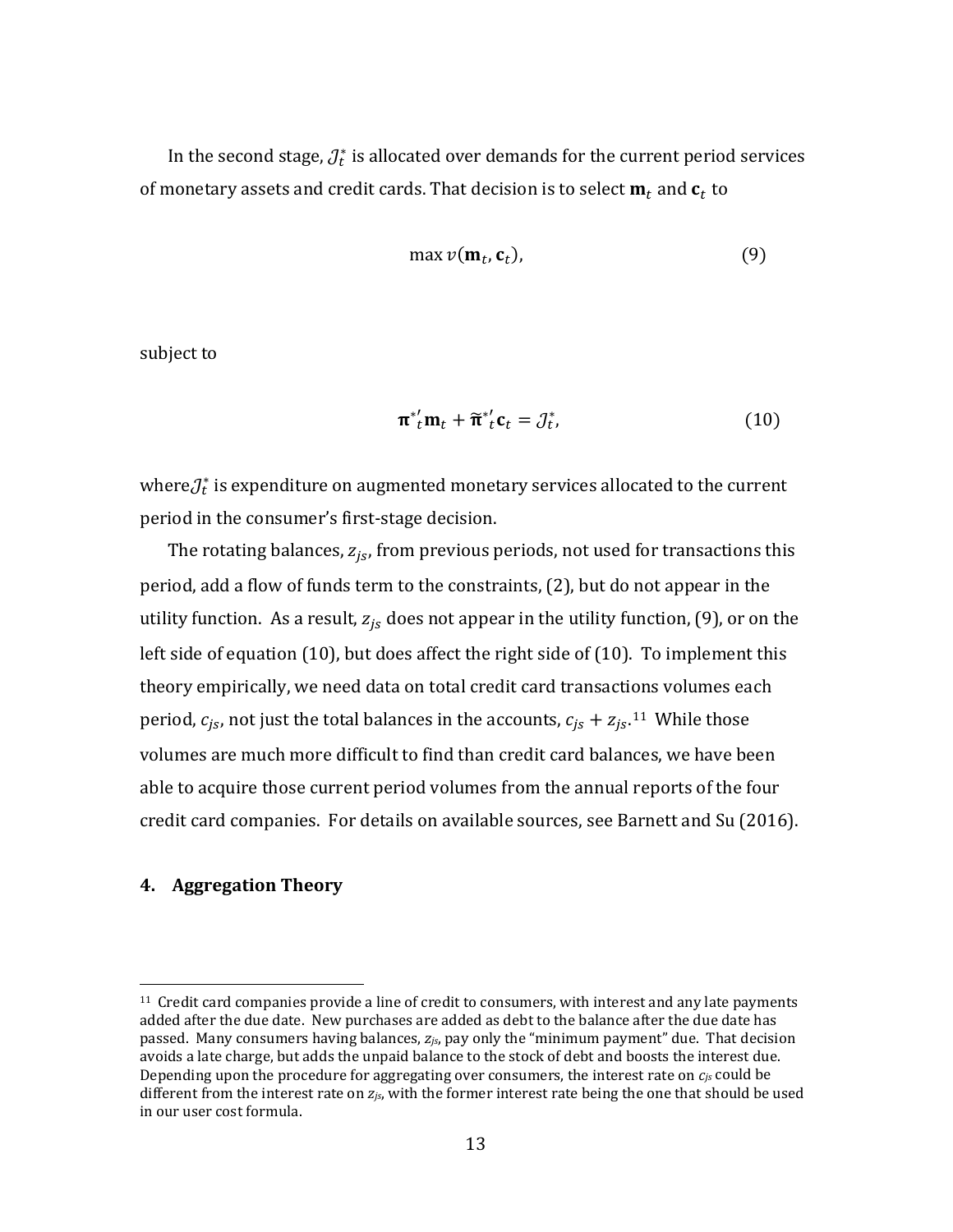In the second stage, $\mathcal{J}_t^*$ is allocated over demands for the current period services of monetary assets and credit cards. That decision is to select $\mathbf{m}_t$ and $\mathbf{c}_t$ to

$$\max v(\mathbf{m}_t, \mathbf{c}_t), \tag{9}$$

subject to

$$\boldsymbol{\pi}^{*\prime}_t \mathbf{m}_t + \widetilde{\boldsymbol{\pi}}^{*\prime}_t \mathbf{c}_t = \mathcal{J}_t^*, \tag{10}$$

where $\mathcal{J}_t^*$ is expenditure on augmented monetary services allocated to the current period in the consumer's first-stage decision.

The rotating balances, $z_{js}$, from previous periods, not used for transactions this period, add a flow of funds term to the constraints, (2), but do not appear in the utility function. As a result, $z_{js}$ does not appear in the utility function, (9), or on the left side of equation (10), but does affect the right side of (10). To implement this theory empirically, we need data on total credit card transactions volumes each period, $c_{js}$, not just the total balances in the accounts, $c_{js} + z_{js}$.[11] While those volumes are much more difficult to find than credit card balances, we have been able to acquire those current period volumes from the annual reports of the four credit card companies. For details on available sources, see Barnett and Su (2016).

## 4. Aggregation Theory

[11] Credit card companies provide a line of credit to consumers, with interest and any late payments added after the due date. New purchases are added as debt to the balance after the due date has passed. Many consumers having balances, $z_{js}$, pay only the "minimum payment" due. That decision avoids a late charge, but adds the unpaid balance to the stock of debt and boosts the interest due. Depending upon the procedure for aggregating over consumers, the interest rate on $c_{js}$ could be different from the interest rate on $z_{js}$, with the former interest rate being the one that should be used in our user cost formula.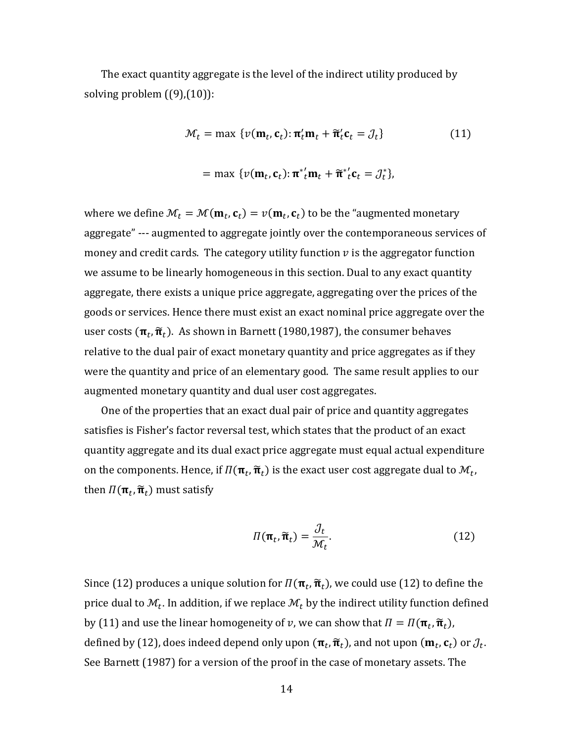The exact quantity aggregate is the level of the indirect utility produced by solving problem ((9),(10)):

$$\mathcal{M}_t = \max \{v(\mathbf{m}_t, \mathbf{c}_t) \colon \boldsymbol{\pi}_t'\mathbf{m}_t + \tilde{\boldsymbol{\pi}}_t'\mathbf{c}_t = \mathcal{J}_t\} \tag{11}$$

$$= \max \{v(\mathbf{m}_t, \mathbf{c}_t) \colon \boldsymbol{\pi}^{*\prime}_t\mathbf{m}_t + \tilde{\boldsymbol{\pi}}^{*\prime}_t\mathbf{c}_t = \mathcal{J}_t^*\},$$

where we define $\mathcal{M}_t = \mathcal{M}(\mathbf{m}_t, \mathbf{c}_t) = v(\mathbf{m}_t, \mathbf{c}_t)$ to be the "augmented monetary aggregate" --- augmented to aggregate jointly over the contemporaneous services of money and credit cards. The category utility function $v$ is the aggregator function we assume to be linearly homogeneous in this section. Dual to any exact quantity aggregate, there exists a unique price aggregate, aggregating over the prices of the goods or services. Hence there must exist an exact nominal price aggregate over the user costs $(\boldsymbol{\pi}_t, \tilde{\boldsymbol{\pi}}_t)$. As shown in Barnett (1980,1987), the consumer behaves relative to the dual pair of exact monetary quantity and price aggregates as if they were the quantity and price of an elementary good. The same result applies to our augmented monetary quantity and dual user cost aggregates.

One of the properties that an exact dual pair of price and quantity aggregates satisfies is Fisher's factor reversal test, which states that the product of an exact quantity aggregate and its dual exact price aggregate must equal actual expenditure on the components. Hence, if $\Pi(\boldsymbol{\pi}_t, \tilde{\boldsymbol{\pi}}_t)$ is the exact user cost aggregate dual to $\mathcal{M}_t$, then $\Pi(\boldsymbol{\pi}_t, \tilde{\boldsymbol{\pi}}_t)$ must satisfy

$$\Pi(\boldsymbol{\pi}_t, \tilde{\boldsymbol{\pi}}_t) = \frac{\mathcal{J}_t}{\mathcal{M}_t}. \tag{12}$$

Since (12) produces a unique solution for $\Pi(\boldsymbol{\pi}_t, \tilde{\boldsymbol{\pi}}_t)$, we could use (12) to define the price dual to $\mathcal{M}_t$. In addition, if we replace $\mathcal{M}_t$ by the indirect utility function defined by (11) and use the linear homogeneity of $v$, we can show that $\Pi = \Pi(\boldsymbol{\pi}_t, \tilde{\boldsymbol{\pi}}_t)$, defined by (12), does indeed depend only upon $(\boldsymbol{\pi}_t, \tilde{\boldsymbol{\pi}}_t)$, and not upon $(\mathbf{m}_t, \mathbf{c}_t)$ or $\mathcal{J}_t$. See Barnett (1987) for a version of the proof in the case of monetary assets. The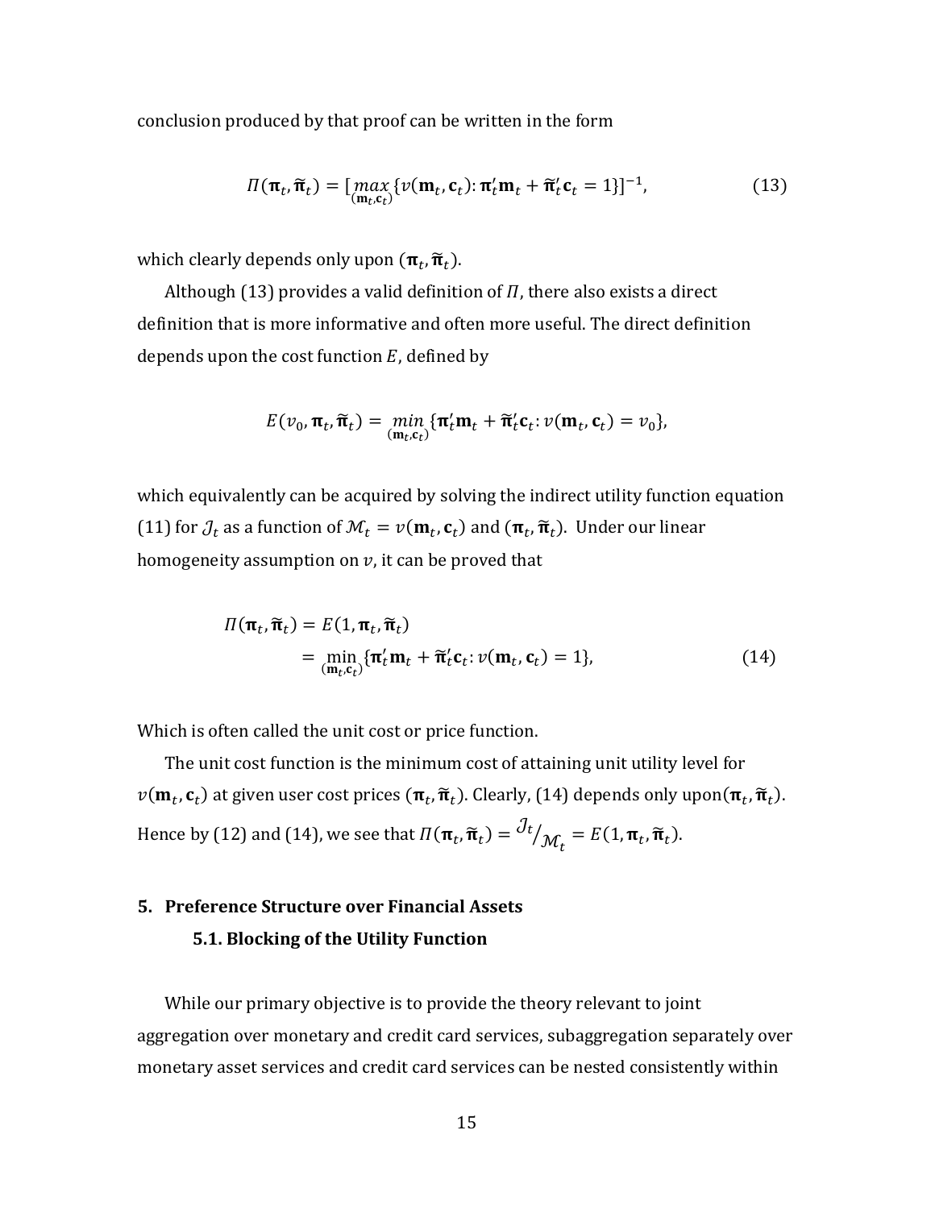conclusion produced by that proof can be written in the form

$$\Pi(\boldsymbol{\pi}_t, \tilde{\boldsymbol{\pi}}_t) = [\max_{(\mathbf{m}_t, \mathbf{c}_t)} \{v(\mathbf{m}_t, \mathbf{c}_t) : \boldsymbol{\pi}_t' \mathbf{m}_t + \tilde{\boldsymbol{\pi}}_t' \mathbf{c}_t = 1\}]^{-1}, \tag{13}$$

which clearly depends only upon $(\boldsymbol{\pi}_t, \tilde{\boldsymbol{\pi}}_t)$.

Although (13) provides a valid definition of $\Pi$, there also exists a direct definition that is more informative and often more useful. The direct definition depends upon the cost function $E$, defined by

$$E(v_0, \boldsymbol{\pi}_t, \tilde{\boldsymbol{\pi}}_t) = \min_{(\mathbf{m}_t, \mathbf{c}_t)} \{\boldsymbol{\pi}_t' \mathbf{m}_t + \tilde{\boldsymbol{\pi}}_t' \mathbf{c}_t : v(\mathbf{m}_t, \mathbf{c}_t) = v_0\},$$

which equivalently can be acquired by solving the indirect utility function equation (11) for $\mathcal{J}_t$ as a function of $\mathcal{M}_t = v(\mathbf{m}_t, \mathbf{c}_t)$ and $(\boldsymbol{\pi}_t, \tilde{\boldsymbol{\pi}}_t)$. Under our linear homogeneity assumption on $v$, it can be proved that

$$\begin{aligned} \Pi(\boldsymbol{\pi}_t, \tilde{\boldsymbol{\pi}}_t) &= E(1, \boldsymbol{\pi}_t, \tilde{\boldsymbol{\pi}}_t) \\ &= \min_{(\mathbf{m}_t, \mathbf{c}_t)} \{\boldsymbol{\pi}_t' \mathbf{m}_t + \tilde{\boldsymbol{\pi}}_t' \mathbf{c}_t : v(\mathbf{m}_t, \mathbf{c}_t) = 1\}, \end{aligned} \tag{14}$$

Which is often called the unit cost or price function.

The unit cost function is the minimum cost of attaining unit utility level for $v(\mathbf{m}_t, \mathbf{c}_t)$ at given user cost prices $(\boldsymbol{\pi}_t, \tilde{\boldsymbol{\pi}}_t)$. Clearly, (14) depends only upon $(\boldsymbol{\pi}_t, \tilde{\boldsymbol{\pi}}_t)$. Hence by (12) and (14), we see that $\Pi(\boldsymbol{\pi}_t, \tilde{\boldsymbol{\pi}}_t) = \mathcal{J}_t / \mathcal{M}_t = E(1, \boldsymbol{\pi}_t, \tilde{\boldsymbol{\pi}}_t)$.

## 5. Preference Structure over Financial Assets

### 5.1. Blocking of the Utility Function

While our primary objective is to provide the theory relevant to joint aggregation over monetary and credit card services, subaggregation separately over monetary asset services and credit card services can be nested consistently within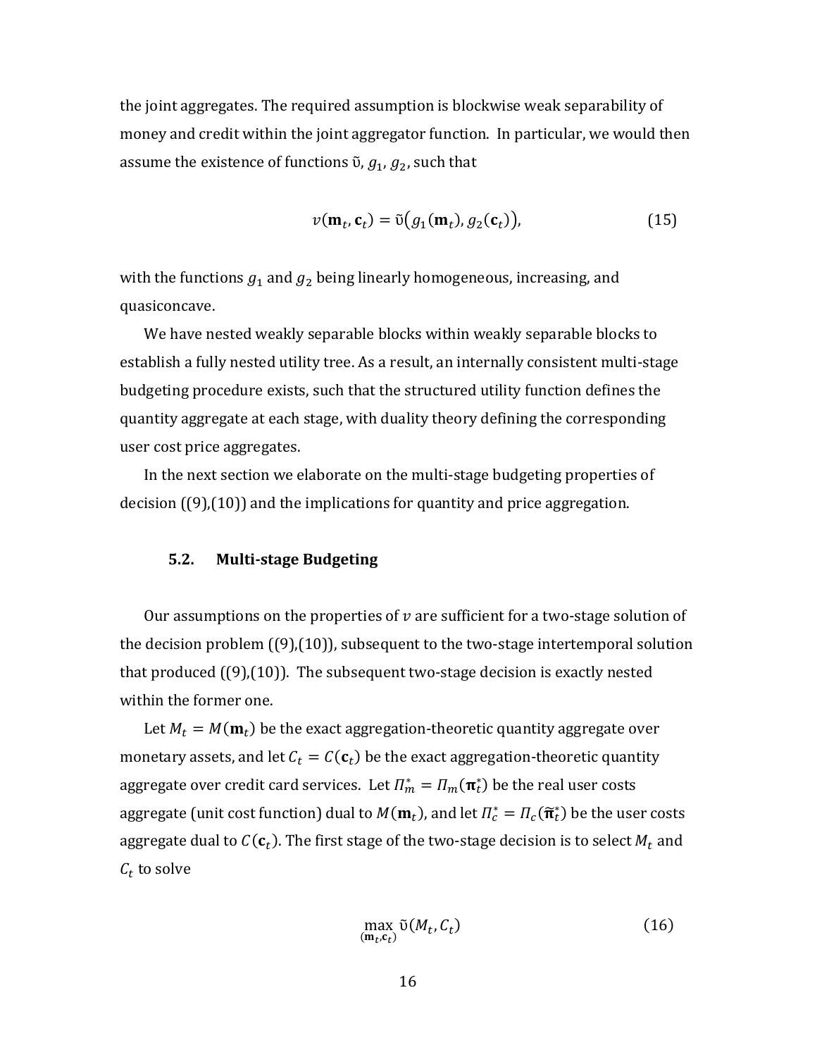the joint aggregates. The required assumption is blockwise weak separability of money and credit within the joint aggregator function. In particular, we would then assume the existence of functions $\tilde{\upsilon}$, $g_1$, $g_2$, such that

$$v(\mathbf{m}_t, \mathbf{c}_t) = \tilde{\upsilon}\big(g_1(\mathbf{m}_t), g_2(\mathbf{c}_t)\big), \tag{15}$$

with the functions $g_1$ and $g_2$ being linearly homogeneous, increasing, and quasiconcave.

We have nested weakly separable blocks within weakly separable blocks to establish a fully nested utility tree. As a result, an internally consistent multi-stage budgeting procedure exists, such that the structured utility function defines the quantity aggregate at each stage, with duality theory defining the corresponding user cost price aggregates.

In the next section we elaborate on the multi-stage budgeting properties of decision ((9),(10)) and the implications for quantity and price aggregation.

### 5.2. Multi-stage Budgeting

Our assumptions on the properties of $v$ are sufficient for a two-stage solution of the decision problem ((9),(10)), subsequent to the two-stage intertemporal solution that produced ((9),(10)). The subsequent two-stage decision is exactly nested within the former one.

Let $M_t = M(\mathbf{m}_t)$ be the exact aggregation-theoretic quantity aggregate over monetary assets, and let $C_t = C(\mathbf{c}_t)$ be the exact aggregation-theoretic quantity aggregate over credit card services. Let $\Pi_m^* = \Pi_m(\boldsymbol{\pi}_t^*)$ be the real user costs aggregate (unit cost function) dual to $M(\mathbf{m}_t)$, and let $\Pi_c^* = \Pi_c(\tilde{\boldsymbol{\pi}}_t^*)$ be the user costs aggregate dual to $C(\mathbf{c}_t)$. The first stage of the two-stage decision is to select $M_t$ and $C_t$ to solve

$$\max_{(\mathbf{m}_t, \mathbf{c}_t)} \tilde{\upsilon}(M_t, C_t) \tag{16}$$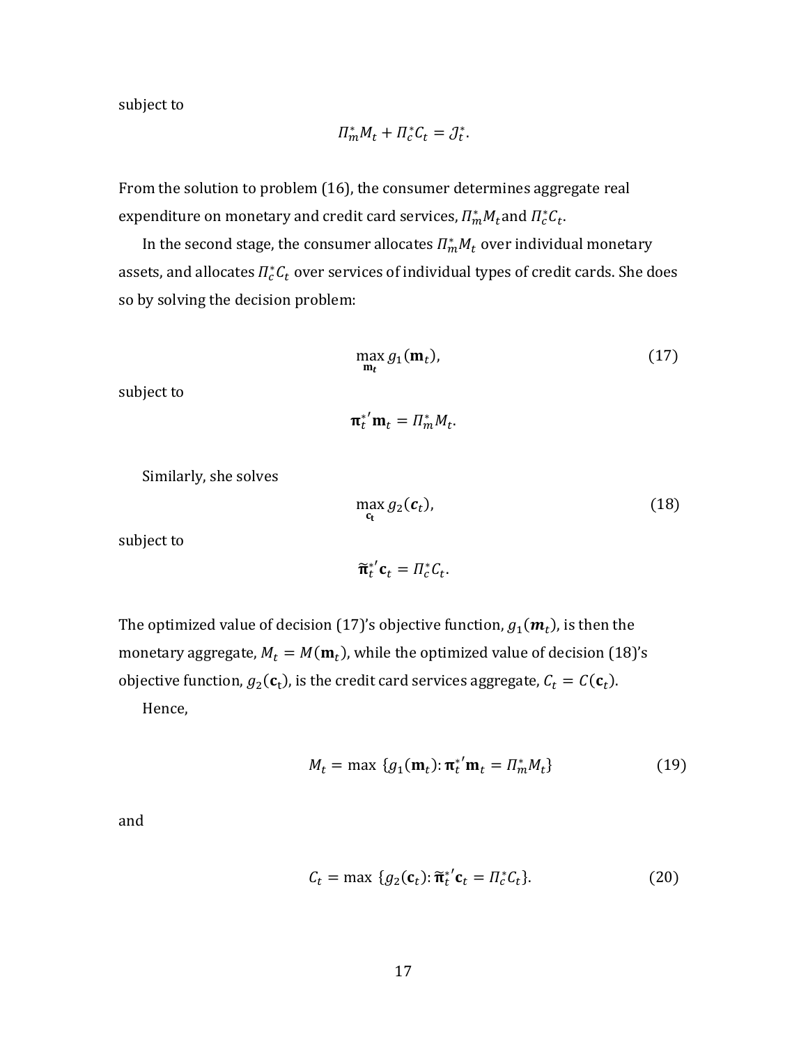subject to

$$\Pi_m^* M_t + \Pi_c^* C_t = \mathcal{J}_t^*.$$

From the solution to problem (16), the consumer determines aggregate real expenditure on monetary and credit card services, $\Pi_m^* M_t$ and $\Pi_c^* C_t$.

In the second stage, the consumer allocates $\Pi_m^* M_t$ over individual monetary assets, and allocates $\Pi_c^* C_t$ over services of individual types of credit cards. She does so by solving the decision problem:

$$\max_{\mathbf{m}_t} g_1(\mathbf{m}_t), \tag{17}$$

subject to

$$\boldsymbol{\pi}_t^{*\prime} \mathbf{m}_t = \Pi_m^* M_t.$$

Similarly, she solves

$$\max_{\mathbf{c}_t} g_2(\boldsymbol{c}_t), \tag{18}$$

subject to

$$\widetilde{\boldsymbol{\pi}}_t^{*\prime} \mathbf{c}_t = \Pi_c^* C_t.$$

The optimized value of decision (17)'s objective function, $g_1(\boldsymbol{m}_t)$, is then the monetary aggregate, $M_t = M(\mathbf{m}_t)$, while the optimized value of decision (18)'s objective function, $g_2(\mathbf{c}_t)$, is the credit card services aggregate, $C_t = C(\mathbf{c}_t)$.

Hence,

$$M_t = \max \; \{g_1(\mathbf{m}_t) \colon \boldsymbol{\pi}_t^{*\prime} \mathbf{m}_t = \Pi_m^* M_t\} \tag{19}$$

and

$$C_t = \max \; \{g_2(\mathbf{c}_t) \colon \widetilde{\boldsymbol{\pi}}_t^{*\prime} \mathbf{c}_t = \Pi_c^* C_t\}. \tag{20}$$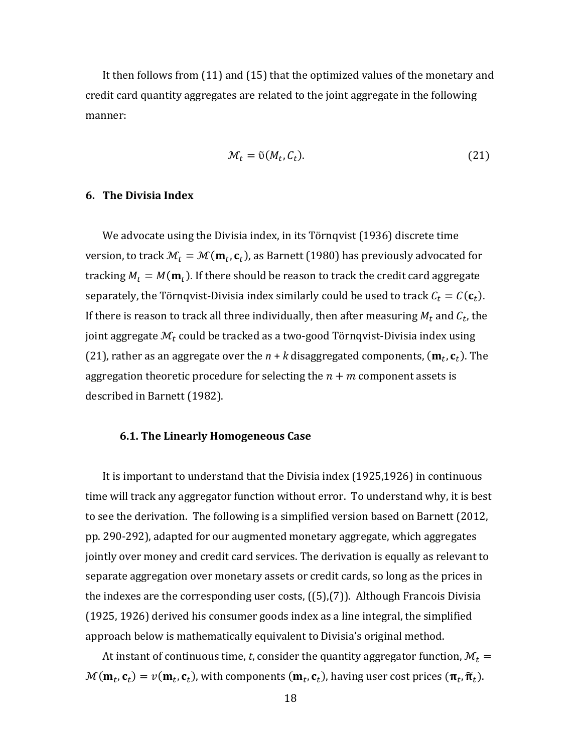It then follows from (11) and (15) that the optimized values of the monetary and credit card quantity aggregates are related to the joint aggregate in the following manner:

$$\mathcal{M}_t = \tilde{\upsilon}(M_t, C_t). \tag{21}$$

## 6. The Divisia Index

We advocate using the Divisia index, in its Törnqvist (1936) discrete time version, to track $\mathcal{M}_t = \mathcal{M}(\mathbf{m}_t, \mathbf{c}_t)$, as Barnett (1980) has previously advocated for tracking $M_t = M(\mathbf{m}_t)$. If there should be reason to track the credit card aggregate separately, the Törnqvist-Divisia index similarly could be used to track $C_t = C(\mathbf{c}_t)$. If there is reason to track all three individually, then after measuring $M_t$ and $C_t$, the joint aggregate $\mathcal{M}_t$ could be tracked as a two-good Törnqvist-Divisia index using (21), rather as an aggregate over the $n + k$ disaggregated components, $(\mathbf{m}_t, \mathbf{c}_t)$. The aggregation theoretic procedure for selecting the $n + m$ component assets is described in Barnett (1982).

### 6.1. The Linearly Homogeneous Case

It is important to understand that the Divisia index (1925,1926) in continuous time will track any aggregator function without error. To understand why, it is best to see the derivation. The following is a simplified version based on Barnett (2012, pp. 290-292), adapted for our augmented monetary aggregate, which aggregates jointly over money and credit card services. The derivation is equally as relevant to separate aggregation over monetary assets or credit cards, so long as the prices in the indexes are the corresponding user costs, ((5),(7)). Although Francois Divisia (1925, 1926) derived his consumer goods index as a line integral, the simplified approach below is mathematically equivalent to Divisia's original method.

At instant of continuous time, $t$, consider the quantity aggregator function, $\mathcal{M}_t = \mathcal{M}(\mathbf{m}_t, \mathbf{c}_t) = v(\mathbf{m}_t, \mathbf{c}_t)$, with components $(\mathbf{m}_t, \mathbf{c}_t)$, having user cost prices $(\boldsymbol{\pi}_t, \tilde{\boldsymbol{\pi}}_t)$.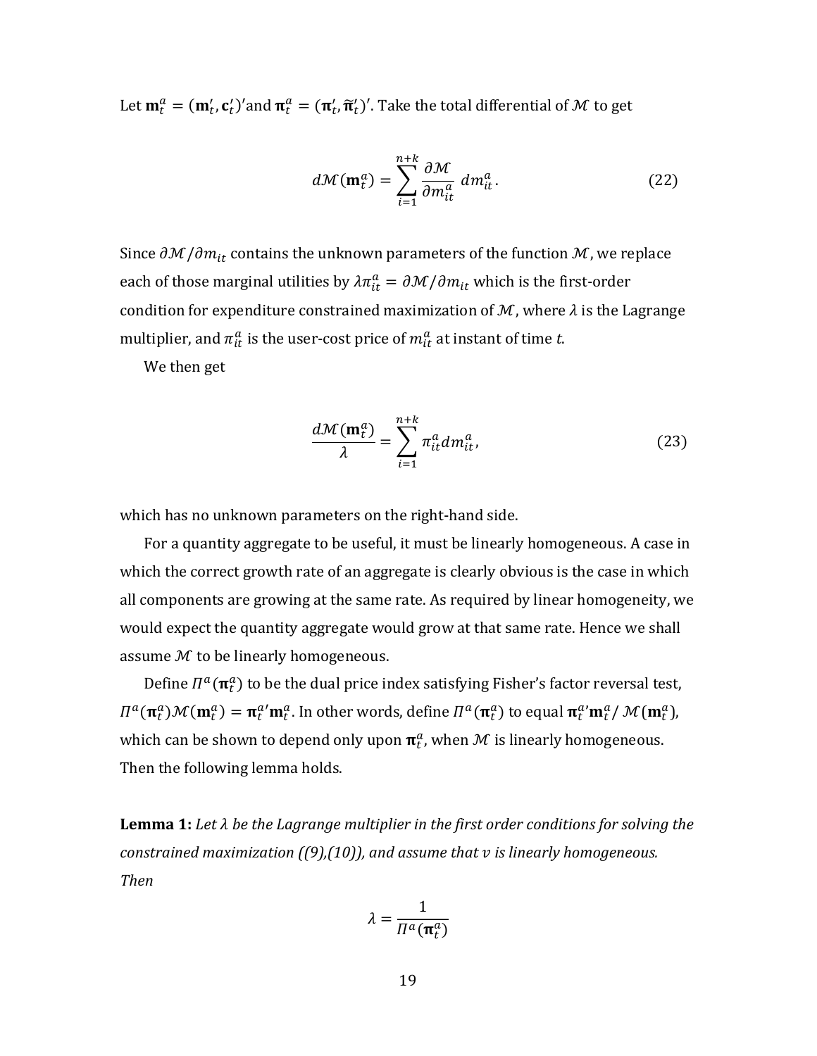Let $\mathbf{m}_t^a = (\mathbf{m}_t', \mathbf{c}_t')'$ and $\boldsymbol{\pi}_t^a = (\boldsymbol{\pi}_t', \tilde{\boldsymbol{\pi}}_t')'$. Take the total differential of $\mathcal{M}$ to get

$$d\mathcal{M}(\mathbf{m}_t^a) = \sum_{i=1}^{n+k} \frac{\partial \mathcal{M}}{\partial m_{it}^a} \, dm_{it}^a. \tag{22}$$

Since $\partial \mathcal{M}/\partial m_{it}$ contains the unknown parameters of the function $\mathcal{M}$, we replace each of those marginal utilities by $\lambda \pi_{it}^a = \partial \mathcal{M}/\partial m_{it}$ which is the first-order condition for expenditure constrained maximization of $\mathcal{M}$, where $\lambda$ is the Lagrange multiplier, and $\pi_{it}^a$ is the user-cost price of $m_{it}^a$ at instant of time $t$.

We then get

$$\frac{d\mathcal{M}(\mathbf{m}_t^a)}{\lambda} = \sum_{i=1}^{n+k} \pi_{it}^a dm_{it}^a, \tag{23}$$

which has no unknown parameters on the right-hand side.

For a quantity aggregate to be useful, it must be linearly homogeneous. A case in which the correct growth rate of an aggregate is clearly obvious is the case in which all components are growing at the same rate. As required by linear homogeneity, we would expect the quantity aggregate would grow at that same rate. Hence we shall assume $\mathcal{M}$ to be linearly homogeneous.

Define $\Pi^a(\boldsymbol{\pi}_t^a)$ to be the dual price index satisfying Fisher's factor reversal test, $\Pi^a(\boldsymbol{\pi}_t^a)\mathcal{M}(\mathbf{m}_t^a) = \boldsymbol{\pi}_t^{a\prime}\mathbf{m}_t^a$. In other words, define $\Pi^a(\boldsymbol{\pi}_t^a)$ to equal $\boldsymbol{\pi}_t^{a\prime}\mathbf{m}_t^a / \mathcal{M}(\mathbf{m}_t^a)$, which can be shown to depend only upon $\boldsymbol{\pi}_t^a$, when $\mathcal{M}$ is linearly homogeneous. Then the following lemma holds.

**Lemma 1:** *Let $\lambda$ be the Lagrange multiplier in the first order conditions for solving the constrained maximization ((9),(10)), and assume that $v$ is linearly homogeneous. Then*

$$\lambda = \frac{1}{\Pi^a(\boldsymbol{\pi}_t^a)}$$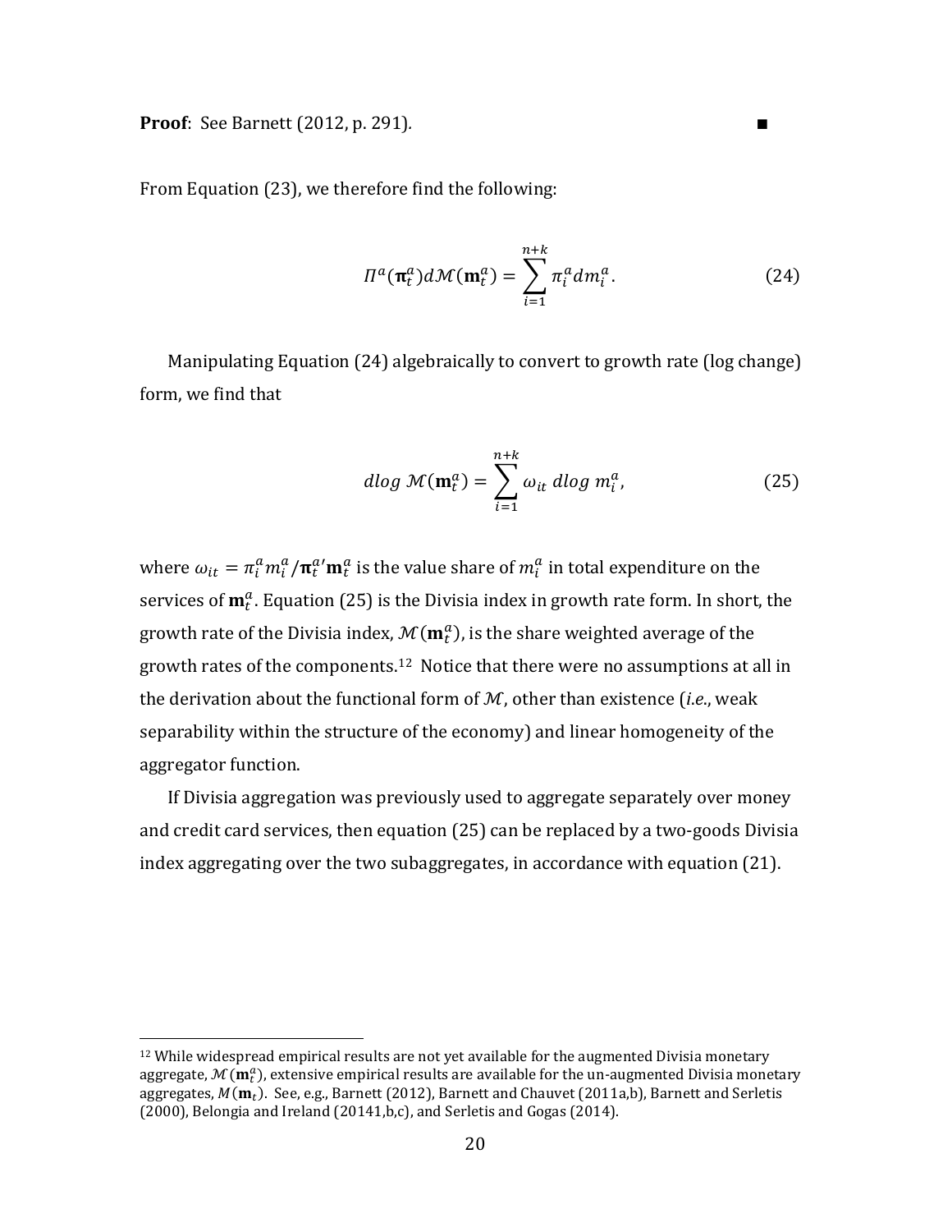**Proof**: See Barnett (2012, p. 291). ■

From Equation (23), we therefore find the following:

$$\Pi^a(\boldsymbol{\pi}_t^a)d\mathcal{M}(\mathbf{m}_t^a) = \sum_{i=1}^{n+k} \pi_i^a dm_i^a. \tag{24}$$

Manipulating Equation (24) algebraically to convert to growth rate (log change) form, we find that

$$dlog\ \mathcal{M}(\mathbf{m}_t^a) = \sum_{i=1}^{n+k} \omega_{it}\ dlog\ m_i^a, \tag{25}$$

where $\omega_{it} = \pi_i^a m_i^a / \boldsymbol{\pi}_t^{a\prime}\mathbf{m}_t^a$ is the value share of $m_i^a$ in total expenditure on the services of $\mathbf{m}_t^a$. Equation (25) is the Divisia index in growth rate form. In short, the growth rate of the Divisia index, $\mathcal{M}(\mathbf{m}_t^a)$, is the share weighted average of the growth rates of the components.[12] Notice that there were no assumptions at all in the derivation about the functional form of $\mathcal{M}$, other than existence (*i.e.*, weak separability within the structure of the economy) and linear homogeneity of the aggregator function.

If Divisia aggregation was previously used to aggregate separately over money and credit card services, then equation (25) can be replaced by a two-goods Divisia index aggregating over the two subaggregates, in accordance with equation (21).

[12] While widespread empirical results are not yet available for the augmented Divisia monetary aggregate, $\mathcal{M}(\mathbf{m}_t^a)$, extensive empirical results are available for the un-augmented Divisia monetary aggregates, $M(\mathbf{m}_t)$. See, e.g., Barnett (2012), Barnett and Chauvet (2011a,b), Barnett and Serletis (2000), Belongia and Ireland (20141,b,c), and Serletis and Gogas (2014).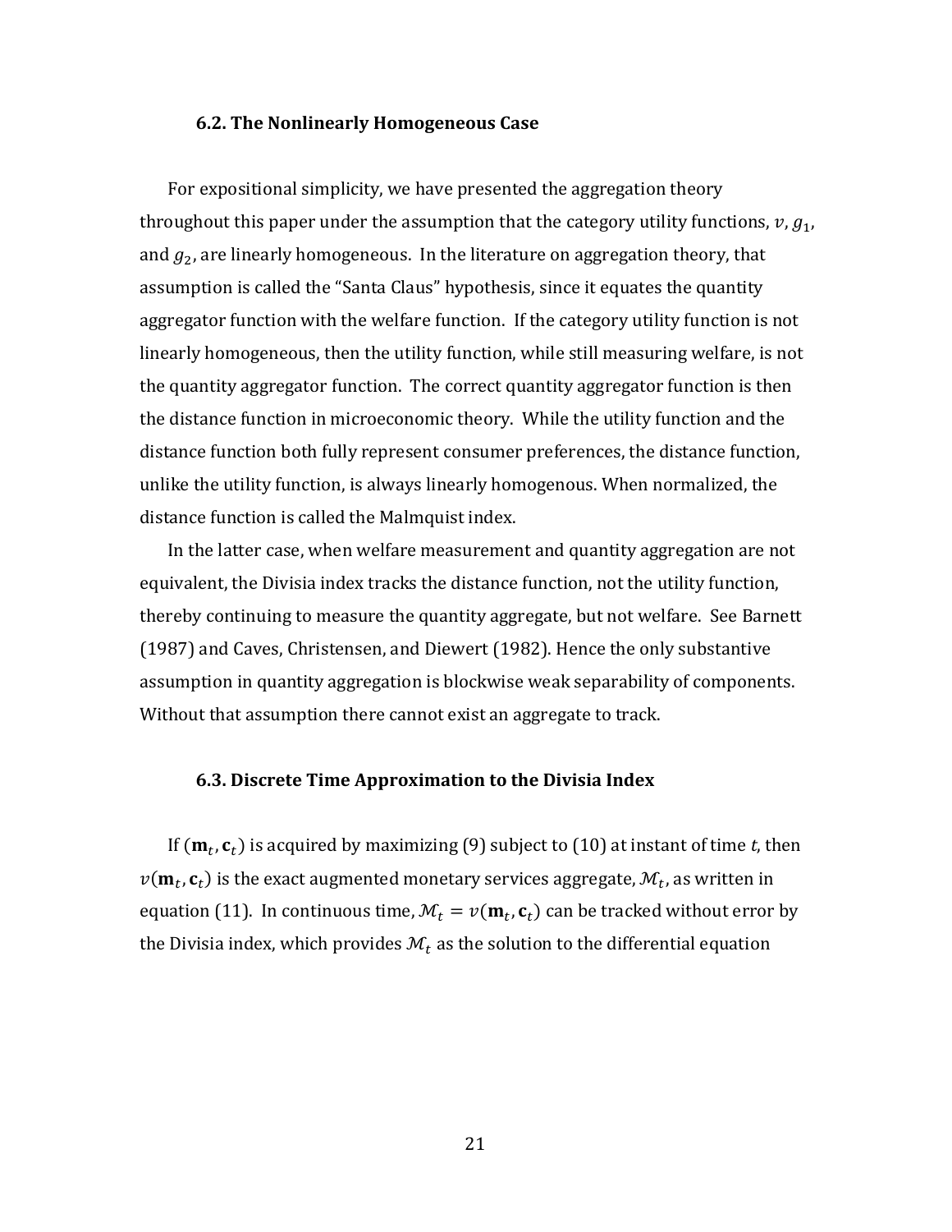### 6.2. The Nonlinearly Homogeneous Case

For expositional simplicity, we have presented the aggregation theory throughout this paper under the assumption that the category utility functions, $v$, $g_1$, and $g_2$, are linearly homogeneous. In the literature on aggregation theory, that assumption is called the "Santa Claus" hypothesis, since it equates the quantity aggregator function with the welfare function. If the category utility function is not linearly homogeneous, then the utility function, while still measuring welfare, is not the quantity aggregator function. The correct quantity aggregator function is then the distance function in microeconomic theory. While the utility function and the distance function both fully represent consumer preferences, the distance function, unlike the utility function, is always linearly homogenous. When normalized, the distance function is called the Malmquist index.

In the latter case, when welfare measurement and quantity aggregation are not equivalent, the Divisia index tracks the distance function, not the utility function, thereby continuing to measure the quantity aggregate, but not welfare. See Barnett (1987) and Caves, Christensen, and Diewert (1982). Hence the only substantive assumption in quantity aggregation is blockwise weak separability of components. Without that assumption there cannot exist an aggregate to track.

### 6.3. Discrete Time Approximation to the Divisia Index

If $(\mathbf{m}_t, \mathbf{c}_t)$ is acquired by maximizing (9) subject to (10) at instant of time $t$, then $v(\mathbf{m}_t, \mathbf{c}_t)$ is the exact augmented monetary services aggregate, $\mathcal{M}_t$, as written in equation (11). In continuous time, $\mathcal{M}_t = v(\mathbf{m}_t, \mathbf{c}_t)$ can be tracked without error by the Divisia index, which provides $\mathcal{M}_t$ as the solution to the differential equation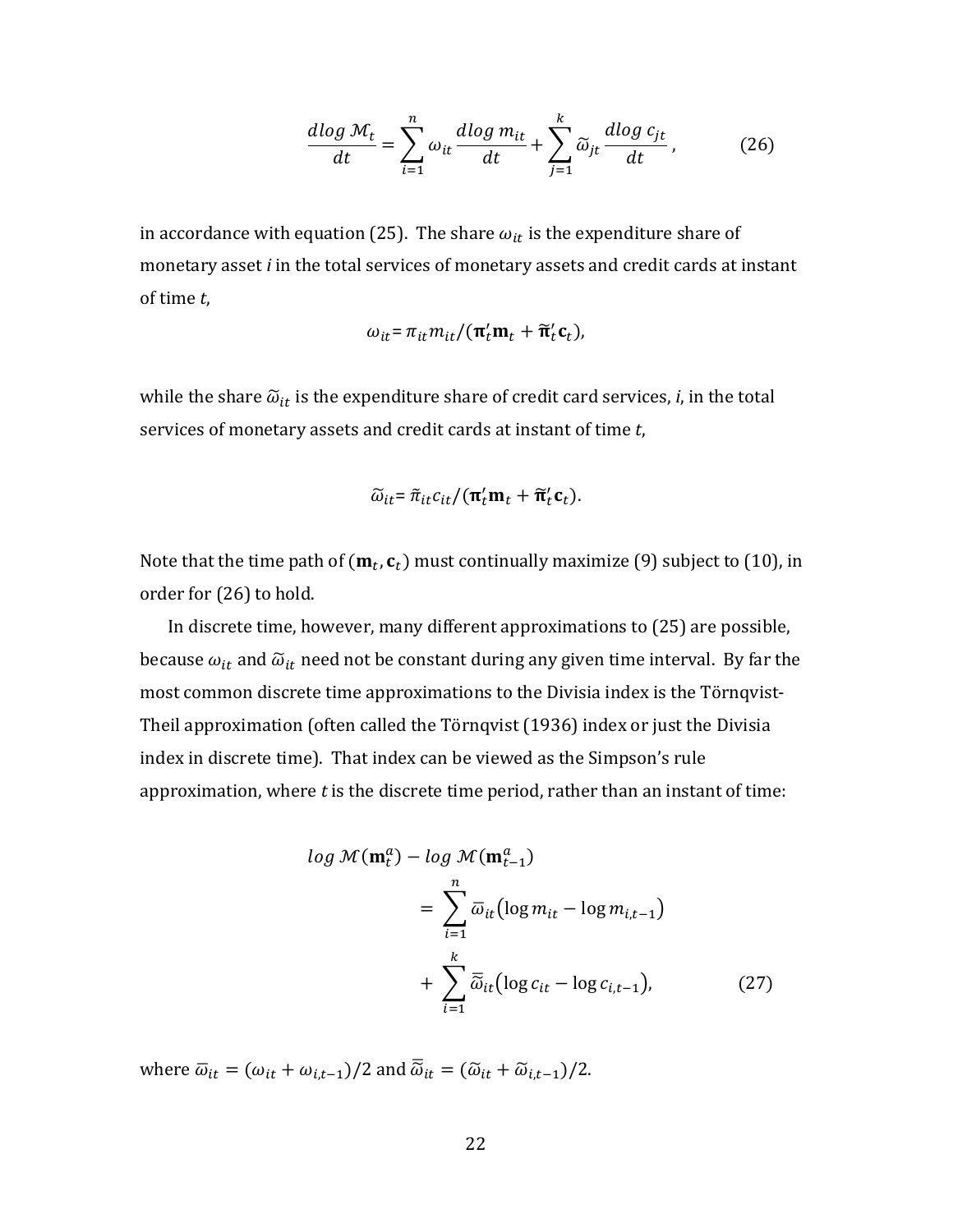$$\frac{dlog\ \mathcal{M}_t}{dt} = \sum_{i=1}^{n} \omega_{it} \frac{dlog\ m_{it}}{dt} + \sum_{j=1}^{k} \widetilde{\omega}_{jt} \frac{dlog\ c_{jt}}{dt}, \tag{26}$$

in accordance with equation (25). The share $\omega_{it}$ is the expenditure share of monetary asset *i* in the total services of monetary assets and credit cards at instant of time *t*,

$$\omega_{it} = \pi_{it} m_{it} / (\boldsymbol{\pi}_t' \mathbf{m}_t + \widetilde{\boldsymbol{\pi}}_t' \mathbf{c}_t),$$

while the share $\widetilde{\omega}_{it}$ is the expenditure share of credit card services, *i*, in the total services of monetary assets and credit cards at instant of time *t*,

$$\widetilde{\omega}_{it} = \widetilde{\pi}_{it} c_{it} / (\boldsymbol{\pi}_t' \mathbf{m}_t + \widetilde{\boldsymbol{\pi}}_t' \mathbf{c}_t).$$

Note that the time path of $(\mathbf{m}_t, \mathbf{c}_t)$ must continually maximize (9) subject to (10), in order for (26) to hold.

In discrete time, however, many different approximations to (25) are possible, because $\omega_{it}$ and $\widetilde{\omega}_{it}$ need not be constant during any given time interval. By far the most common discrete time approximations to the Divisia index is the Törnqvist-Theil approximation (often called the Törnqvist (1936) index or just the Divisia index in discrete time). That index can be viewed as the Simpson's rule approximation, where *t* is the discrete time period, rather than an instant of time:

$$\begin{aligned} log\ \mathcal{M}(\mathbf{m}_t^a) - log\ \mathcal{M}(\mathbf{m}_{t-1}^a) \\ &= \sum_{i=1}^{n} \bar{\omega}_{it} \big(\log m_{it} - \log m_{i,t-1}\big) \\ &+ \sum_{i=1}^{k} \bar{\widetilde{\omega}}_{it} \big(\log c_{it} - \log c_{i,t-1}\big), \end{aligned} \tag{27}$$

where $\bar{\omega}_{it} = (\omega_{it} + \omega_{i,t-1})/2$ and $\bar{\widetilde{\omega}}_{it} = (\widetilde{\omega}_{it} + \widetilde{\omega}_{i,t-1})/2$.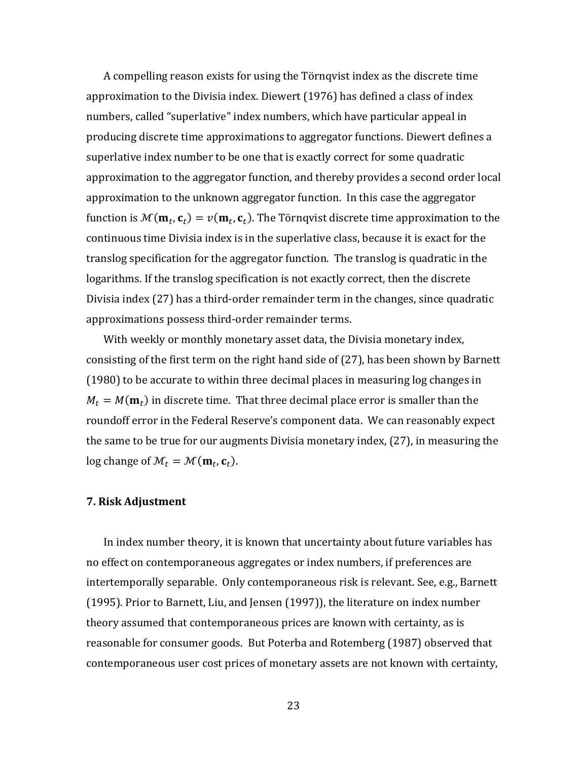A compelling reason exists for using the Törnqvist index as the discrete time approximation to the Divisia index. Diewert (1976) has defined a class of index numbers, called "superlative" index numbers, which have particular appeal in producing discrete time approximations to aggregator functions. Diewert defines a superlative index number to be one that is exactly correct for some quadratic approximation to the aggregator function, and thereby provides a second order local approximation to the unknown aggregator function. In this case the aggregator function is $\mathcal{M}(\mathbf{m}_t, \mathbf{c}_t) = v(\mathbf{m}_t, \mathbf{c}_t)$. The Törnqvist discrete time approximation to the continuous time Divisia index is in the superlative class, because it is exact for the translog specification for the aggregator function. The translog is quadratic in the logarithms. If the translog specification is not exactly correct, then the discrete Divisia index (27) has a third-order remainder term in the changes, since quadratic approximations possess third-order remainder terms.

With weekly or monthly monetary asset data, the Divisia monetary index, consisting of the first term on the right hand side of (27), has been shown by Barnett (1980) to be accurate to within three decimal places in measuring log changes in $M_t = M(\mathbf{m}_t)$ in discrete time. That three decimal place error is smaller than the roundoff error in the Federal Reserve's component data. We can reasonably expect the same to be true for our augments Divisia monetary index, (27), in measuring the log change of $\mathcal{M}_t = \mathcal{M}(\mathbf{m}_t, \mathbf{c}_t)$.

## 7. Risk Adjustment

In index number theory, it is known that uncertainty about future variables has no effect on contemporaneous aggregates or index numbers, if preferences are intertemporally separable. Only contemporaneous risk is relevant. See, e.g., Barnett (1995). Prior to Barnett, Liu, and Jensen (1997)), the literature on index number theory assumed that contemporaneous prices are known with certainty, as is reasonable for consumer goods. But Poterba and Rotemberg (1987) observed that contemporaneous user cost prices of monetary assets are not known with certainty,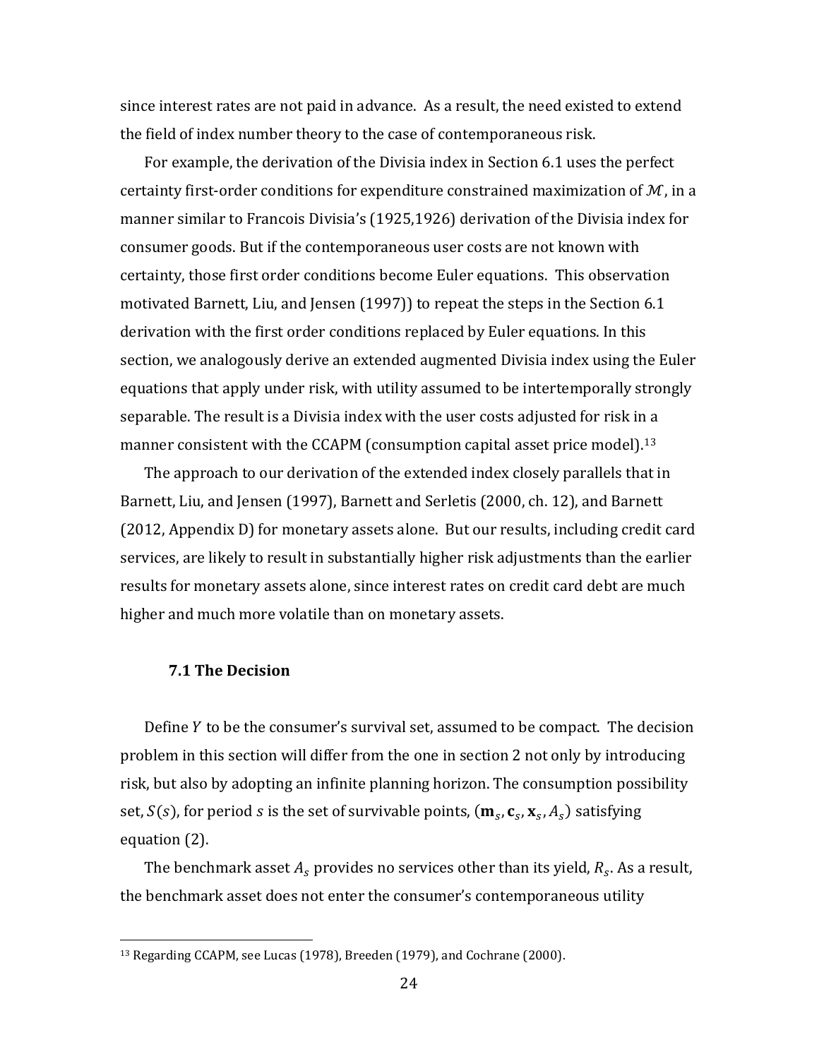since interest rates are not paid in advance. As a result, the need existed to extend the field of index number theory to the case of contemporaneous risk.

For example, the derivation of the Divisia index in Section 6.1 uses the perfect certainty first-order conditions for expenditure constrained maximization of $\mathcal{M}$, in a manner similar to Francois Divisia's (1925,1926) derivation of the Divisia index for consumer goods. But if the contemporaneous user costs are not known with certainty, those first order conditions become Euler equations. This observation motivated Barnett, Liu, and Jensen (1997)) to repeat the steps in the Section 6.1 derivation with the first order conditions replaced by Euler equations. In this section, we analogously derive an extended augmented Divisia index using the Euler equations that apply under risk, with utility assumed to be intertemporally strongly separable. The result is a Divisia index with the user costs adjusted for risk in a manner consistent with the CCAPM (consumption capital asset price model).[13]

The approach to our derivation of the extended index closely parallels that in Barnett, Liu, and Jensen (1997), Barnett and Serletis (2000, ch. 12), and Barnett (2012, Appendix D) for monetary assets alone. But our results, including credit card services, are likely to result in substantially higher risk adjustments than the earlier results for monetary assets alone, since interest rates on credit card debt are much higher and much more volatile than on monetary assets.

### 7.1 The Decision

Define $Y$ to be the consumer's survival set, assumed to be compact. The decision problem in this section will differ from the one in section 2 not only by introducing risk, but also by adopting an infinite planning horizon. The consumption possibility set, $S(s)$, for period $s$ is the set of survivable points, $(\mathbf{m}_s, \mathbf{c}_s, \mathbf{x}_s, A_s)$ satisfying equation (2).

The benchmark asset $A_s$ provides no services other than its yield, $R_s$. As a result, the benchmark asset does not enter the consumer's contemporaneous utility

[13] Regarding CCAPM, see Lucas (1978), Breeden (1979), and Cochrane (2000).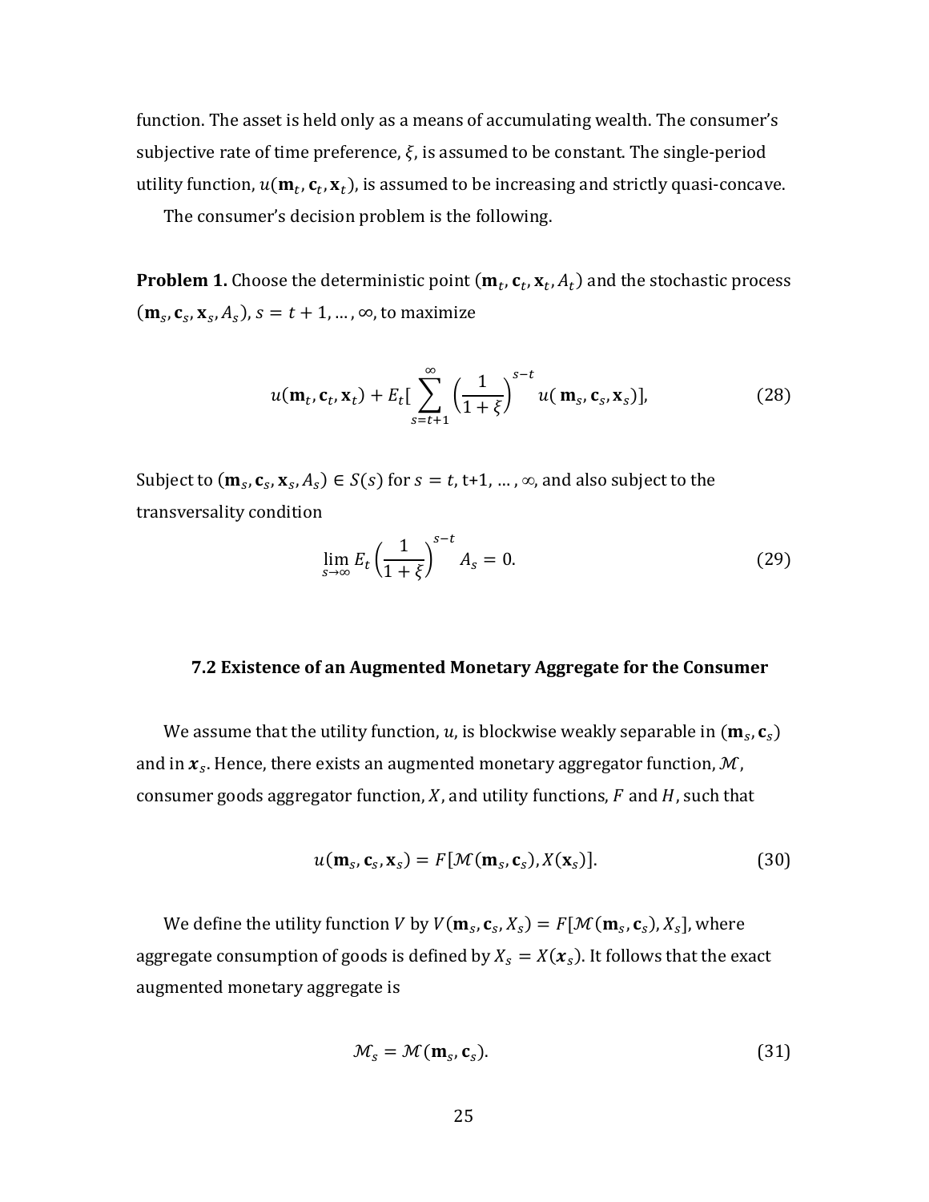function. The asset is held only as a means of accumulating wealth. The consumer's subjective rate of time preference, $\xi$, is assumed to be constant. The single-period utility function, $u(\mathbf{m}_t, \mathbf{c}_t, \mathbf{x}_t)$, is assumed to be increasing and strictly quasi-concave.

The consumer's decision problem is the following.

**Problem 1.** Choose the deterministic point $(\mathbf{m}_t, \mathbf{c}_t, \mathbf{x}_t, A_t)$ and the stochastic process $(\mathbf{m}_s, \mathbf{c}_s, \mathbf{x}_s, A_s)$, $s = t+1, \dots, \infty$, to maximize

$$u(\mathbf{m}_t, \mathbf{c}_t, \mathbf{x}_t) + E_t\left[\sum_{s=t+1}^{\infty} \left(\frac{1}{1+\xi}\right)^{s-t} u(\mathbf{m}_s, \mathbf{c}_s, \mathbf{x}_s)\right], \tag{28}$$

Subject to $(\mathbf{m}_s, \mathbf{c}_s, \mathbf{x}_s, A_s) \in S(s)$ for $s = t$, t+1, ... , $\infty$, and also subject to the transversality condition

$$\lim_{s\to\infty} E_t \left(\frac{1}{1+\xi}\right)^{s-t} A_s = 0. \tag{29}$$

### 7.2 Existence of an Augmented Monetary Aggregate for the Consumer

We assume that the utility function, $u$, is blockwise weakly separable in $(\mathbf{m}_s, \mathbf{c}_s)$ and in $\boldsymbol{x}_s$. Hence, there exists an augmented monetary aggregator function, $\mathcal{M}$, consumer goods aggregator function, $X$, and utility functions, $F$ and $H$, such that

$$u(\mathbf{m}_s, \mathbf{c}_s, \mathbf{x}_s) = F[\mathcal{M}(\mathbf{m}_s, \mathbf{c}_s), X(\mathbf{x}_s)]. \tag{30}$$

We define the utility function $V$ by $V(\mathbf{m}_s, \mathbf{c}_s, X_s) = F[\mathcal{M}(\mathbf{m}_s, \mathbf{c}_s), X_s]$, where aggregate consumption of goods is defined by $X_s = X(\boldsymbol{x}_s)$. It follows that the exact augmented monetary aggregate is

$$\mathcal{M}_s = \mathcal{M}(\mathbf{m}_s, \mathbf{c}_s). \tag{31}$$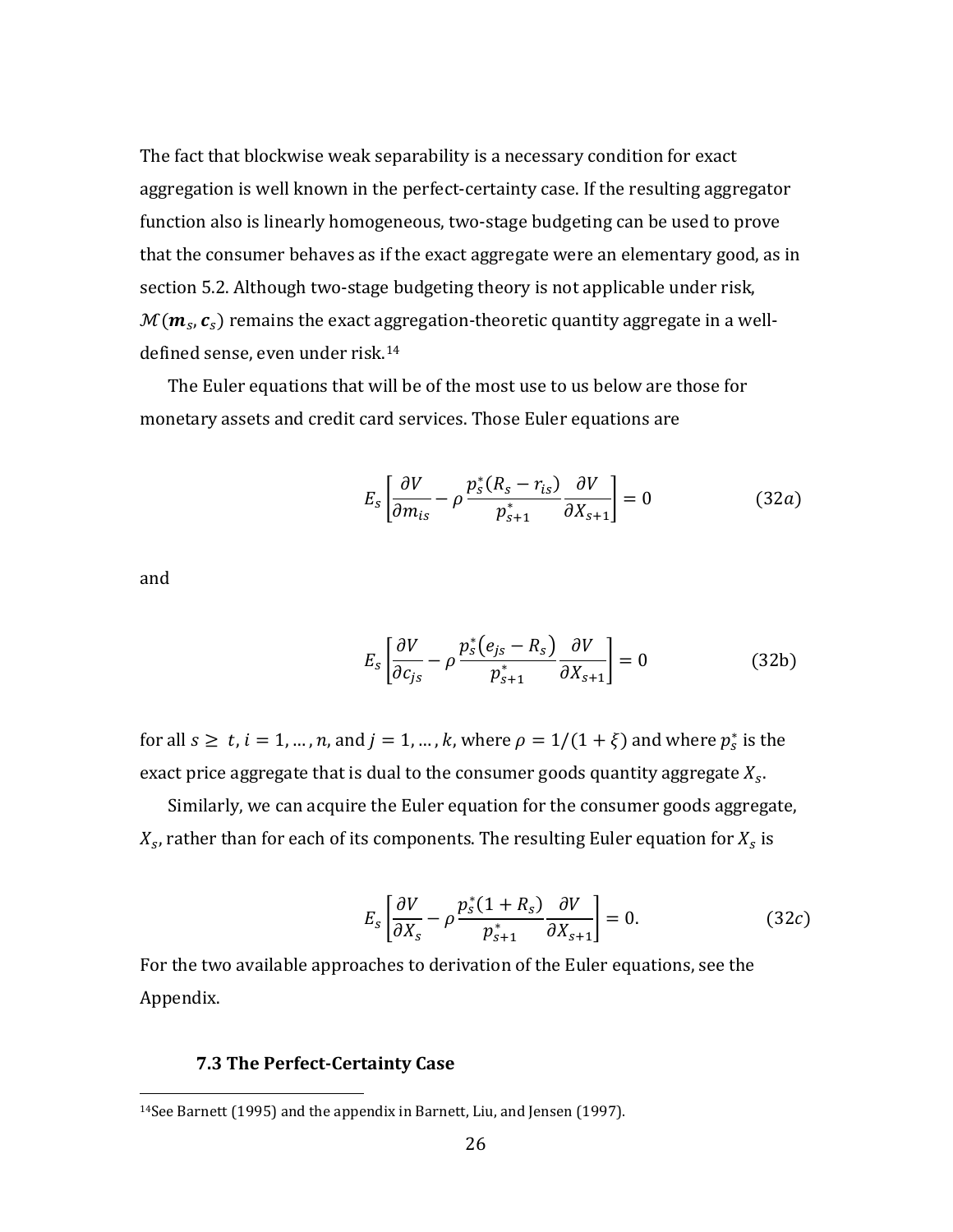The fact that blockwise weak separability is a necessary condition for exact aggregation is well known in the perfect-certainty case. If the resulting aggregator function also is linearly homogeneous, two-stage budgeting can be used to prove that the consumer behaves as if the exact aggregate were an elementary good, as in section 5.2. Although two-stage budgeting theory is not applicable under risk, $\mathcal{M}(\boldsymbol{m}_s, \boldsymbol{c}_s)$ remains the exact aggregation-theoretic quantity aggregate in a well-defined sense, even under risk.[14]

The Euler equations that will be of the most use to us below are those for monetary assets and credit card services. Those Euler equations are

$$E_s\left[\frac{\partial V}{\partial m_{is}} - \rho \frac{p_s^*(R_s - r_{is})}{p_{s+1}^*} \frac{\partial V}{\partial X_{s+1}}\right] = 0 \qquad (32a)$$

and

$$E_s\left[\frac{\partial V}{\partial c_{js}} - \rho \frac{p_s^*(e_{js} - R_s)}{p_{s+1}^*} \frac{\partial V}{\partial X_{s+1}}\right] = 0 \qquad (32b)$$

for all $s \geq t$, $i = 1, \ldots, n$, and $j = 1, \ldots, k$, where $\rho = 1/(1 + \xi)$ and where $p_s^*$ is the exact price aggregate that is dual to the consumer goods quantity aggregate $X_s$.

Similarly, we can acquire the Euler equation for the consumer goods aggregate, $X_s$, rather than for each of its components. The resulting Euler equation for $X_s$ is

$$E_s\left[\frac{\partial V}{\partial X_s} - \rho \frac{p_s^*(1 + R_s)}{p_{s+1}^*} \frac{\partial V}{\partial X_{s+1}}\right] = 0. \qquad (32c)$$

For the two available approaches to derivation of the Euler equations, see the Appendix.

### 7.3 The Perfect-Certainty Case

[14] See Barnett (1995) and the appendix in Barnett, Liu, and Jensen (1997).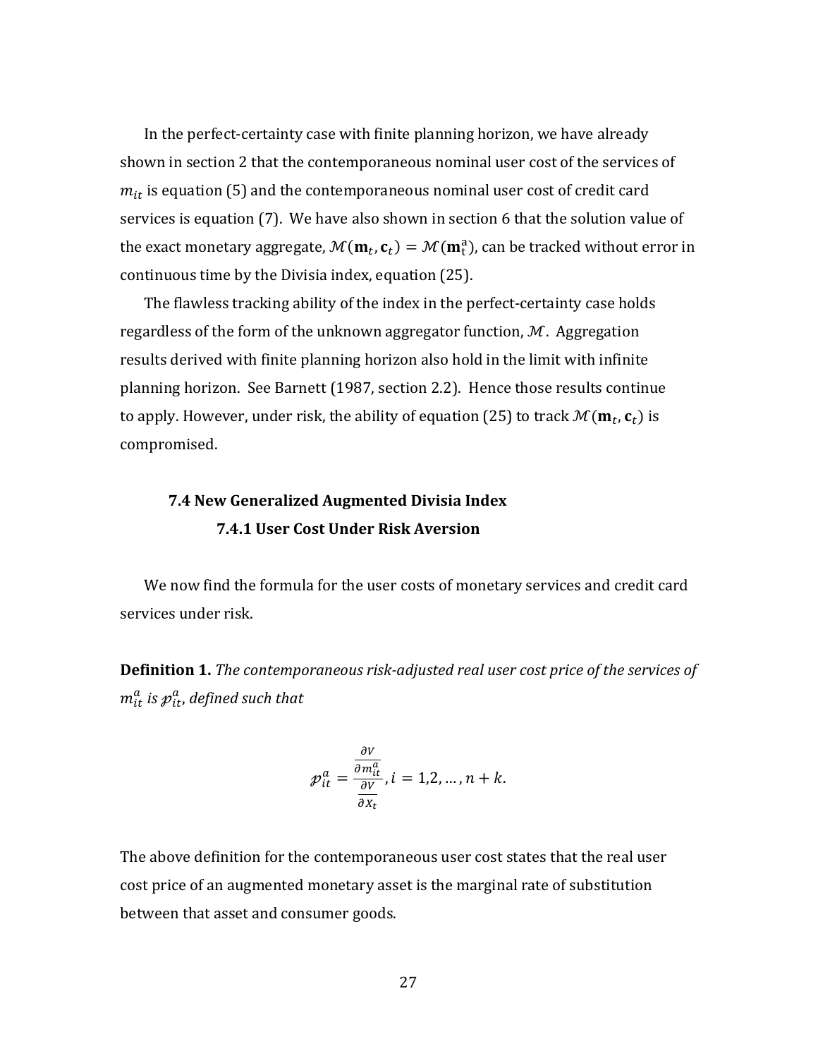In the perfect-certainty case with finite planning horizon, we have already shown in section 2 that the contemporaneous nominal user cost of the services of $m_{it}$ is equation (5) and the contemporaneous nominal user cost of credit card services is equation (7). We have also shown in section 6 that the solution value of the exact monetary aggregate, $\mathcal{M}(\mathbf{m}_t, \mathbf{c}_t) = \mathcal{M}(\mathbf{m}_t^{\mathrm{a}})$, can be tracked without error in continuous time by the Divisia index, equation (25).

The flawless tracking ability of the index in the perfect-certainty case holds regardless of the form of the unknown aggregator function, $\mathcal{M}$. Aggregation results derived with finite planning horizon also hold in the limit with infinite planning horizon. See Barnett (1987, section 2.2). Hence those results continue to apply. However, under risk, the ability of equation (25) to track $\mathcal{M}(\mathbf{m}_t, \mathbf{c}_t)$ is compromised.

### 7.4 New Generalized Augmented Divisia Index

#### 7.4.1 User Cost Under Risk Aversion

We now find the formula for the user costs of monetary services and credit card services under risk.

**Definition 1.** *The contemporaneous risk-adjusted real user cost price of the services of $m_{it}^a$ is $\mathcal{p}_{it}^a$, defined such that*

$$\mathcal{p}_{it}^a = \frac{\frac{\partial V}{\partial m_{it}^a}}{\frac{\partial V}{\partial x_t}}, i = 1,2, \ldots, n + k.$$

The above definition for the contemporaneous user cost states that the real user cost price of an augmented monetary asset is the marginal rate of substitution between that asset and consumer goods.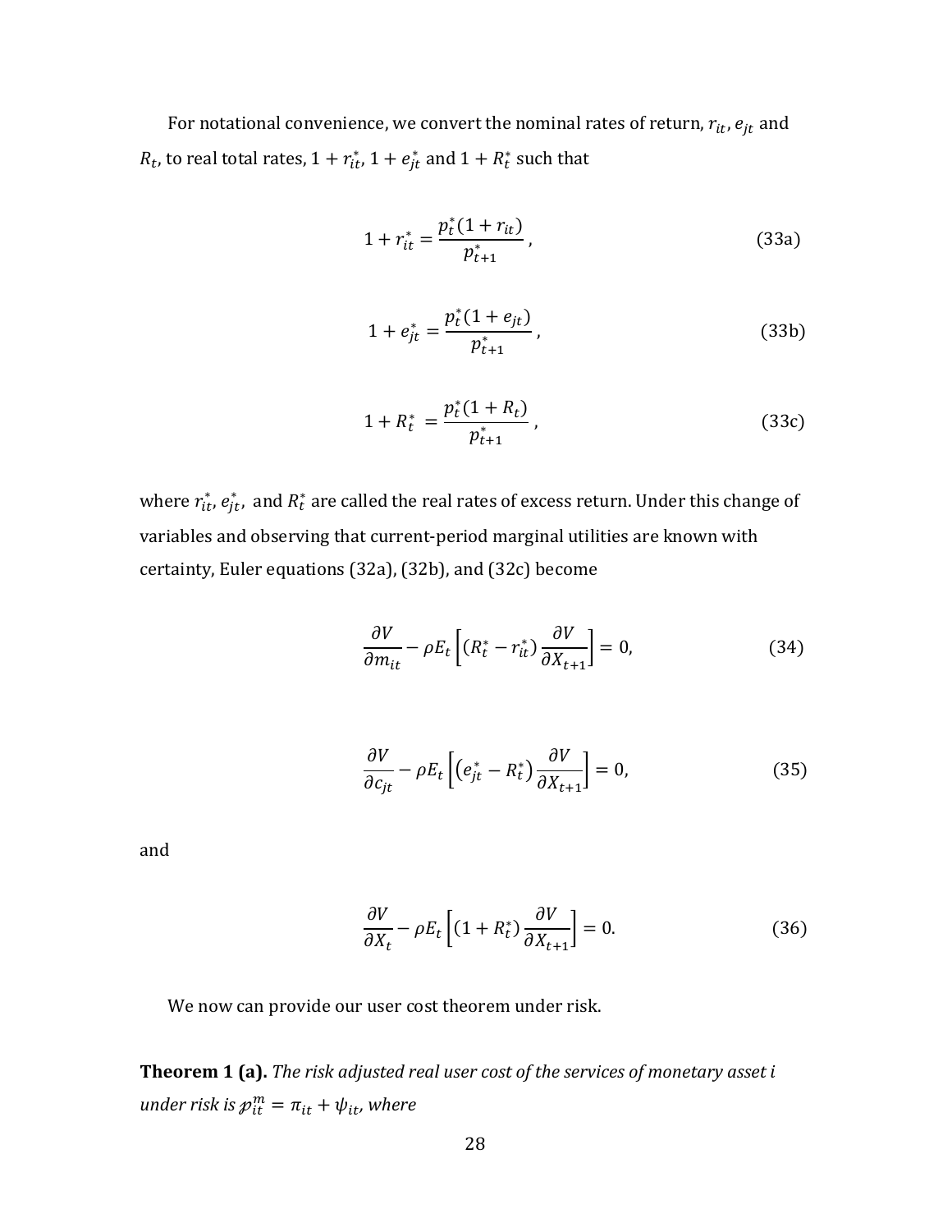For notational convenience, we convert the nominal rates of return, $r_{it}$, $e_{jt}$ and $R_t$, to real total rates, $1 + r_{it}^*$, $1 + e_{jt}^*$ and $1 + R_t^*$ such that

$$1 + r_{it}^* = \frac{p_t^*(1 + r_{it})}{p_{t+1}^*}, \tag{33a}$$

$$1 + e_{jt}^* = \frac{p_t^*(1 + e_{jt})}{p_{t+1}^*}, \tag{33b}$$

$$1 + R_t^* = \frac{p_t^*(1 + R_t)}{p_{t+1}^*}, \tag{33c}$$

where $r_{it}^*$, $e_{jt}^*$, and $R_t^*$ are called the real rates of excess return. Under this change of variables and observing that current-period marginal utilities are known with certainty, Euler equations (32a), (32b), and (32c) become

$$\frac{\partial V}{\partial m_{it}} - \rho E_t\left[(R_t^* - r_{it}^*)\frac{\partial V}{\partial X_{t+1}}\right] = 0, \tag{34}$$

$$\frac{\partial V}{\partial c_{jt}} - \rho E_t\left[\left(e_{jt}^* - R_t^*\right)\frac{\partial V}{\partial X_{t+1}}\right] = 0, \tag{35}$$

and

$$\frac{\partial V}{\partial X_t} - \rho E_t\left[(1 + R_t^*)\frac{\partial V}{\partial X_{t+1}}\right] = 0. \tag{36}$$

We now can provide our user cost theorem under risk.

**Theorem 1 (a).** *The risk adjusted real user cost of the services of monetary asset i under risk is* $\wp_{it}^m = \pi_{it} + \psi_{it}$, *where*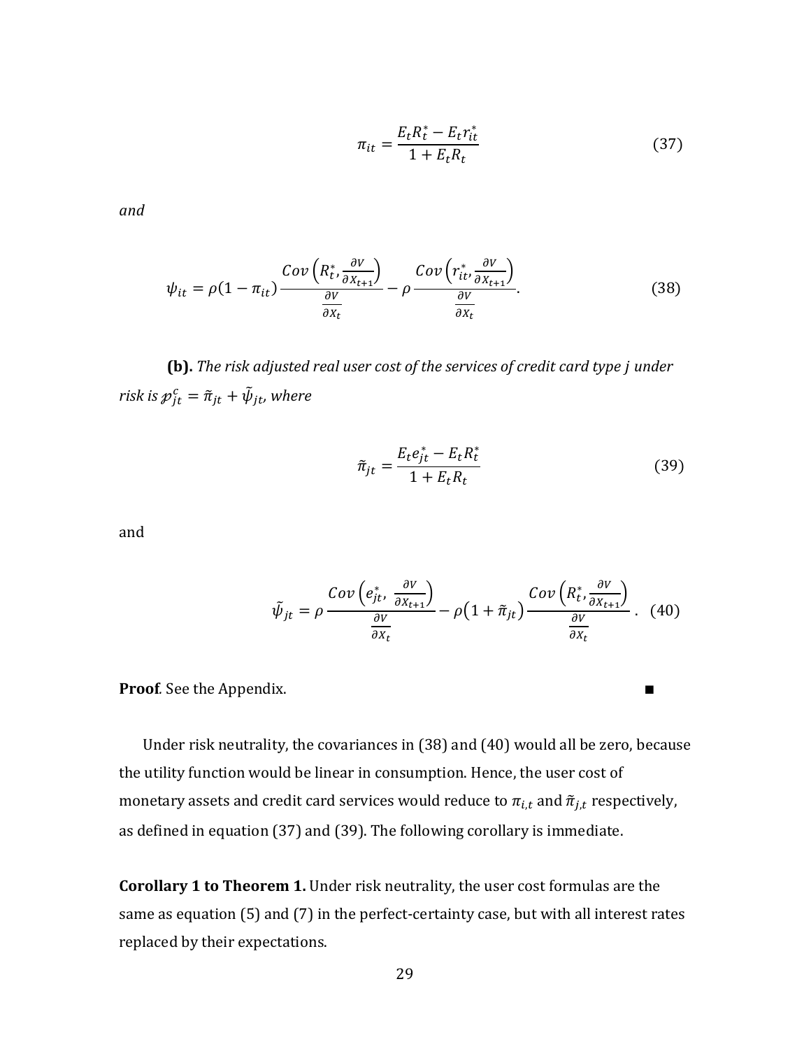$$\pi_{it} = \frac{E_t R_t^* - E_t r_{it}^*}{1 + E_t R_t} \tag{37}$$

*and*

$$\psi_{it} = \rho(1 - \pi_{it}) \frac{Cov\left(R_t^*, \frac{\partial V}{\partial X_{t+1}}\right)}{\frac{\partial V}{\partial X_t}} - \rho \frac{Cov\left(r_{it}^*, \frac{\partial V}{\partial X_{t+1}}\right)}{\frac{\partial V}{\partial X_t}}. \tag{38}$$

**(b).** *The risk adjusted real user cost of the services of credit card type $j$ under risk is $\wp_{jt}^c = \tilde{\pi}_{jt} + \tilde{\psi}_{jt}$, where*

$$\tilde{\pi}_{jt} = \frac{E_t e_{jt}^* - E_t R_t^*}{1 + E_t R_t} \tag{39}$$

and

$$\tilde{\psi}_{jt} = \rho \frac{Cov\left(e_{jt}^*, \frac{\partial V}{\partial X_{t+1}}\right)}{\frac{\partial V}{\partial X_t}} - \rho\left(1 + \tilde{\pi}_{jt}\right) \frac{Cov\left(R_t^*, \frac{\partial V}{\partial X_{t+1}}\right)}{\frac{\partial V}{\partial X_t}}. \tag{40}$$

**Proof**. See the Appendix. ■

Under risk neutrality, the covariances in (38) and (40) would all be zero, because the utility function would be linear in consumption. Hence, the user cost of monetary assets and credit card services would reduce to $\pi_{i,t}$ and $\tilde{\pi}_{j,t}$ respectively, as defined in equation (37) and (39). The following corollary is immediate.

**Corollary 1 to Theorem 1.** Under risk neutrality, the user cost formulas are the same as equation (5) and (7) in the perfect-certainty case, but with all interest rates replaced by their expectations.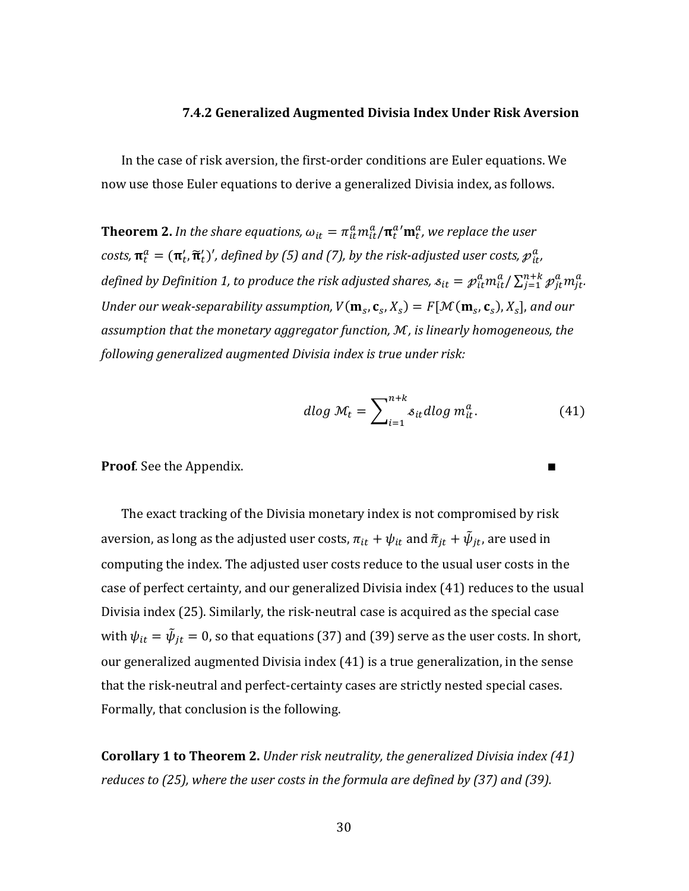### 7.4.2 Generalized Augmented Divisia Index Under Risk Aversion

In the case of risk aversion, the first-order conditions are Euler equations. We now use those Euler equations to derive a generalized Divisia index, as follows.

**Theorem 2.** *In the share equations, $\omega_{it} = \pi_{it}^a m_{it}^a / \boldsymbol{\pi}_t^{a\prime} \mathbf{m}_t^a$, we replace the user costs, $\boldsymbol{\pi}_t^a = (\boldsymbol{\pi}_t', \tilde{\boldsymbol{\pi}}_t')'$, defined by (5) and (7), by the risk-adjusted user costs, $\mathscr{p}_{it}^a$, defined by Definition 1, to produce the risk adjusted shares, $\mathscr{s}_{it} = \mathscr{p}_{it}^a m_{it}^a / \sum_{j=1}^{n+k} \mathscr{p}_{jt}^a m_{jt}^a$. Under our weak-separability assumption, $V(\mathbf{m}_s, \mathbf{c}_s, X_s) = F[\mathcal{M}(\mathbf{m}_s, \mathbf{c}_s), X_s]$, and our assumption that the monetary aggregator function, $\mathcal{M}$, is linearly homogeneous, the following generalized augmented Divisia index is true under risk:*

$$dlog\ \mathcal{M}_t = \sum_{i=1}^{n+k} \mathscr{s}_{it} dlog\ m_{it}^a. \qquad (41)$$

**Proof**. See the Appendix. ■

The exact tracking of the Divisia monetary index is not compromised by risk aversion, as long as the adjusted user costs, $\pi_{it} + \psi_{it}$ and $\tilde{\pi}_{jt} + \tilde{\psi}_{jt}$, are used in computing the index. The adjusted user costs reduce to the usual user costs in the case of perfect certainty, and our generalized Divisia index (41) reduces to the usual Divisia index (25). Similarly, the risk-neutral case is acquired as the special case with $\psi_{it} = \tilde{\psi}_{jt} = 0$, so that equations (37) and (39) serve as the user costs. In short, our generalized augmented Divisia index (41) is a true generalization, in the sense that the risk-neutral and perfect-certainty cases are strictly nested special cases. Formally, that conclusion is the following.

**Corollary 1 to Theorem 2.** *Under risk neutrality, the generalized Divisia index (41) reduces to (25), where the user costs in the formula are defined by (37) and (39).*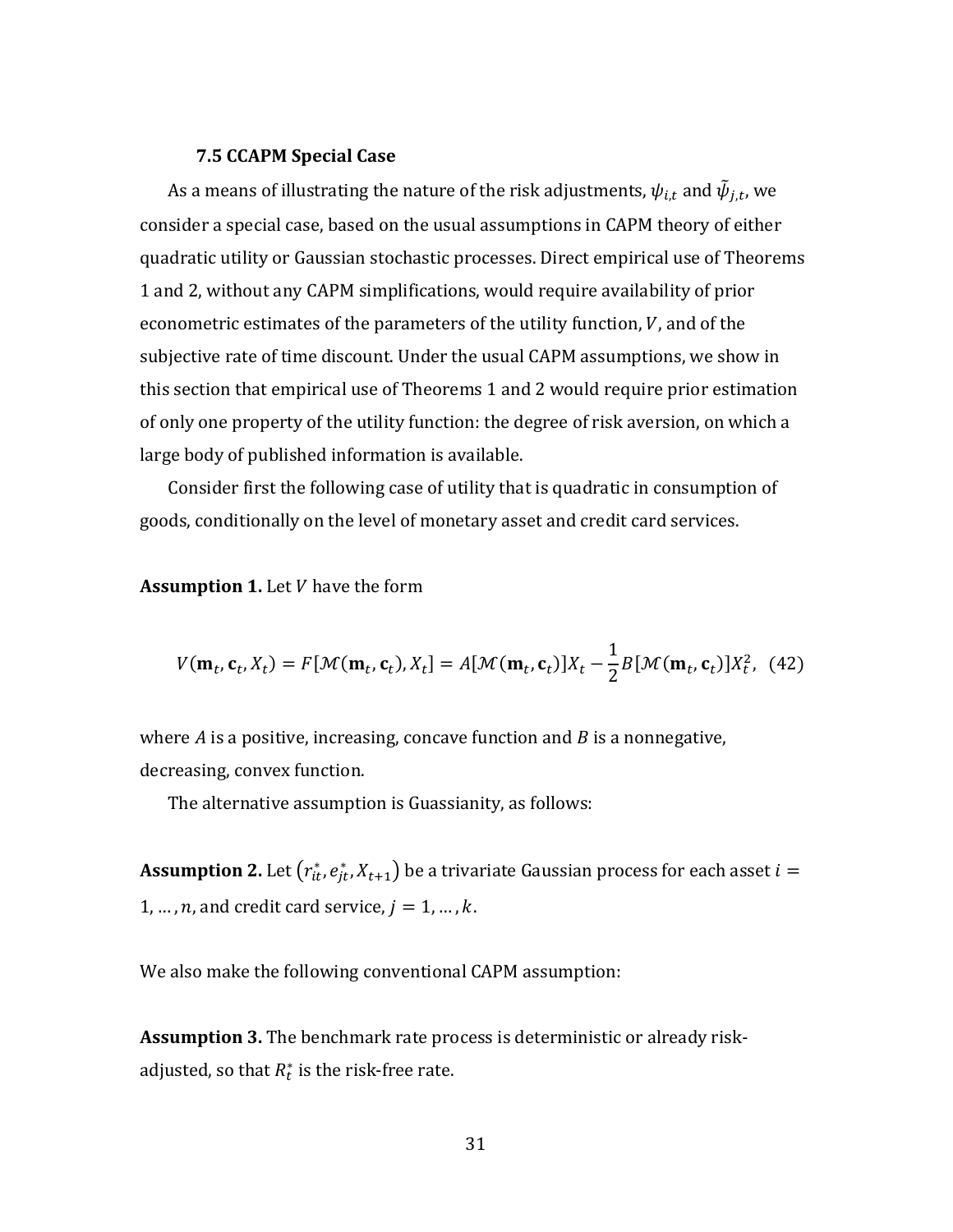### 7.5 CCAPM Special Case

As a means of illustrating the nature of the risk adjustments, $\psi_{i,t}$ and $\tilde{\psi}_{j,t}$, we consider a special case, based on the usual assumptions in CAPM theory of either quadratic utility or Gaussian stochastic processes. Direct empirical use of Theorems 1 and 2, without any CAPM simplifications, would require availability of prior econometric estimates of the parameters of the utility function, $V$, and of the subjective rate of time discount. Under the usual CAPM assumptions, we show in this section that empirical use of Theorems 1 and 2 would require prior estimation of only one property of the utility function: the degree of risk aversion, on which a large body of published information is available.

Consider first the following case of utility that is quadratic in consumption of goods, conditionally on the level of monetary asset and credit card services.

**Assumption 1.** Let $V$ have the form

$$V(\mathbf{m}_t, \mathbf{c}_t, X_t) = F[\mathcal{M}(\mathbf{m}_t, \mathbf{c}_t), X_t] = A[\mathcal{M}(\mathbf{m}_t, \mathbf{c}_t)]X_t - \frac{1}{2}B[\mathcal{M}(\mathbf{m}_t, \mathbf{c}_t)]X_t^2, \quad (42)$$

where $A$ is a positive, increasing, concave function and $B$ is a nonnegative, decreasing, convex function.

The alternative assumption is Guassianity, as follows:

**Assumption 2.** Let $(r_{it}^*, e_{jt}^*, X_{t+1})$ be a trivariate Gaussian process for each asset $i = 1, \ldots, n$, and credit card service, $j = 1, \ldots, k$.

We also make the following conventional CAPM assumption:

**Assumption 3.** The benchmark rate process is deterministic or already risk-adjusted, so that $R_t^*$ is the risk-free rate.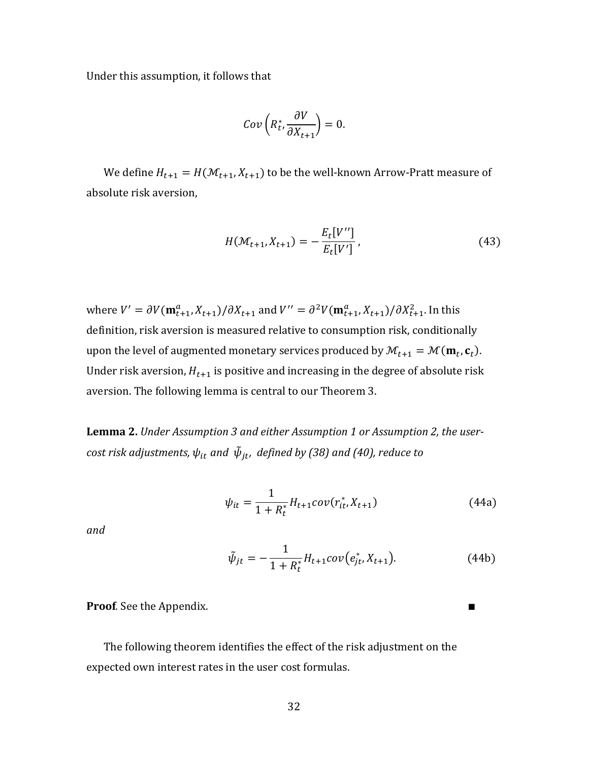Under this assumption, it follows that

$$Cov\left(R_t^*, \frac{\partial V}{\partial X_{t+1}}\right) = 0.$$

We define $H_{t+1} = H(\mathcal{M}_{t+1}, X_{t+1})$ to be the well-known Arrow-Pratt measure of absolute risk aversion,

$$H(\mathcal{M}_{t+1}, X_{t+1}) = -\frac{E_t[V'']}{E_t[V']}, \tag{43}$$

where $V' = \partial V(\mathbf{m}_{t+1}^a, X_{t+1})/\partial X_{t+1}$ and $V'' = \partial^2 V(\mathbf{m}_{t+1}^a, X_{t+1})/\partial X_{t+1}^2$. In this definition, risk aversion is measured relative to consumption risk, conditionally upon the level of augmented monetary services produced by $\mathcal{M}_{t+1} = \mathcal{M}(\mathbf{m}_t, \mathbf{c}_t)$. Under risk aversion, $H_{t+1}$ is positive and increasing in the degree of absolute risk aversion. The following lemma is central to our Theorem 3.

**Lemma 2.** *Under Assumption 3 and either Assumption 1 or Assumption 2, the user-cost risk adjustments, $\psi_{it}$ and $\tilde{\psi}_{jt}$, defined by (38) and (40), reduce to*

$$\psi_{it} = \frac{1}{1 + R_t^*} H_{t+1} cov(r_{it}^*, X_{t+1}) \tag{44a}$$

*and*

$$\tilde{\psi}_{jt} = -\frac{1}{1 + R_t^*} H_{t+1} cov(e_{jt}^*, X_{t+1}). \tag{44b}$$

**Proof**. See the Appendix. ■

The following theorem identifies the effect of the risk adjustment on the expected own interest rates in the user cost formulas.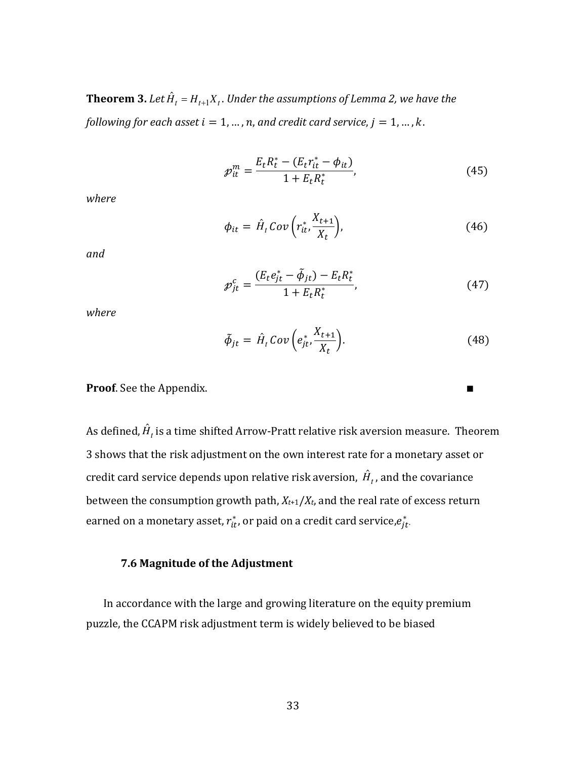**Theorem 3.** *Let $\hat{H}_t = H_{t+1}X_t$. Under the assumptions of Lemma 2, we have the following for each asset $i = 1, \ldots, n$, and credit card service, $j = 1, \ldots, k$.*

$$\wp_{it}^{m} = \frac{E_t R_t^* - (E_t r_{it}^* - \phi_{it})}{1 + E_t R_t^*}, \tag{45}$$

*where*

$$\phi_{it} = \hat{H}_t \, Cov\left(r_{it}^*, \frac{X_{t+1}}{X_t}\right), \tag{46}$$

*and*

$$\wp_{jt}^{c} = \frac{(E_t e_{jt}^* - \tilde{\phi}_{jt}) - E_t R_t^*}{1 + E_t R_t^*}, \tag{47}$$

*where*

$$\tilde{\phi}_{jt} = \hat{H}_t \, Cov\left(e_{jt}^*, \frac{X_{t+1}}{X_t}\right). \tag{48}$$

**Proof**. See the Appendix. ■

As defined, $\hat{H}_t$ is a time shifted Arrow-Pratt relative risk aversion measure. Theorem 3 shows that the risk adjustment on the own interest rate for a monetary asset or credit card service depends upon relative risk aversion, $\hat{H}_t$, and the covariance between the consumption growth path, $X_{t+1}/X_t$, and the real rate of excess return earned on a monetary asset, $r_{it}^*$, or paid on a credit card service, $e_{jt}^*$.

### 7.6 Magnitude of the Adjustment

In accordance with the large and growing literature on the equity premium puzzle, the CCAPM risk adjustment term is widely believed to be biased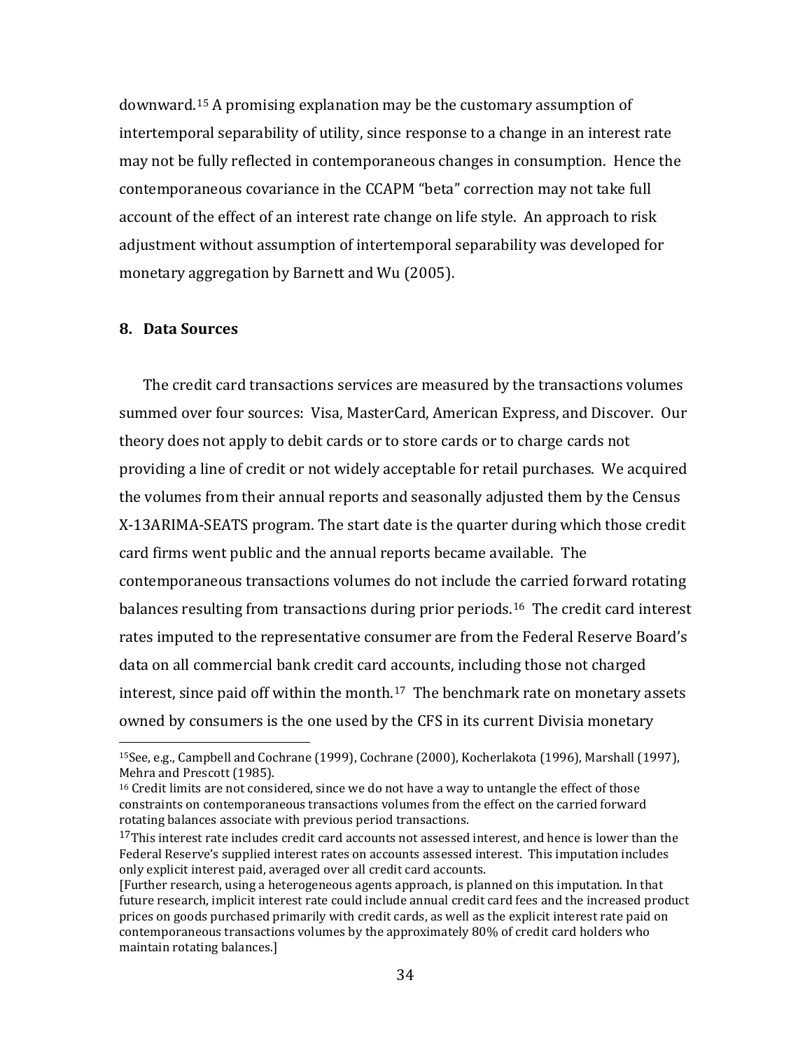downward.[15] A promising explanation may be the customary assumption of intertemporal separability of utility, since response to a change in an interest rate may not be fully reflected in contemporaneous changes in consumption. Hence the contemporaneous covariance in the CCAPM "beta" correction may not take full account of the effect of an interest rate change on life style. An approach to risk adjustment without assumption of intertemporal separability was developed for monetary aggregation by Barnett and Wu (2005).

## 8. Data Sources

The credit card transactions services are measured by the transactions volumes summed over four sources: Visa, MasterCard, American Express, and Discover. Our theory does not apply to debit cards or to store cards or to charge cards not providing a line of credit or not widely acceptable for retail purchases. We acquired the volumes from their annual reports and seasonally adjusted them by the Census X-13ARIMA-SEATS program. The start date is the quarter during which those credit card firms went public and the annual reports became available. The contemporaneous transactions volumes do not include the carried forward rotating balances resulting from transactions during prior periods.[16] The credit card interest rates imputed to the representative consumer are from the Federal Reserve Board's data on all commercial bank credit card accounts, including those not charged interest, since paid off within the month.[17] The benchmark rate on monetary assets owned by consumers is the one used by the CFS in its current Divisia monetary

---

[15]See, e.g., Campbell and Cochrane (1999), Cochrane (2000), Kocherlakota (1996), Marshall (1997), Mehra and Prescott (1985).

[16] Credit limits are not considered, since we do not have a way to untangle the effect of those constraints on contemporaneous transactions volumes from the effect on the carried forward rotating balances associate with previous period transactions.

[17]This interest rate includes credit card accounts not assessed interest, and hence is lower than the Federal Reserve's supplied interest rates on accounts assessed interest. This imputation includes only explicit interest paid, averaged over all credit card accounts.

[Further research, using a heterogeneous agents approach, is planned on this imputation. In that future research, implicit interest rate could include annual credit card fees and the increased product prices on goods purchased primarily with credit cards, as well as the explicit interest rate paid on contemporaneous transactions volumes by the approximately 80% of credit card holders who maintain rotating balances.]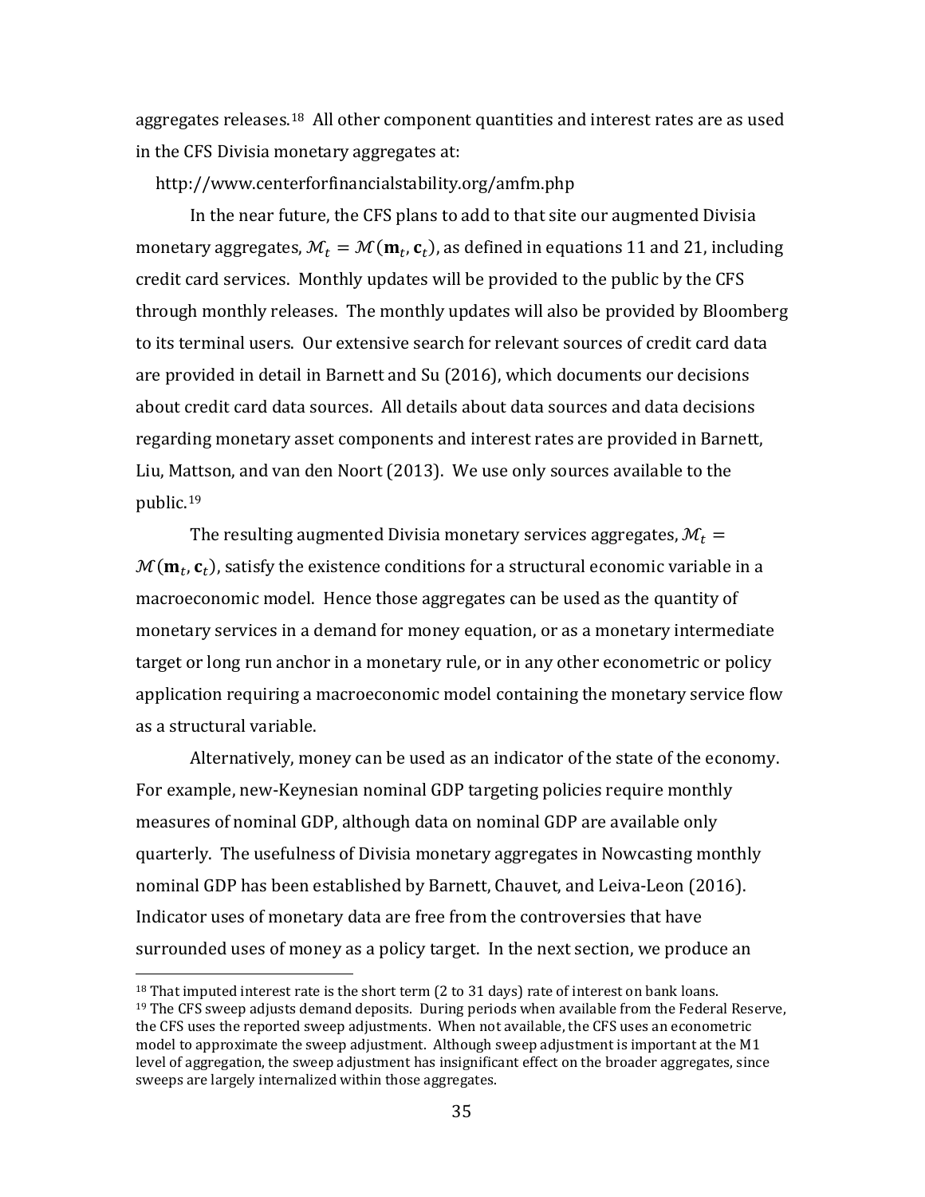aggregates releases.[18] All other component quantities and interest rates are as used in the CFS Divisia monetary aggregates at:

http://www.centerforfinancialstability.org/amfm.php

In the near future, the CFS plans to add to that site our augmented Divisia monetary aggregates, $\mathcal{M}_t = \mathcal{M}(\mathbf{m}_t, \mathbf{c}_t)$, as defined in equations 11 and 21, including credit card services. Monthly updates will be provided to the public by the CFS through monthly releases. The monthly updates will also be provided by Bloomberg to its terminal users. Our extensive search for relevant sources of credit card data are provided in detail in Barnett and Su (2016), which documents our decisions about credit card data sources. All details about data sources and data decisions regarding monetary asset components and interest rates are provided in Barnett, Liu, Mattson, and van den Noort (2013). We use only sources available to the public.[19]

The resulting augmented Divisia monetary services aggregates, $\mathcal{M}_t = \mathcal{M}(\mathbf{m}_t, \mathbf{c}_t)$, satisfy the existence conditions for a structural economic variable in a macroeconomic model. Hence those aggregates can be used as the quantity of monetary services in a demand for money equation, or as a monetary intermediate target or long run anchor in a monetary rule, or in any other econometric or policy application requiring a macroeconomic model containing the monetary service flow as a structural variable.

Alternatively, money can be used as an indicator of the state of the economy. For example, new-Keynesian nominal GDP targeting policies require monthly measures of nominal GDP, although data on nominal GDP are available only quarterly. The usefulness of Divisia monetary aggregates in Nowcasting monthly nominal GDP has been established by Barnett, Chauvet, and Leiva-Leon (2016). Indicator uses of monetary data are free from the controversies that have surrounded uses of money as a policy target. In the next section, we produce an

[18] That imputed interest rate is the short term (2 to 31 days) rate of interest on bank loans.

[19] The CFS sweep adjusts demand deposits. During periods when available from the Federal Reserve, the CFS uses the reported sweep adjustments. When not available, the CFS uses an econometric model to approximate the sweep adjustment. Although sweep adjustment is important at the M1 level of aggregation, the sweep adjustment has insignificant effect on the broader aggregates, since sweeps are largely internalized within those aggregates.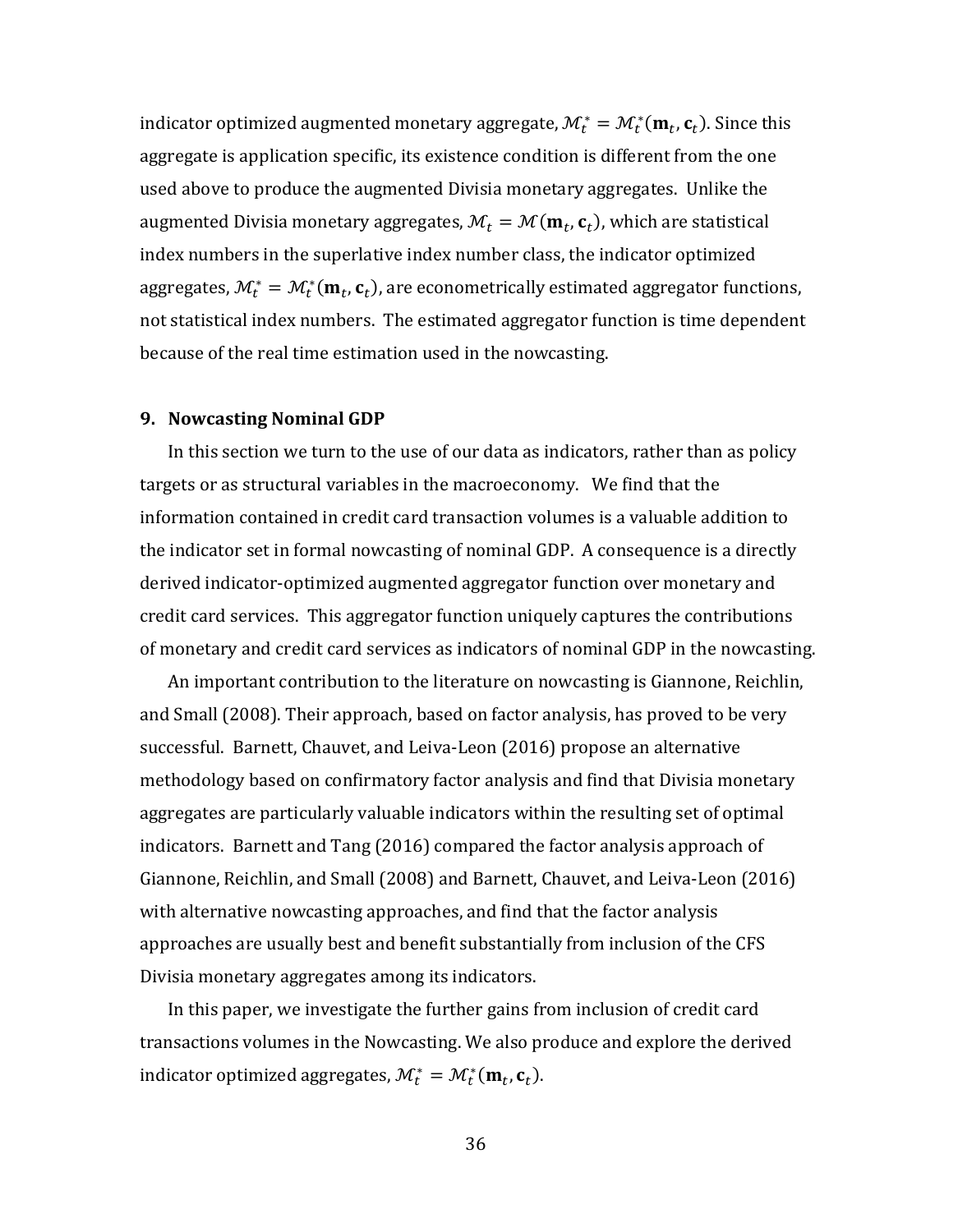indicator optimized augmented monetary aggregate, $\mathcal{M}_t^* = \mathcal{M}_t^*(\mathbf{m}_t, \mathbf{c}_t)$. Since this aggregate is application specific, its existence condition is different from the one used above to produce the augmented Divisia monetary aggregates. Unlike the augmented Divisia monetary aggregates, $\mathcal{M}_t = \mathcal{M}(\mathbf{m}_t, \mathbf{c}_t)$, which are statistical index numbers in the superlative index number class, the indicator optimized aggregates, $\mathcal{M}_t^* = \mathcal{M}_t^*(\mathbf{m}_t, \mathbf{c}_t)$, are econometrically estimated aggregator functions, not statistical index numbers. The estimated aggregator function is time dependent because of the real time estimation used in the nowcasting.

## 9. Nowcasting Nominal GDP

In this section we turn to the use of our data as indicators, rather than as policy targets or as structural variables in the macroeconomy. We find that the information contained in credit card transaction volumes is a valuable addition to the indicator set in formal nowcasting of nominal GDP. A consequence is a directly derived indicator-optimized augmented aggregator function over monetary and credit card services. This aggregator function uniquely captures the contributions of monetary and credit card services as indicators of nominal GDP in the nowcasting.

An important contribution to the literature on nowcasting is Giannone, Reichlin, and Small (2008). Their approach, based on factor analysis, has proved to be very successful. Barnett, Chauvet, and Leiva-Leon (2016) propose an alternative methodology based on confirmatory factor analysis and find that Divisia monetary aggregates are particularly valuable indicators within the resulting set of optimal indicators. Barnett and Tang (2016) compared the factor analysis approach of Giannone, Reichlin, and Small (2008) and Barnett, Chauvet, and Leiva-Leon (2016) with alternative nowcasting approaches, and find that the factor analysis approaches are usually best and benefit substantially from inclusion of the CFS Divisia monetary aggregates among its indicators.

In this paper, we investigate the further gains from inclusion of credit card transactions volumes in the Nowcasting. We also produce and explore the derived indicator optimized aggregates, $\mathcal{M}_t^* = \mathcal{M}_t^*(\mathbf{m}_t, \mathbf{c}_t)$.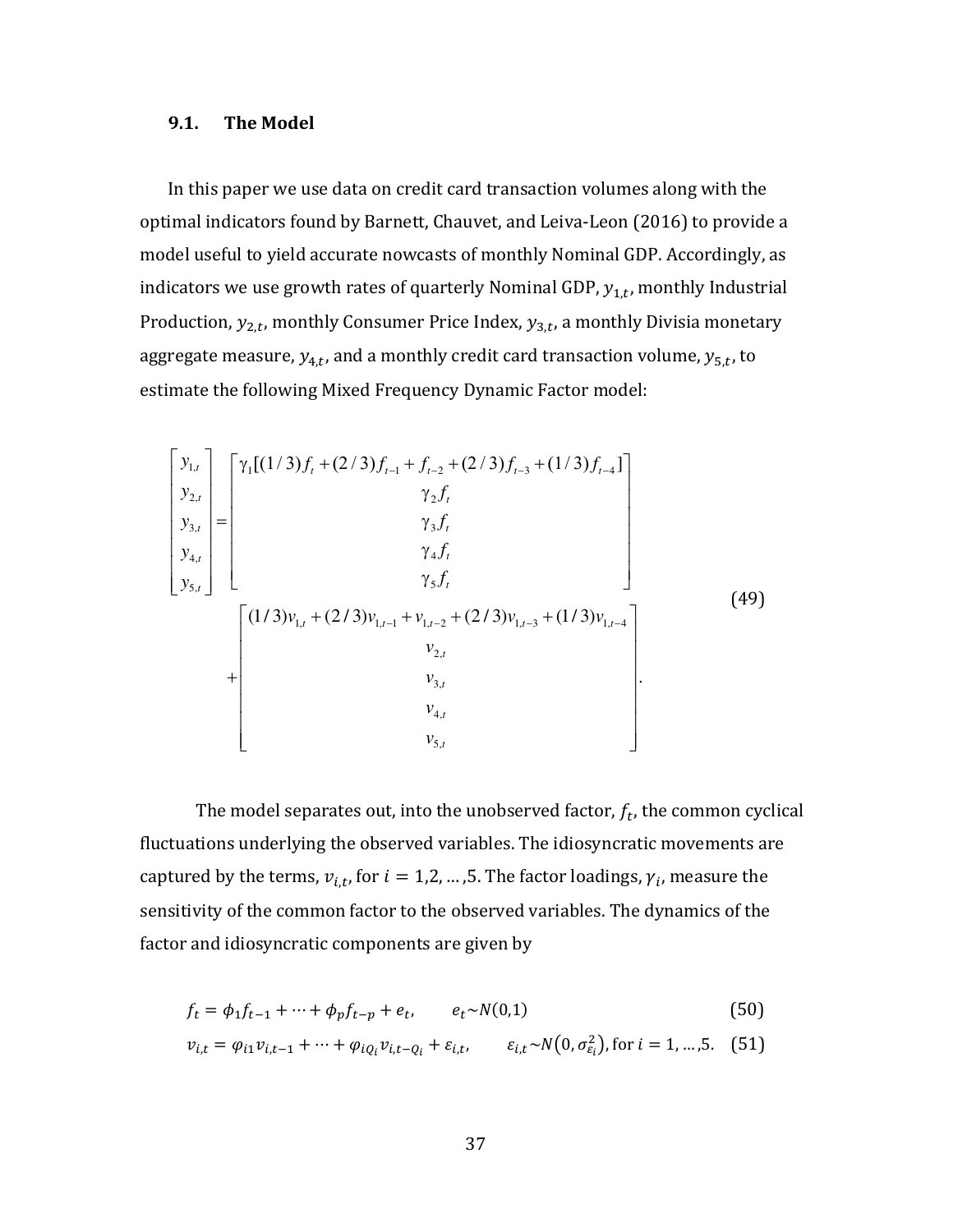### 9.1. The Model

In this paper we use data on credit card transaction volumes along with the optimal indicators found by Barnett, Chauvet, and Leiva-Leon (2016) to provide a model useful to yield accurate nowcasts of monthly Nominal GDP. Accordingly, as indicators we use growth rates of quarterly Nominal GDP, $y_{1,t}$, monthly Industrial Production, $y_{2,t}$, monthly Consumer Price Index, $y_{3,t}$, a monthly Divisia monetary aggregate measure, $y_{4,t}$, and a monthly credit card transaction volume, $y_{5,t}$, to estimate the following Mixed Frequency Dynamic Factor model:

$$
\begin{bmatrix} y_{1,t} \\ y_{2,t} \\ y_{3,t} \\ y_{4,t} \\ y_{5,t} \end{bmatrix} = \begin{bmatrix} \gamma_1[(1/3)f_t + (2/3)f_{t-1} + f_{t-2} + (2/3)f_{t-3} + (1/3)f_{t-4}] \\ \gamma_2 f_t \\ \gamma_3 f_t \\ \gamma_4 f_t \\ \gamma_5 f_t \end{bmatrix} + \begin{bmatrix} (1/3)v_{1,t} + (2/3)v_{1,t-1} + v_{1,t-2} + (2/3)v_{1,t-3} + (1/3)v_{1,t-4} \\ v_{2,t} \\ v_{3,t} \\ v_{4,t} \\ v_{5,t} \end{bmatrix}. \tag{49}
$$

The model separates out, into the unobserved factor, $f_t$, the common cyclical fluctuations underlying the observed variables. The idiosyncratic movements are captured by the terms, $v_{i,t}$, for $i = 1,2, \dots ,5$. The factor loadings, $\gamma_i$, measure the sensitivity of the common factor to the observed variables. The dynamics of the factor and idiosyncratic components are given by

$$
f_t = \phi_1 f_{t-1} + \dots + \phi_p f_{t-p} + e_t, \qquad e_t \sim N(0,1) \tag{50}
$$

$$
v_{i,t} = \varphi_{i1} v_{i,t-1} + \dots + \varphi_{iQ_i} v_{i,t-Q_i} + \varepsilon_{i,t}, \qquad \varepsilon_{i,t} \sim N\left(0, \sigma_{\varepsilon i}^2\right), \text{for } i = 1, \dots ,5. \tag{51}
$$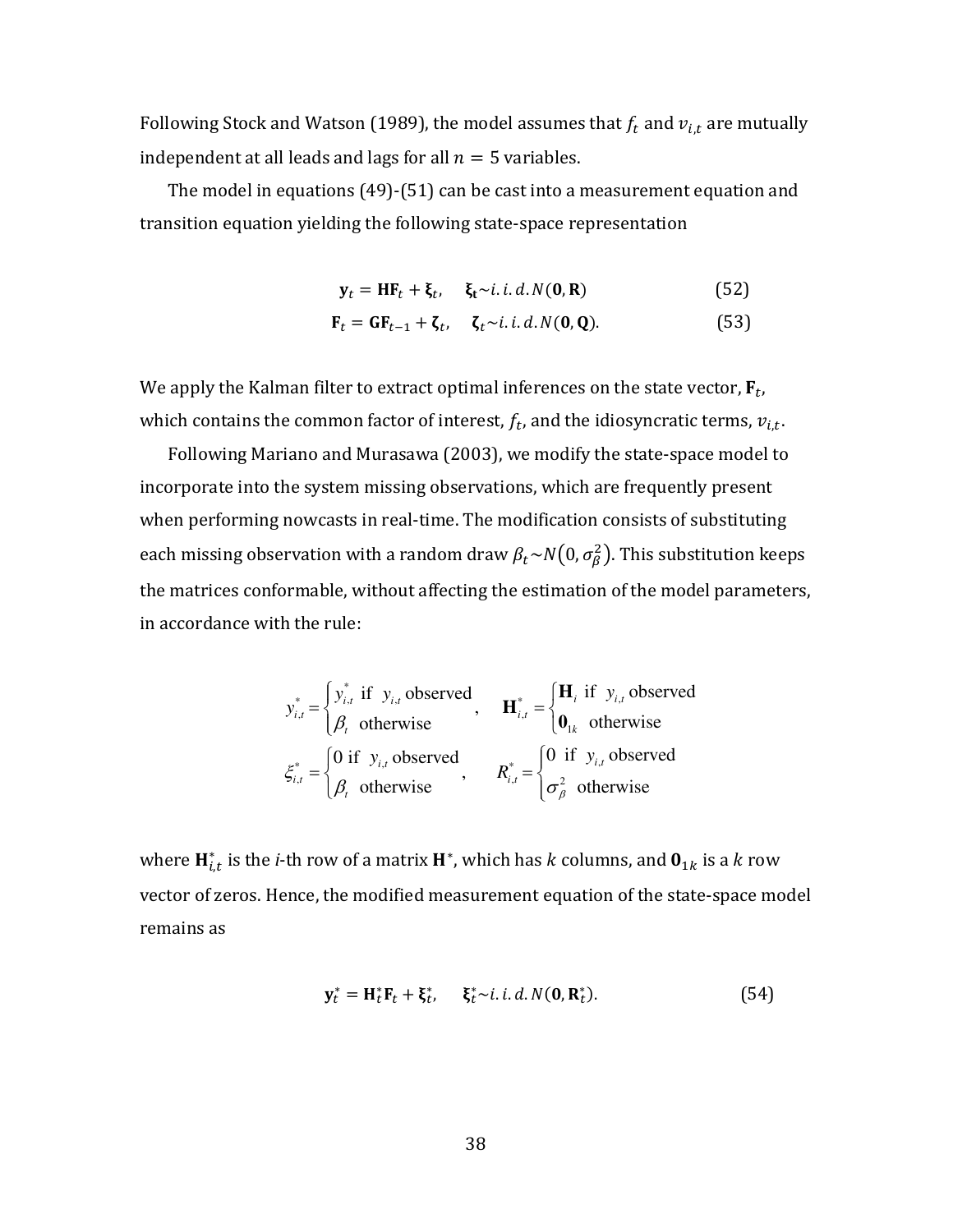Following Stock and Watson (1989), the model assumes that $f_t$ and $v_{i,t}$ are mutually independent at all leads and lags for all $n = 5$ variables.

The model in equations (49)-(51) can be cast into a measurement equation and transition equation yielding the following state-space representation

$$\mathbf{y}_t = \mathbf{H}\mathbf{F}_t + \boldsymbol{\xi}_t, \quad \boldsymbol{\xi}_t \sim i.i.d.N(\mathbf{0}, \mathbf{R}) \tag{52}$$

$$\mathbf{F}_t = \mathbf{G}\mathbf{F}_{t-1} + \boldsymbol{\zeta}_t, \quad \boldsymbol{\zeta}_t \sim i.i.d.N(\mathbf{0}, \mathbf{Q}). \tag{53}$$

We apply the Kalman filter to extract optimal inferences on the state vector, $\mathbf{F}_t$, which contains the common factor of interest, $f_t$, and the idiosyncratic terms, $v_{i,t}$.

Following Mariano and Murasawa (2003), we modify the state-space model to incorporate into the system missing observations, which are frequently present when performing nowcasts in real-time. The modification consists of substituting each missing observation with a random draw $\beta_t \sim N(0, \sigma_\beta^2)$. This substitution keeps the matrices conformable, without affecting the estimation of the model parameters, in accordance with the rule:

$$y_{i,t}^* = \begin{cases} y_{i,t}^* & \text{if } y_{i,t} \text{ observed} \\ \beta_t & \text{otherwise} \end{cases}, \quad \mathbf{H}_{i,t}^* = \begin{cases} \mathbf{H}_i & \text{if } y_{i,t} \text{ observed} \\ \mathbf{0}_{1k} & \text{otherwise} \end{cases}$$

$$\xi_{i,t}^* = \begin{cases} 0 & \text{if } y_{i,t} \text{ observed} \\ \beta_t & \text{otherwise} \end{cases}, \quad R_{i,t}^* = \begin{cases} 0 & \text{if } y_{i,t} \text{ observed} \\ \sigma_\beta^2 & \text{otherwise} \end{cases}$$

where $\mathbf{H}_{i,t}^*$ is the $i$-th row of a matrix $\mathbf{H}^*$, which has $k$ columns, and $\mathbf{0}_{1k}$ is a $k$ row vector of zeros. Hence, the modified measurement equation of the state-space model remains as

$$\mathbf{y}_t^* = \mathbf{H}_t^*\mathbf{F}_t + \boldsymbol{\xi}_t^*, \quad \boldsymbol{\xi}_t^* \sim i.i.d.N(\mathbf{0}, \mathbf{R}_t^*). \tag{54}$$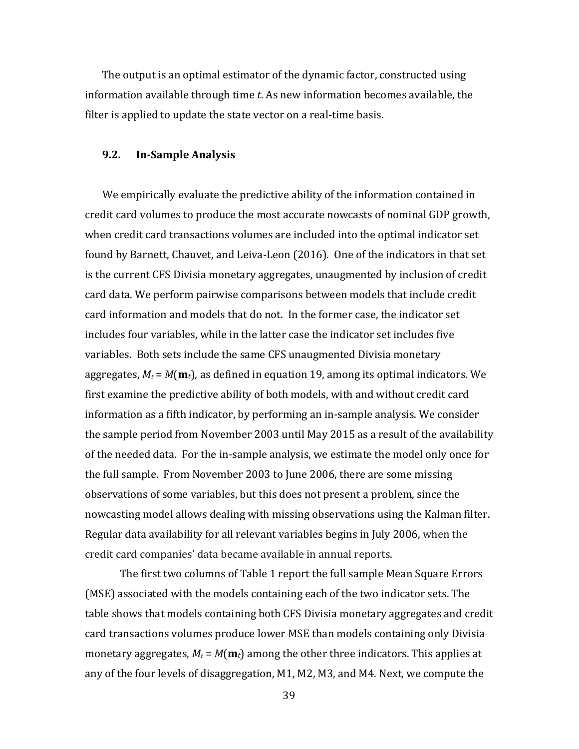The output is an optimal estimator of the dynamic factor, constructed using information available through time *t*. As new information becomes available, the filter is applied to update the state vector on a real-time basis.

### 9.2. In-Sample Analysis

We empirically evaluate the predictive ability of the information contained in credit card volumes to produce the most accurate nowcasts of nominal GDP growth, when credit card transactions volumes are included into the optimal indicator set found by Barnett, Chauvet, and Leiva-Leon (2016). One of the indicators in that set is the current CFS Divisia monetary aggregates, unaugmented by inclusion of credit card data. We perform pairwise comparisons between models that include credit card information and models that do not. In the former case, the indicator set includes four variables, while in the latter case the indicator set includes five variables. Both sets include the same CFS unaugmented Divisia monetary aggregates, $M_t = M(\mathbf{m}_t)$, as defined in equation 19, among its optimal indicators. We first examine the predictive ability of both models, with and without credit card information as a fifth indicator, by performing an in-sample analysis. We consider the sample period from November 2003 until May 2015 as a result of the availability of the needed data. For the in-sample analysis, we estimate the model only once for the full sample. From November 2003 to June 2006, there are some missing observations of some variables, but this does not present a problem, since the nowcasting model allows dealing with missing observations using the Kalman filter. Regular data availability for all relevant variables begins in July 2006, when the credit card companies' data became available in annual reports.

The first two columns of Table 1 report the full sample Mean Square Errors (MSE) associated with the models containing each of the two indicator sets. The table shows that models containing both CFS Divisia monetary aggregates and credit card transactions volumes produce lower MSE than models containing only Divisia monetary aggregates, $M_t = M(\mathbf{m}_t)$ among the other three indicators. This applies at any of the four levels of disaggregation, M1, M2, M3, and M4. Next, we compute the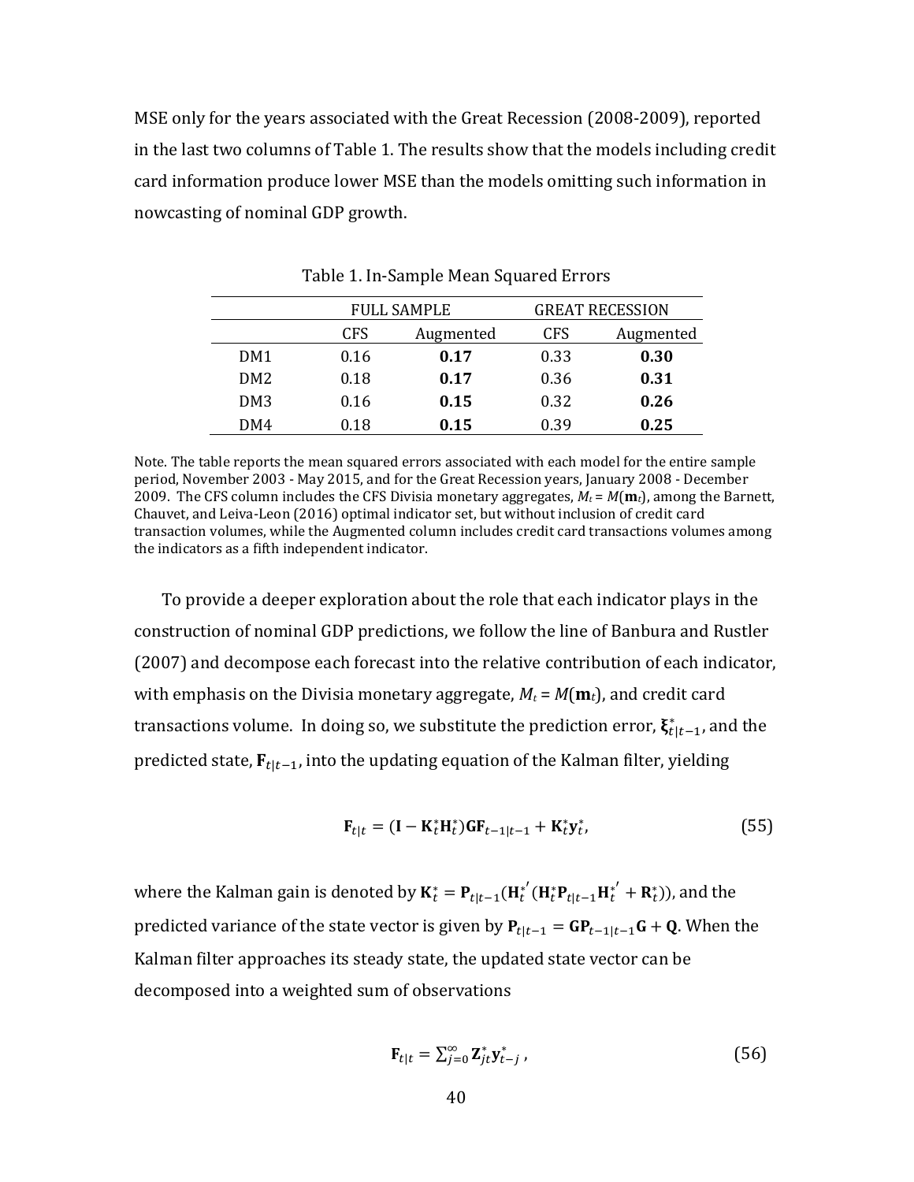MSE only for the years associated with the Great Recession (2008-2009), reported in the last two columns of Table 1. The results show that the models including credit card information produce lower MSE than the models omitting such information in nowcasting of nominal GDP growth.

Table 1. In-Sample Mean Squared Errors

| | FULL SAMPLE | | GREAT RECESSION | |
|---|---|---|---|---|
| | CFS | Augmented | CFS | Augmented |
| DM1 | 0.16 | **0.17** | 0.33 | **0.30** |
| DM2 | 0.18 | **0.17** | 0.36 | **0.31** |
| DM3 | 0.16 | **0.15** | 0.32 | **0.26** |
| DM4 | 0.18 | **0.15** | 0.39 | **0.25** |

Note. The table reports the mean squared errors associated with each model for the entire sample period, November 2003 - May 2015, and for the Great Recession years, January 2008 - December 2009. The CFS column includes the CFS Divisia monetary aggregates, $M_t = M(\mathbf{m}_t)$, among the Barnett, Chauvet, and Leiva-Leon (2016) optimal indicator set, but without inclusion of credit card transaction volumes, while the Augmented column includes credit card transactions volumes among the indicators as a fifth independent indicator.

To provide a deeper exploration about the role that each indicator plays in the construction of nominal GDP predictions, we follow the line of Banbura and Rustler (2007) and decompose each forecast into the relative contribution of each indicator, with emphasis on the Divisia monetary aggregate, $M_t = M(\mathbf{m}_t)$, and credit card transactions volume. In doing so, we substitute the prediction error, $\boldsymbol{\xi}^*_{t|t-1}$, and the predicted state, $\mathbf{F}_{t|t-1}$, into the updating equation of the Kalman filter, yielding

$$\mathbf{F}_{t|t} = (\mathbf{I} - \mathbf{K}^*_t\mathbf{H}^*_t)\mathbf{G}\mathbf{F}_{t-1|t-1} + \mathbf{K}^*_t\mathbf{y}^*_t, \tag{55}$$

where the Kalman gain is denoted by $\mathbf{K}^*_t = \mathbf{P}_{t|t-1}(\mathbf{H}^{*'}_t(\mathbf{H}^*_t\mathbf{P}_{t|t-1}\mathbf{H}^{*'}_t + \mathbf{R}^*_t))$, and the predicted variance of the state vector is given by $\mathbf{P}_{t|t-1} = \mathbf{G}\mathbf{P}_{t-1|t-1}\mathbf{G} + \mathbf{Q}$. When the Kalman filter approaches its steady state, the updated state vector can be decomposed into a weighted sum of observations

$$\mathbf{F}_{t|t} = \sum_{j=0}^{\infty} \mathbf{Z}^*_{jt}\mathbf{y}^*_{t-j}\,, \tag{56}$$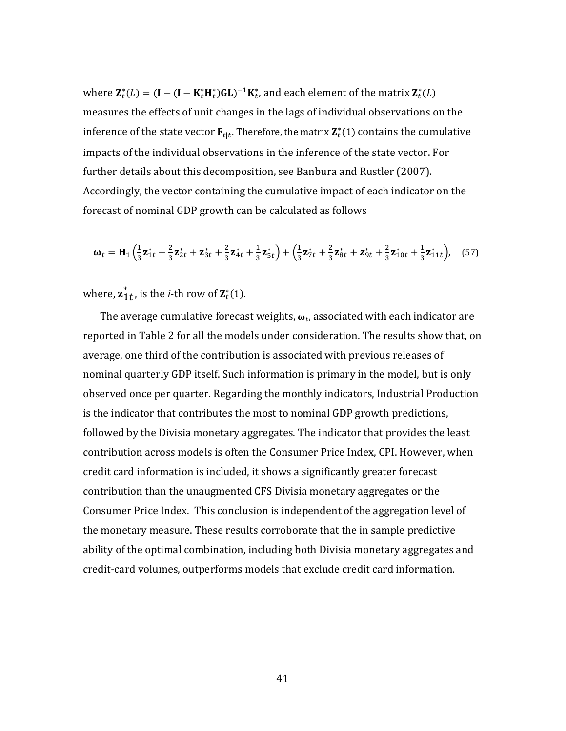where $\mathbf{Z}_t^*(L) = (\mathbf{I} - (\mathbf{I} - \mathbf{K}_t^*\mathbf{H}_t^*)\mathbf{G}\mathbf{L})^{-1}\mathbf{K}_t^*$, and each element of the matrix $\mathbf{Z}_t^*(L)$ measures the effects of unit changes in the lags of individual observations on the inference of the state vector $\mathbf{F}_{t|t}$. Therefore, the matrix $\mathbf{Z}_t^*(1)$ contains the cumulative impacts of the individual observations in the inference of the state vector. For further details about this decomposition, see Banbura and Rustler (2007). Accordingly, the vector containing the cumulative impact of each indicator on the forecast of nominal GDP growth can be calculated as follows

$$\boldsymbol{\omega}_t = \mathbf{H}_1\left(\tfrac{1}{3}\mathbf{z}_{1t}^* + \tfrac{2}{3}\mathbf{z}_{2t}^* + \mathbf{z}_{3t}^* + \tfrac{2}{3}\mathbf{z}_{4t}^* + \tfrac{1}{3}\mathbf{z}_{5t}^*\right) + \left(\tfrac{1}{3}\mathbf{z}_{7t}^* + \tfrac{2}{3}\mathbf{z}_{8t}^* + \mathbf{z}_{9t}^* + \tfrac{2}{3}\mathbf{z}_{10t}^* + \tfrac{1}{3}\mathbf{z}_{11t}^*\right), \quad (57)$$

where, $\mathbf{z}_{1t}^*$, is the *i*-th row of $\mathbf{Z}_t^*(1)$.

The average cumulative forecast weights, $\boldsymbol{\omega}_t$, associated with each indicator are reported in Table 2 for all the models under consideration. The results show that, on average, one third of the contribution is associated with previous releases of nominal quarterly GDP itself. Such information is primary in the model, but is only observed once per quarter. Regarding the monthly indicators, Industrial Production is the indicator that contributes the most to nominal GDP growth predictions, followed by the Divisia monetary aggregates. The indicator that provides the least contribution across models is often the Consumer Price Index, CPI. However, when credit card information is included, it shows a significantly greater forecast contribution than the unaugmented CFS Divisia monetary aggregates or the Consumer Price Index. This conclusion is independent of the aggregation level of the monetary measure. These results corroborate that the in sample predictive ability of the optimal combination, including both Divisia monetary aggregates and credit-card volumes, outperforms models that exclude credit card information.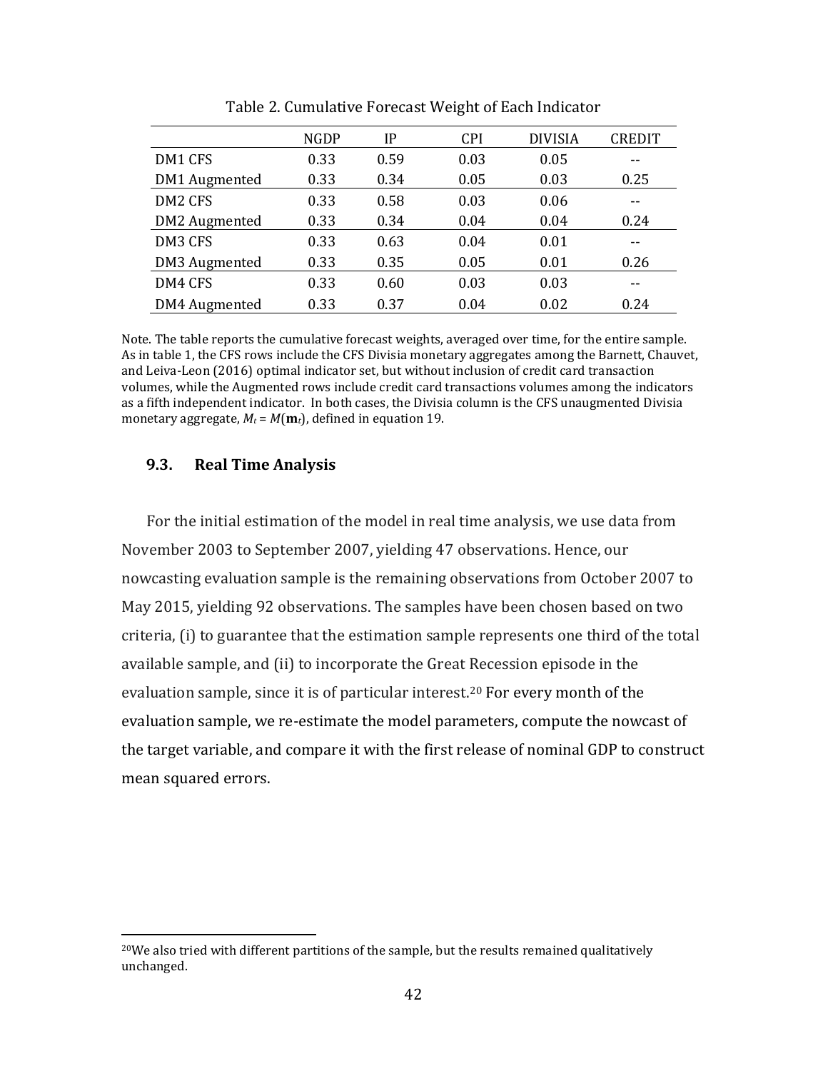Table 2. Cumulative Forecast Weight of Each Indicator

| | NGDP | IP | CPI | DIVISIA | CREDIT |
|---|---|---|---|---|---|
| DM1 CFS | 0.33 | 0.59 | 0.03 | 0.05 | -- |
| DM1 Augmented | 0.33 | 0.34 | 0.05 | 0.03 | 0.25 |
| DM2 CFS | 0.33 | 0.58 | 0.03 | 0.06 | -- |
| DM2 Augmented | 0.33 | 0.34 | 0.04 | 0.04 | 0.24 |
| DM3 CFS | 0.33 | 0.63 | 0.04 | 0.01 | -- |
| DM3 Augmented | 0.33 | 0.35 | 0.05 | 0.01 | 0.26 |
| DM4 CFS | 0.33 | 0.60 | 0.03 | 0.03 | -- |
| DM4 Augmented | 0.33 | 0.37 | 0.04 | 0.02 | 0.24 |

Note. The table reports the cumulative forecast weights, averaged over time, for the entire sample. As in table 1, the CFS rows include the CFS Divisia monetary aggregates among the Barnett, Chauvet, and Leiva-Leon (2016) optimal indicator set, but without inclusion of credit card transaction volumes, while the Augmented rows include credit card transactions volumes among the indicators as a fifth independent indicator. In both cases, the Divisia column is the CFS unaugmented Divisia monetary aggregate, $M_t = M(\mathbf{m}_t)$, defined in equation 19.

### 9.3. Real Time Analysis

For the initial estimation of the model in real time analysis, we use data from November 2003 to September 2007, yielding 47 observations. Hence, our nowcasting evaluation sample is the remaining observations from October 2007 to May 2015, yielding 92 observations. The samples have been chosen based on two criteria, (i) to guarantee that the estimation sample represents one third of the total available sample, and (ii) to incorporate the Great Recession episode in the evaluation sample, since it is of particular interest.[20] For every month of the evaluation sample, we re-estimate the model parameters, compute the nowcast of the target variable, and compare it with the first release of nominal GDP to construct mean squared errors.

[20]We also tried with different partitions of the sample, but the results remained qualitatively unchanged.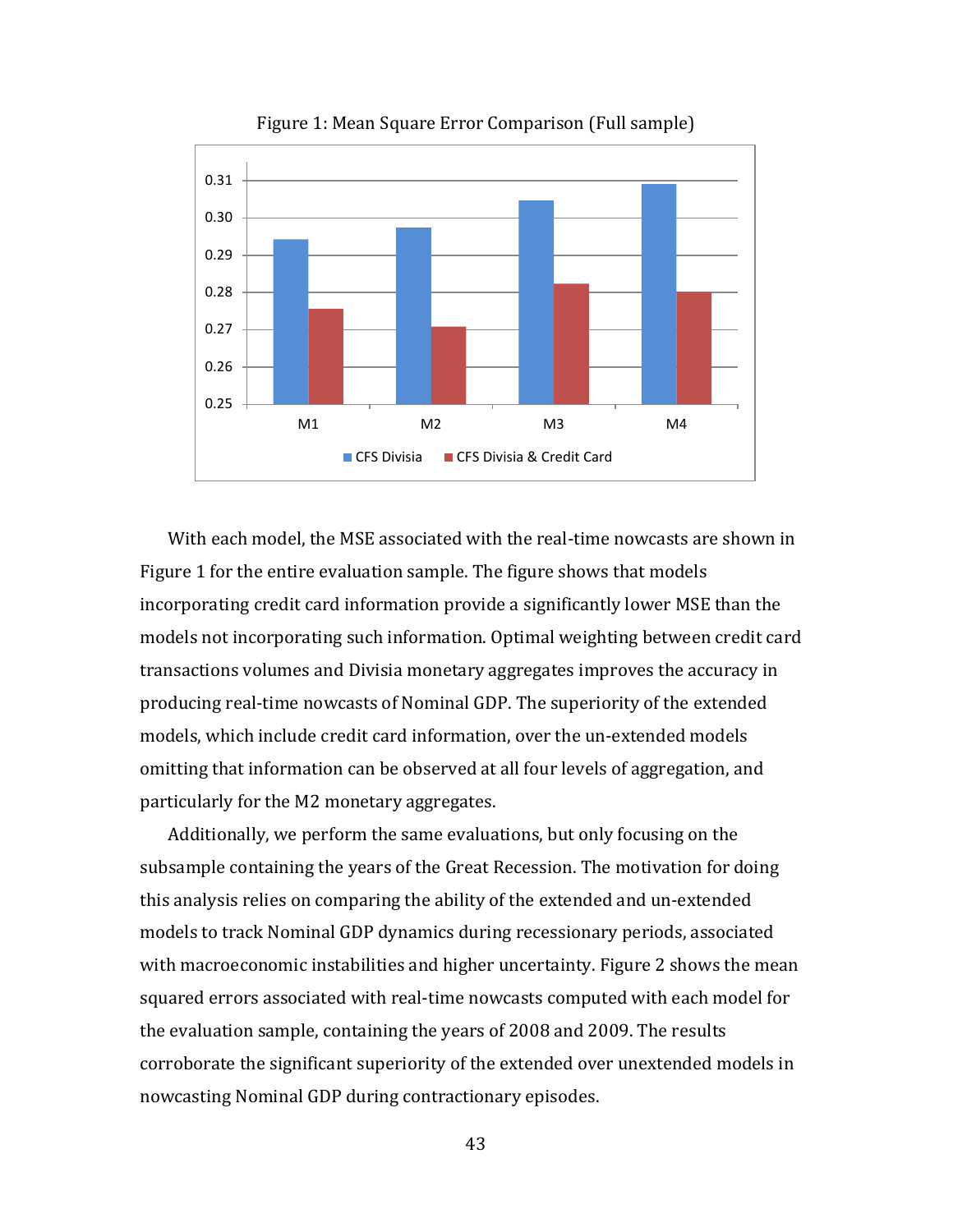Figure 1: Mean Square Error Comparison (Full sample)

0.31
0.30
0.29
0.28
0.27
0.26
0.25

M1 M2 M3 M4

CFS Divisia
CFS Divisia & Credit Card

With each model, the MSE associated with the real-time nowcasts are shown in Figure 1 for the entire evaluation sample. The figure shows that models incorporating credit card information provide a significantly lower MSE than the models not incorporating such information. Optimal weighting between credit card transactions volumes and Divisia monetary aggregates improves the accuracy in producing real-time nowcasts of Nominal GDP. The superiority of the extended models, which include credit card information, over the un-extended models omitting that information can be observed at all four levels of aggregation, and particularly for the M2 monetary aggregates.

Additionally, we perform the same evaluations, but only focusing on the subsample containing the years of the Great Recession. The motivation for doing this analysis relies on comparing the ability of the extended and un-extended models to track Nominal GDP dynamics during recessionary periods, associated with macroeconomic instabilities and higher uncertainty. Figure 2 shows the mean squared errors associated with real-time nowcasts computed with each model for the evaluation sample, containing the years of 2008 and 2009. The results corroborate the significant superiority of the extended over unextended models in nowcasting Nominal GDP during contractionary episodes.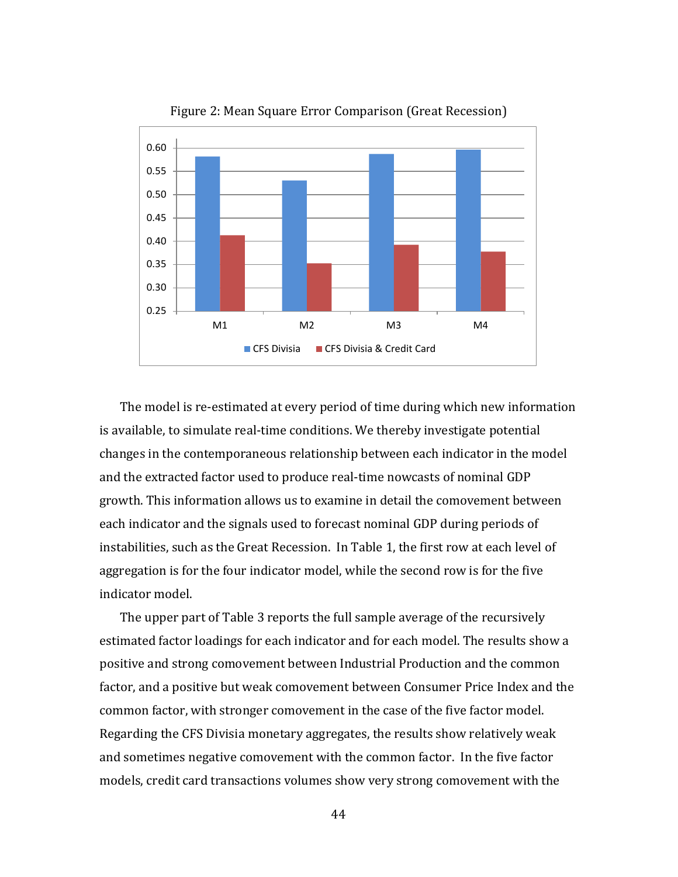Figure 2: Mean Square Error Comparison (Great Recession)

0.60
0.55
0.50
0.45
0.40
0.35
0.30
0.25

M1
M2
M3
M4

CFS Divisia
CFS Divisia & Credit Card

The model is re-estimated at every period of time during which new information is available, to simulate real-time conditions. We thereby investigate potential changes in the contemporaneous relationship between each indicator in the model and the extracted factor used to produce real-time nowcasts of nominal GDP growth. This information allows us to examine in detail the comovement between each indicator and the signals used to forecast nominal GDP during periods of instabilities, such as the Great Recession. In Table 1, the first row at each level of aggregation is for the four indicator model, while the second row is for the five indicator model.

The upper part of Table 3 reports the full sample average of the recursively estimated factor loadings for each indicator and for each model. The results show a positive and strong comovement between Industrial Production and the common factor, and a positive but weak comovement between Consumer Price Index and the common factor, with stronger comovement in the case of the five factor model. Regarding the CFS Divisia monetary aggregates, the results show relatively weak and sometimes negative comovement with the common factor. In the five factor models, credit card transactions volumes show very strong comovement with the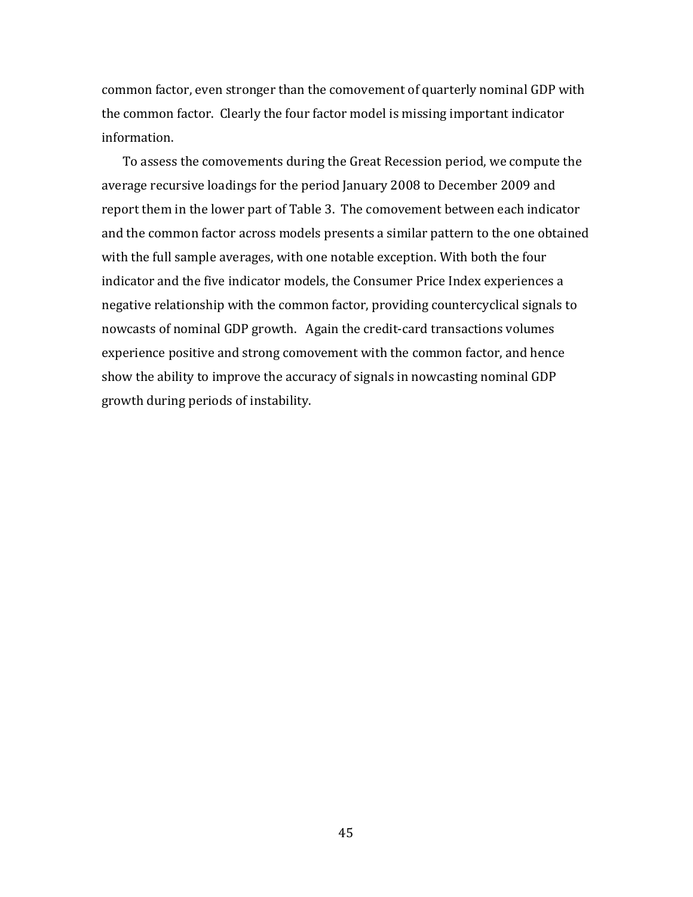common factor, even stronger than the comovement of quarterly nominal GDP with the common factor. Clearly the four factor model is missing important indicator information.

To assess the comovements during the Great Recession period, we compute the average recursive loadings for the period January 2008 to December 2009 and report them in the lower part of Table 3. The comovement between each indicator and the common factor across models presents a similar pattern to the one obtained with the full sample averages, with one notable exception. With both the four indicator and the five indicator models, the Consumer Price Index experiences a negative relationship with the common factor, providing countercyclical signals to nowcasts of nominal GDP growth. Again the credit-card transactions volumes experience positive and strong comovement with the common factor, and hence show the ability to improve the accuracy of signals in nowcasting nominal GDP growth during periods of instability.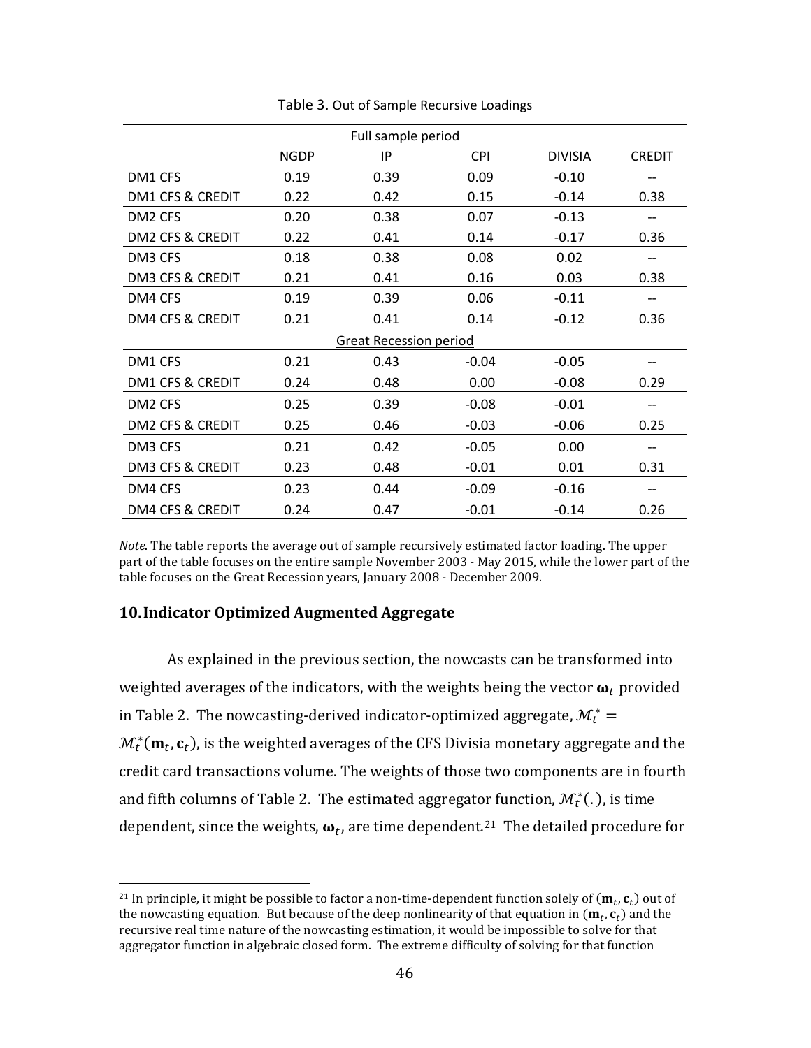Table 3. Out of Sample Recursive Loadings

| | NGDP | IP | CPI | DIVISIA | CREDIT |
|---|---|---|---|---|---|
| Full sample period | | | | | |
| DM1 CFS | 0.19 | 0.39 | 0.09 | -0.10 | -- |
| DM1 CFS & CREDIT | 0.22 | 0.42 | 0.15 | -0.14 | 0.38 |
| DM2 CFS | 0.20 | 0.38 | 0.07 | -0.13 | -- |
| DM2 CFS & CREDIT | 0.22 | 0.41 | 0.14 | -0.17 | 0.36 |
| DM3 CFS | 0.18 | 0.38 | 0.08 | 0.02 | -- |
| DM3 CFS & CREDIT | 0.21 | 0.41 | 0.16 | 0.03 | 0.38 |
| DM4 CFS | 0.19 | 0.39 | 0.06 | -0.11 | -- |
| DM4 CFS & CREDIT | 0.21 | 0.41 | 0.14 | -0.12 | 0.36 |
| Great Recession period | | | | | |
| DM1 CFS | 0.21 | 0.43 | -0.04 | -0.05 | -- |
| DM1 CFS & CREDIT | 0.24 | 0.48 | 0.00 | -0.08 | 0.29 |
| DM2 CFS | 0.25 | 0.39 | -0.08 | -0.01 | -- |
| DM2 CFS & CREDIT | 0.25 | 0.46 | -0.03 | -0.06 | 0.25 |
| DM3 CFS | 0.21 | 0.42 | -0.05 | 0.00 | -- |
| DM3 CFS & CREDIT | 0.23 | 0.48 | -0.01 | 0.01 | 0.31 |
| DM4 CFS | 0.23 | 0.44 | -0.09 | -0.16 | -- |
| DM4 CFS & CREDIT | 0.24 | 0.47 | -0.01 | -0.14 | 0.26 |

*Note*. The table reports the average out of sample recursively estimated factor loading. The upper part of the table focuses on the entire sample November 2003 - May 2015, while the lower part of the table focuses on the Great Recession years, January 2008 - December 2009.

## 10. Indicator Optimized Augmented Aggregate

As explained in the previous section, the nowcasts can be transformed into weighted averages of the indicators, with the weights being the vector $\boldsymbol{\omega}_t$ provided in Table 2. The nowcasting-derived indicator-optimized aggregate, $\mathcal{M}_t^* = \mathcal{M}_t^*(\mathbf{m}_t, \mathbf{c}_t)$, is the weighted averages of the CFS Divisia monetary aggregate and the credit card transactions volume. The weights of those two components are in fourth and fifth columns of Table 2. The estimated aggregator function, $\mathcal{M}_t^*(.)$, is time dependent, since the weights, $\boldsymbol{\omega}_t$, are time dependent.[21] The detailed procedure for

[21] In principle, it might be possible to factor a non-time-dependent function solely of $(\mathbf{m}_t, \mathbf{c}_t)$ out of the nowcasting equation. But because of the deep nonlinearity of that equation in $(\mathbf{m}_t, \mathbf{c}_t)$ and the recursive real time nature of the nowcasting estimation, it would be impossible to solve for that aggregator function in algebraic closed form. The extreme difficulty of solving for that function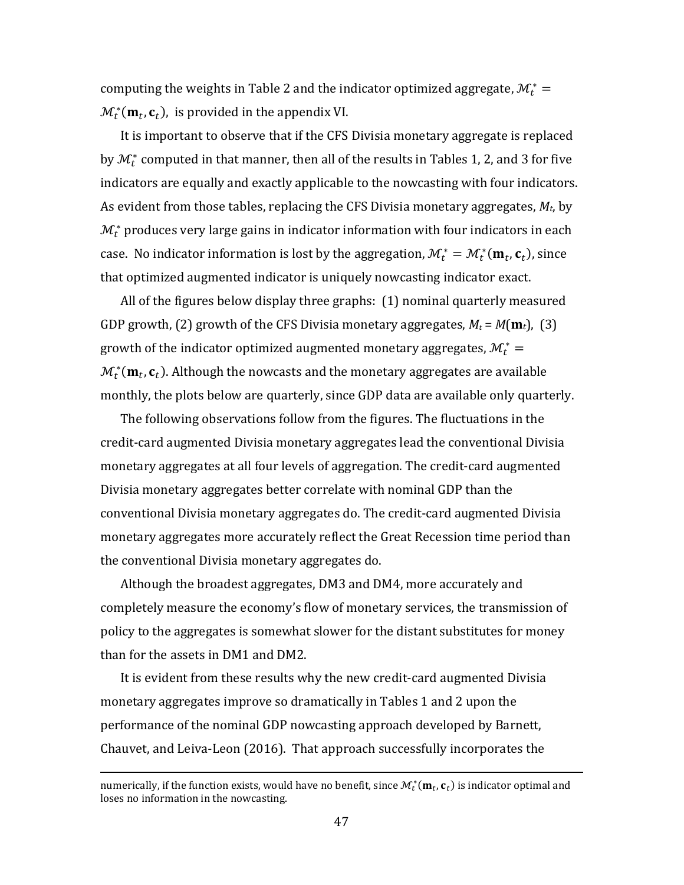computing the weights in Table 2 and the indicator optimized aggregate, $\mathcal{M}_t^* = \mathcal{M}_t^*(\mathbf{m}_t, \mathbf{c}_t)$, is provided in the appendix VI.

It is important to observe that if the CFS Divisia monetary aggregate is replaced by $\mathcal{M}_t^*$ computed in that manner, then all of the results in Tables 1, 2, and 3 for five indicators are equally and exactly applicable to the nowcasting with four indicators. As evident from those tables, replacing the CFS Divisia monetary aggregates, $M_t$, by $\mathcal{M}_t^*$ produces very large gains in indicator information with four indicators in each case. No indicator information is lost by the aggregation, $\mathcal{M}_t^* = \mathcal{M}_t^*(\mathbf{m}_t, \mathbf{c}_t)$, since that optimized augmented indicator is uniquely nowcasting indicator exact.

All of the figures below display three graphs: (1) nominal quarterly measured GDP growth, (2) growth of the CFS Divisia monetary aggregates, $M_t = M(\mathbf{m}_t)$, (3) growth of the indicator optimized augmented monetary aggregates, $\mathcal{M}_t^* = \mathcal{M}_t^*(\mathbf{m}_t, \mathbf{c}_t)$. Although the nowcasts and the monetary aggregates are available monthly, the plots below are quarterly, since GDP data are available only quarterly.

The following observations follow from the figures. The fluctuations in the credit-card augmented Divisia monetary aggregates lead the conventional Divisia monetary aggregates at all four levels of aggregation. The credit-card augmented Divisia monetary aggregates better correlate with nominal GDP than the conventional Divisia monetary aggregates do. The credit-card augmented Divisia monetary aggregates more accurately reflect the Great Recession time period than the conventional Divisia monetary aggregates do.

Although the broadest aggregates, DM3 and DM4, more accurately and completely measure the economy's flow of monetary services, the transmission of policy to the aggregates is somewhat slower for the distant substitutes for money than for the assets in DM1 and DM2.

It is evident from these results why the new credit-card augmented Divisia monetary aggregates improve so dramatically in Tables 1 and 2 upon the performance of the nominal GDP nowcasting approach developed by Barnett, Chauvet, and Leiva-Leon (2016). That approach successfully incorporates the

numerically, if the function exists, would have no benefit, since $\mathcal{M}_t^*(\mathbf{m}_t, \mathbf{c}_t)$ is indicator optimal and loses no information in the nowcasting.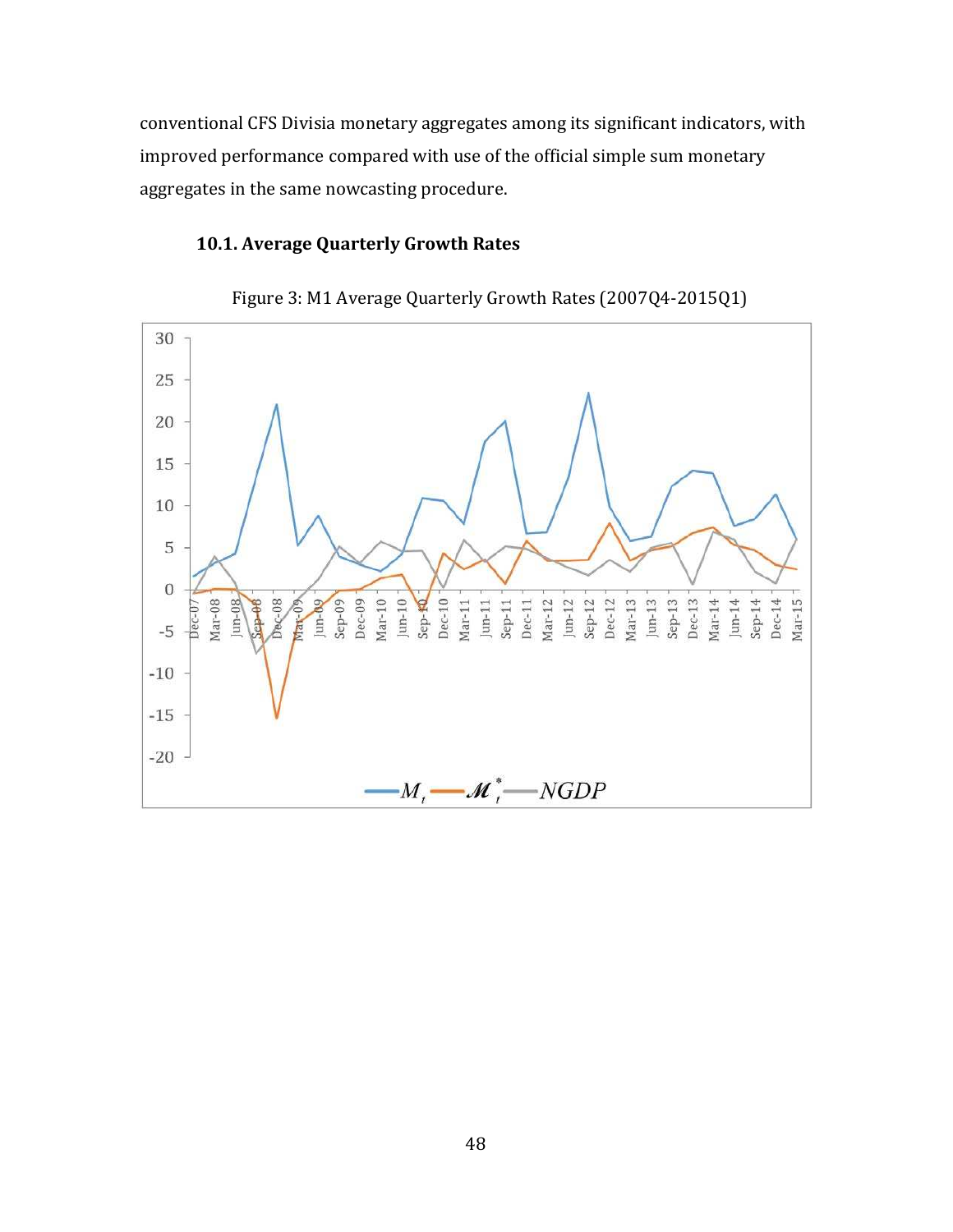conventional CFS Divisia monetary aggregates among its significant indicators, with improved performance compared with use of the official simple sum monetary aggregates in the same nowcasting procedure.

### 10.1. Average Quarterly Growth Rates

Figure 3: M1 Average Quarterly Growth Rates (2007Q4-2015Q1)

30
25
20
15
10
5
0
-5
-10
-15
-20

Dec-07 Mar-08 Jun-08 Sep-08 Dec-08 Mar-09 Jun-09 Sep-09 Dec-09 Mar-10 Jun-10 Sep-10 Dec-10 Mar-11 Jun-11 Sep-11 Dec-11 Mar-12 Jun-12 Sep-12 Dec-12 Mar-13 Jun-13 Sep-13 Dec-13 Mar-14 Jun-14 Sep-14 Dec-14 Mar-15

$M_t$ $\mathcal{M}^*_t$ $NGDP$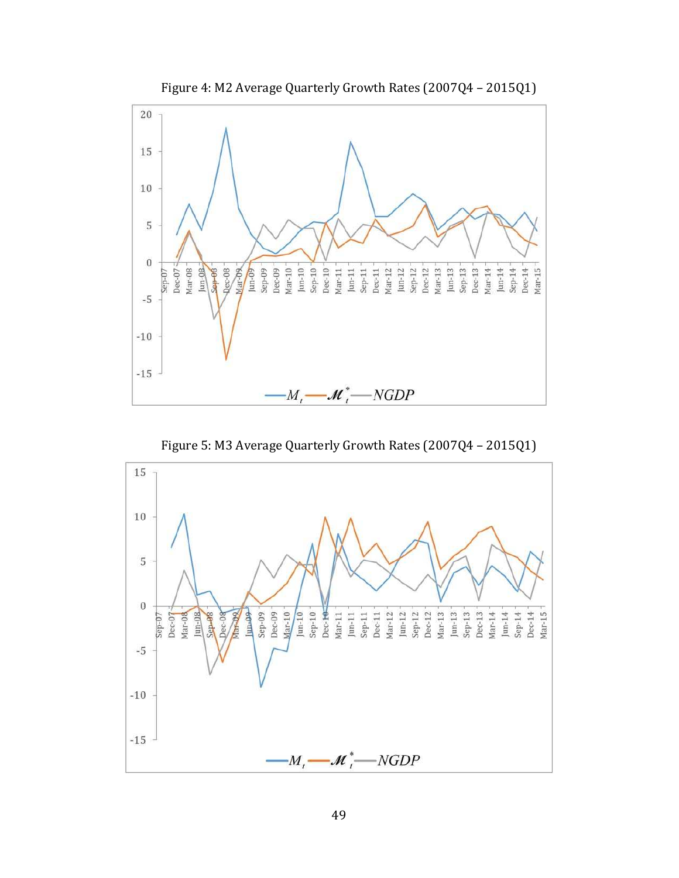Figure 4: M2 Average Quarterly Growth Rates (2007Q4 – 2015Q1)

20
15
10
5
0
-5
-10
-15

Sep-07 Dec-07 Mar-08 Jun-08 Sep-08 Dec-08 Mar-09 Jun-09 Sep-09 Dec-09 Mar-10 Jun-10 Sep-10 Dec-10 Mar-11 Jun-11 Sep-11 Dec-11 Mar-12 Jun-12 Sep-12 Dec-12 Mar-13 Jun-13 Sep-13 Dec-13 Mar-14 Jun-14 Sep-14 Dec-14 Mar-15

$M_t$ $\mathcal{M}_t^*$ $NGDP$

Figure 5: M3 Average Quarterly Growth Rates (2007Q4 – 2015Q1)

15
10
5
0
-5
-10
-15

Sep-07 Dec-07 Mar-08 Jun-08 Sep-08 Dec-08 Mar-09 Jun-09 Sep-09 Dec-09 Mar-10 Jun-10 Sep-10 Dec-10 Mar-11 Jun-11 Sep-11 Dec-11 Mar-12 Jun-12 Sep-12 Dec-12 Mar-13 Jun-13 Sep-13 Dec-13 Mar-14 Jun-14 Sep-14 Dec-14 Mar-15

$M_t$ $\mathcal{M}_t^*$ $NGDP$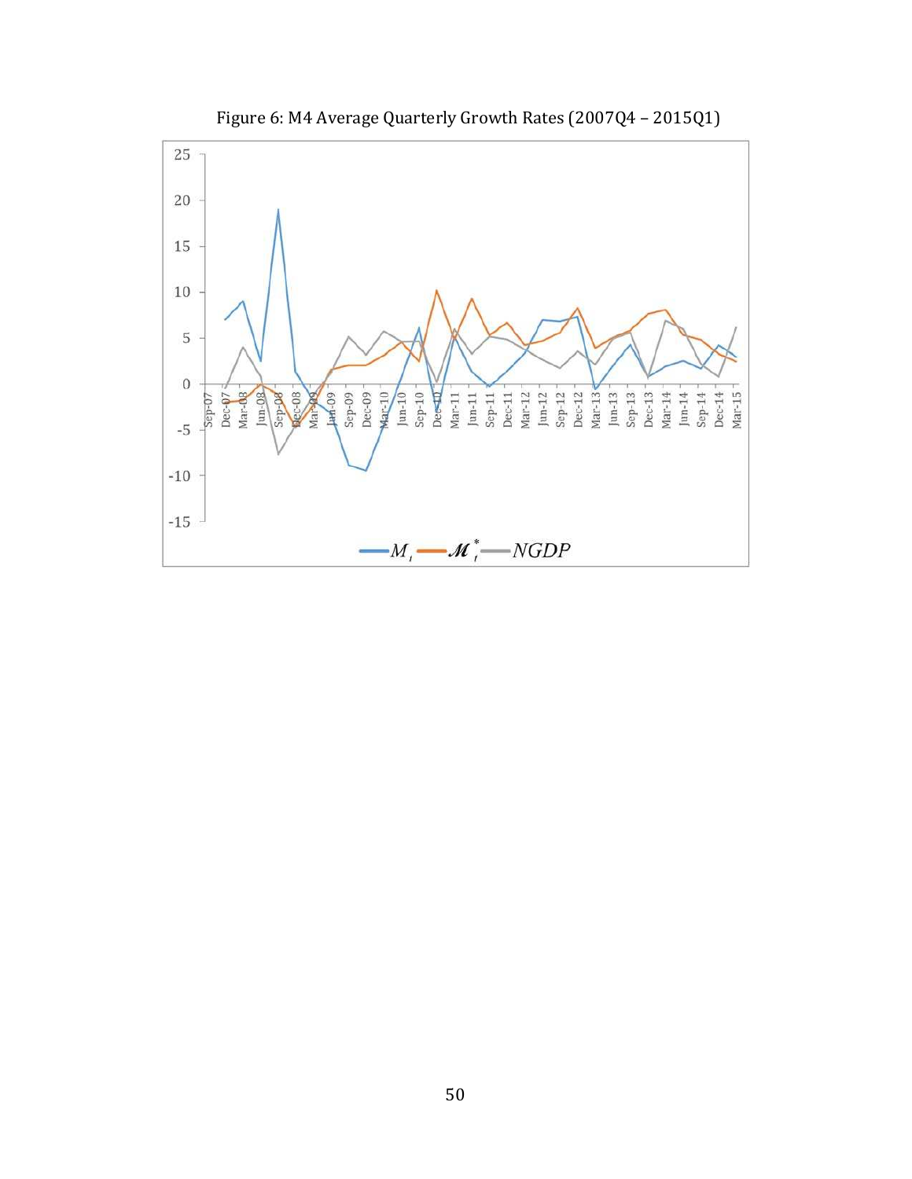Figure 6: M4 Average Quarterly Growth Rates (2007Q4 – 2015Q1)

25
20
15
10
5
0
-5
-10
-15

Sep-07
Dec-07
Mar-08
Jun-08
Sep-08
Dec-08
Mar-09
Jun-09
Sep-09
Dec-09
Mar-10
Jun-10
Sep-10
Dec-10
Mar-11
Jun-11
Sep-11
Dec-11
Mar-12
Jun-12
Sep-12
Dec-12
Mar-13
Jun-13
Sep-13
Dec-13
Mar-14
Jun-14
Sep-14
Dec-14
Mar-15

$M_t$ $\mathcal{M}_t^*$ $NGDP$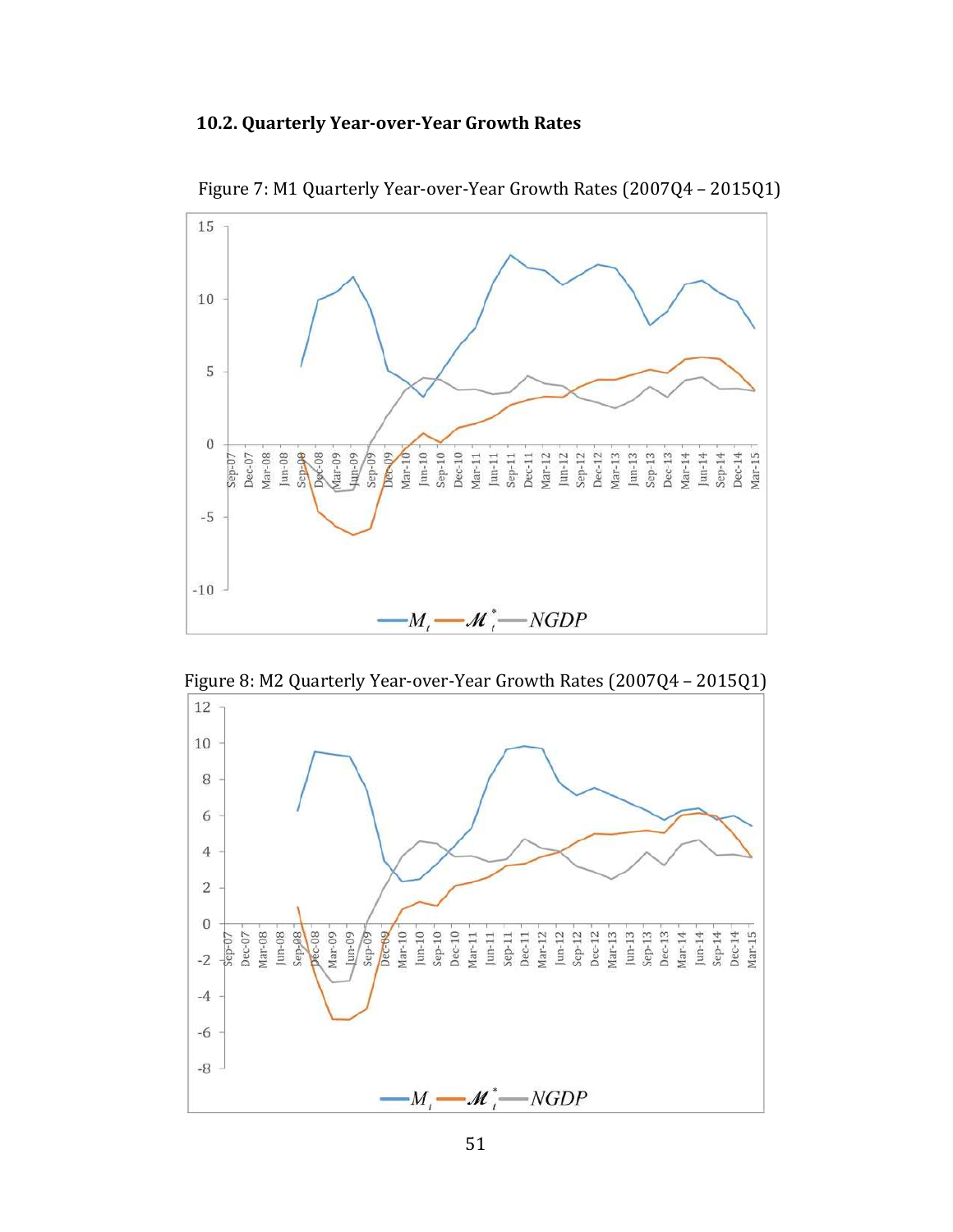### 10.2. Quarterly Year-over-Year Growth Rates

Figure 7: M1 Quarterly Year-over-Year Growth Rates (2007Q4 – 2015Q1)

Figure 8: M2 Quarterly Year-over-Year Growth Rates (2007Q4 – 2015Q1)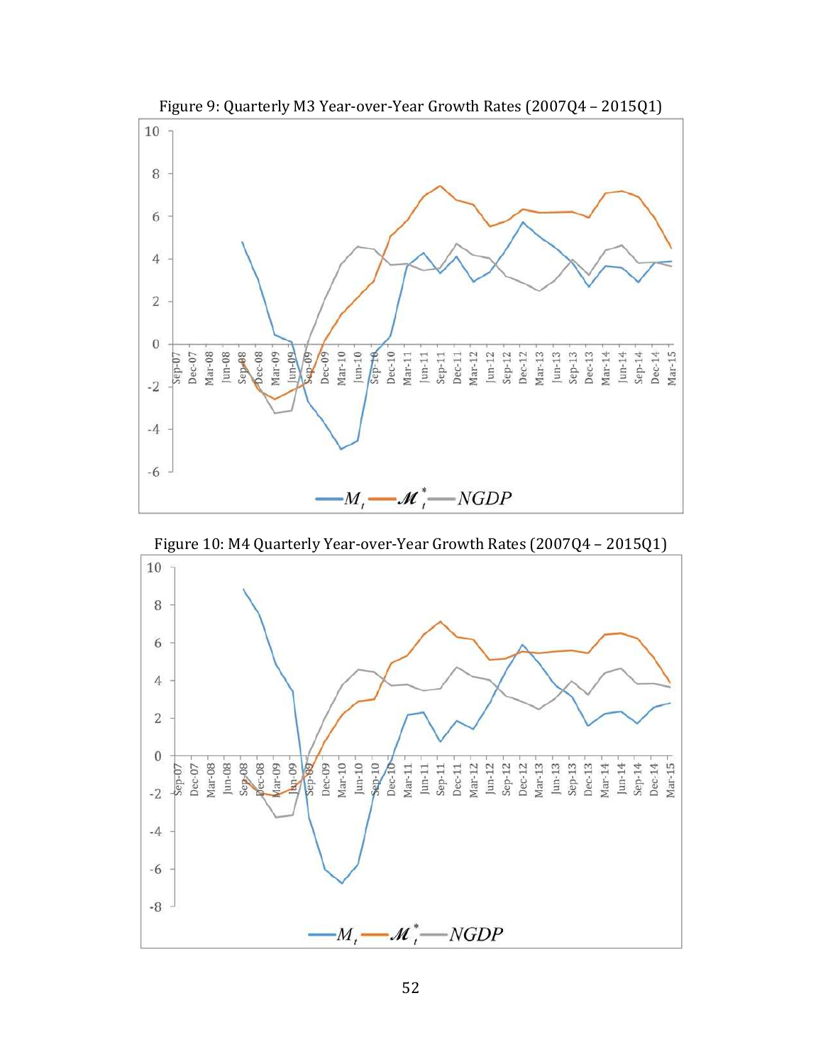Figure 9: Quarterly M3 Year-over-Year Growth Rates (2007Q4 – 2015Q1)

10
8
6
4
2
0
-2
-4
-6

Sep-07
Dec-07
Mar-08
Jun-08
Sep-08
Dec-08
Mar-09
Jun-09
Sep-09
Dec-09
Mar-10
Jun-10
Sep-10
Dec-10
Mar-11
Jun-11
Sep-11
Dec-11
Mar-12
Jun-12
Sep-12
Dec-12
Mar-13
Jun-13
Sep-13
Dec-13
Mar-14
Jun-14
Sep-14
Dec-14
Mar-15

$M_t$ $\mathcal{M}_t^*$ $NGDP$

Figure 10: M4 Quarterly Year-over-Year Growth Rates (2007Q4 – 2015Q1)

10
8
6
4
2
0
-2
-4
-6
-8

Sep-07
Dec-07
Mar-08
Jun-08
Sep-08
Dec-08
Mar-09
Jun-09
Sep-09
Dec-09
Mar-10
Jun-10
Sep-10
Dec-10
Mar-11
Jun-11
Sep-11
Dec-11
Mar-12
Jun-12
Sep-12
Dec-12
Mar-13
Jun-13
Sep-13
Dec-13
Mar-14
Jun-14
Sep-14
Dec-14
Mar-15

$M_t$ $\mathcal{M}_t^*$ $NGDP$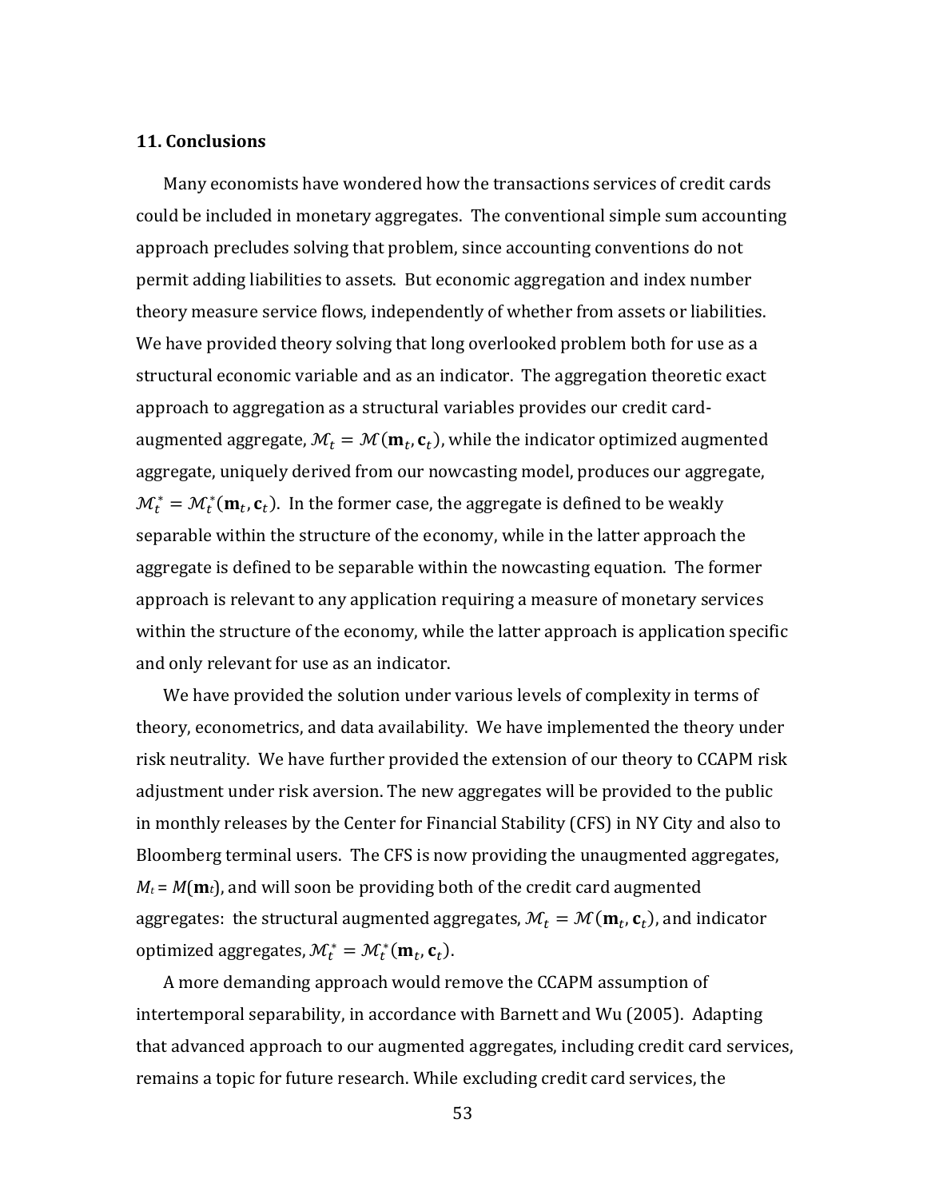## 11. Conclusions

Many economists have wondered how the transactions services of credit cards could be included in monetary aggregates. The conventional simple sum accounting approach precludes solving that problem, since accounting conventions do not permit adding liabilities to assets. But economic aggregation and index number theory measure service flows, independently of whether from assets or liabilities. We have provided theory solving that long overlooked problem both for use as a structural economic variable and as an indicator. The aggregation theoretic exact approach to aggregation as a structural variables provides our credit card-augmented aggregate, $\mathcal{M}_t = \mathcal{M}(\mathbf{m}_t, \mathbf{c}_t)$, while the indicator optimized augmented aggregate, uniquely derived from our nowcasting model, produces our aggregate, $\mathcal{M}_t^* = \mathcal{M}_t^*(\mathbf{m}_t, \mathbf{c}_t)$. In the former case, the aggregate is defined to be weakly separable within the structure of the economy, while in the latter approach the aggregate is defined to be separable within the nowcasting equation. The former approach is relevant to any application requiring a measure of monetary services within the structure of the economy, while the latter approach is application specific and only relevant for use as an indicator.

We have provided the solution under various levels of complexity in terms of theory, econometrics, and data availability. We have implemented the theory under risk neutrality. We have further provided the extension of our theory to CCAPM risk adjustment under risk aversion. The new aggregates will be provided to the public in monthly releases by the Center for Financial Stability (CFS) in NY City and also to Bloomberg terminal users. The CFS is now providing the unaugmented aggregates, $M_t = M(\mathbf{m}_t)$, and will soon be providing both of the credit card augmented aggregates: the structural augmented aggregates, $\mathcal{M}_t = \mathcal{M}(\mathbf{m}_t, \mathbf{c}_t)$, and indicator optimized aggregates, $\mathcal{M}_t^* = \mathcal{M}_t^*(\mathbf{m}_t, \mathbf{c}_t)$.

A more demanding approach would remove the CCAPM assumption of intertemporal separability, in accordance with Barnett and Wu (2005). Adapting that advanced approach to our augmented aggregates, including credit card services, remains a topic for future research. While excluding credit card services, the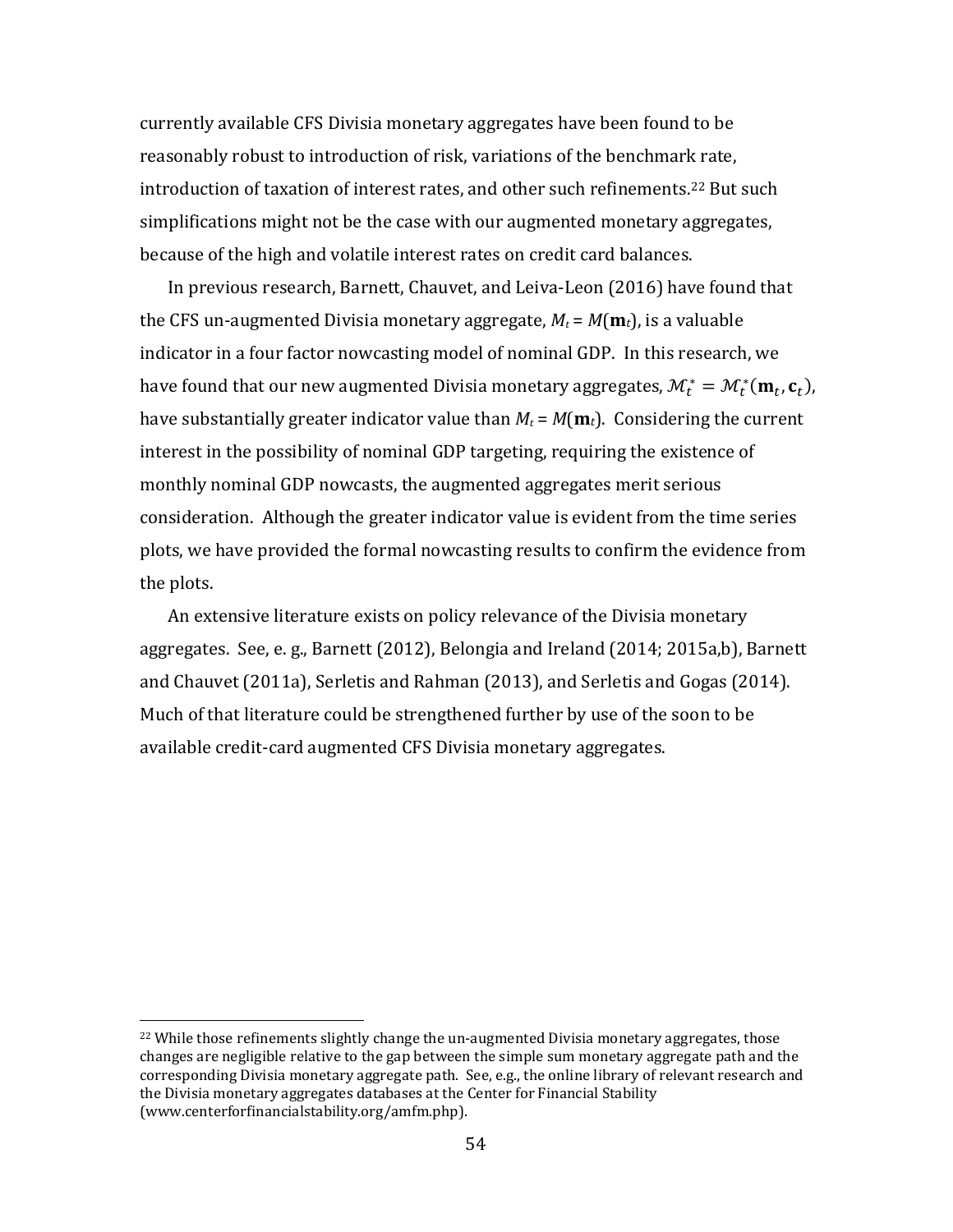currently available CFS Divisia monetary aggregates have been found to be reasonably robust to introduction of risk, variations of the benchmark rate, introduction of taxation of interest rates, and other such refinements.[22] But such simplifications might not be the case with our augmented monetary aggregates, because of the high and volatile interest rates on credit card balances.

In previous research, Barnett, Chauvet, and Leiva-Leon (2016) have found that the CFS un-augmented Divisia monetary aggregate, $M_t = M(\mathbf{m}_t)$, is a valuable indicator in a four factor nowcasting model of nominal GDP. In this research, we have found that our new augmented Divisia monetary aggregates, $\mathcal{M}_t^* = \mathcal{M}_t^*(\mathbf{m}_t, \mathbf{c}_t)$, have substantially greater indicator value than $M_t = M(\mathbf{m}_t)$. Considering the current interest in the possibility of nominal GDP targeting, requiring the existence of monthly nominal GDP nowcasts, the augmented aggregates merit serious consideration. Although the greater indicator value is evident from the time series plots, we have provided the formal nowcasting results to confirm the evidence from the plots.

An extensive literature exists on policy relevance of the Divisia monetary aggregates. See, e. g., Barnett (2012), Belongia and Ireland (2014; 2015a,b), Barnett and Chauvet (2011a), Serletis and Rahman (2013), and Serletis and Gogas (2014). Much of that literature could be strengthened further by use of the soon to be available credit-card augmented CFS Divisia monetary aggregates.

---

[22] While those refinements slightly change the un-augmented Divisia monetary aggregates, those changes are negligible relative to the gap between the simple sum monetary aggregate path and the corresponding Divisia monetary aggregate path. See, e.g., the online library of relevant research and the Divisia monetary aggregates databases at the Center for Financial Stability (www.centerforfinancialstability.org/amfm.php).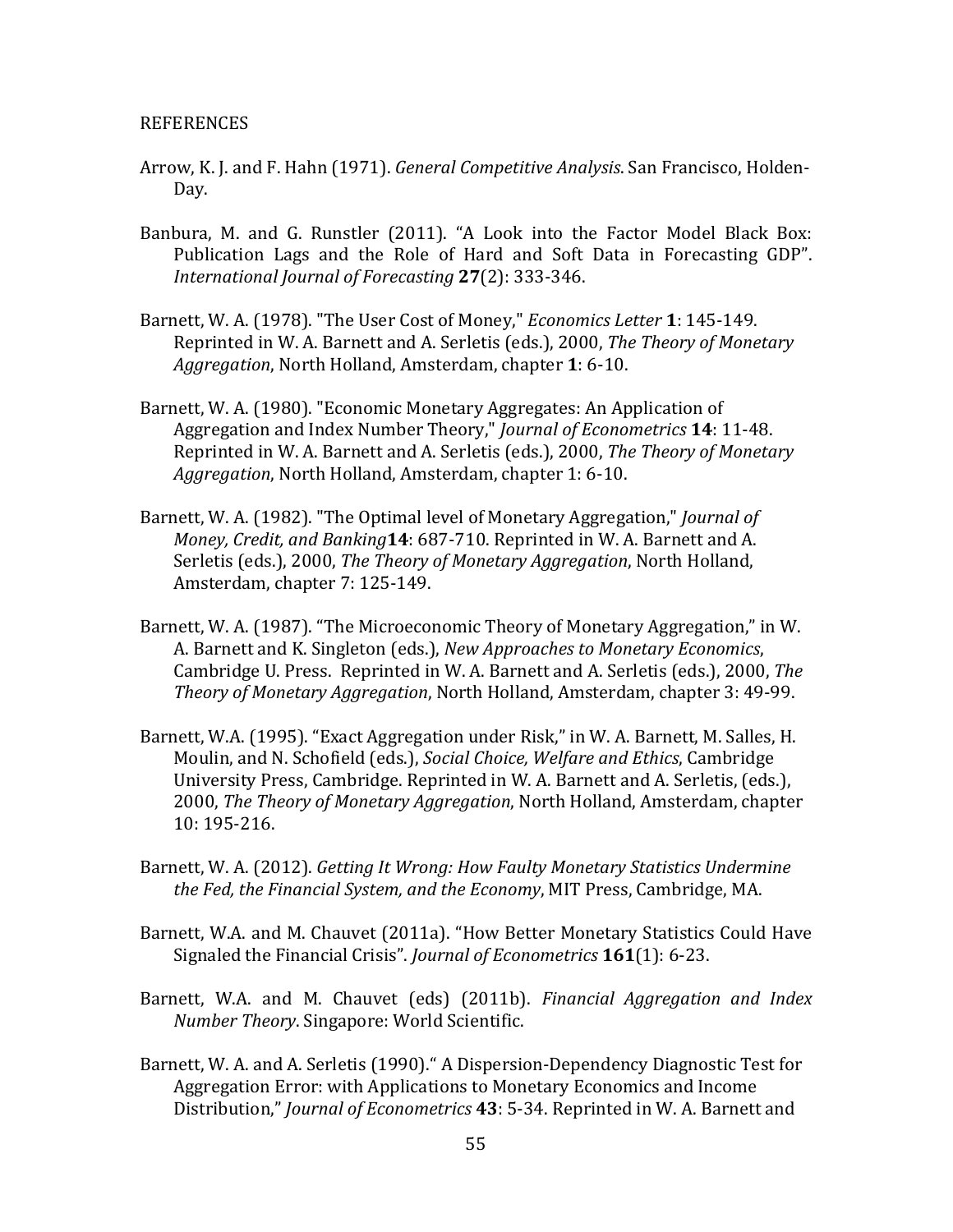REFERENCES

Arrow, K. J. and F. Hahn (1971). *General Competitive Analysis*. San Francisco, Holden-Day.

Banbura, M. and G. Runstler (2011). "A Look into the Factor Model Black Box: Publication Lags and the Role of Hard and Soft Data in Forecasting GDP". *International Journal of Forecasting* **27**(2): 333-346.

Barnett, W. A. (1978). "The User Cost of Money," *Economics Letter* **1**: 145-149. Reprinted in W. A. Barnett and A. Serletis (eds.), 2000, *The Theory of Monetary Aggregation*, North Holland, Amsterdam, chapter **1**: 6-10.

Barnett, W. A. (1980). "Economic Monetary Aggregates: An Application of Aggregation and Index Number Theory," *Journal of Econometrics* **14**: 11-48. Reprinted in W. A. Barnett and A. Serletis (eds.), 2000, *The Theory of Monetary Aggregation*, North Holland, Amsterdam, chapter 1: 6-10.

Barnett, W. A. (1982). "The Optimal level of Monetary Aggregation," *Journal of Money, Credit, and Banking* **14**: 687-710. Reprinted in W. A. Barnett and A. Serletis (eds.), 2000, *The Theory of Monetary Aggregation*, North Holland, Amsterdam, chapter 7: 125-149.

Barnett, W. A. (1987). "The Microeconomic Theory of Monetary Aggregation," in W. A. Barnett and K. Singleton (eds.), *New Approaches to Monetary Economics*, Cambridge U. Press. Reprinted in W. A. Barnett and A. Serletis (eds.), 2000, *The Theory of Monetary Aggregation*, North Holland, Amsterdam, chapter 3: 49-99.

Barnett, W.A. (1995). "Exact Aggregation under Risk," in W. A. Barnett, M. Salles, H. Moulin, and N. Schofield (eds.), *Social Choice, Welfare and Ethics*, Cambridge University Press, Cambridge. Reprinted in W. A. Barnett and A. Serletis, (eds.), 2000, *The Theory of Monetary Aggregation*, North Holland, Amsterdam, chapter 10: 195-216.

Barnett, W. A. (2012). *Getting It Wrong: How Faulty Monetary Statistics Undermine the Fed, the Financial System, and the Economy*, MIT Press, Cambridge, MA.

Barnett, W.A. and M. Chauvet (2011a). "How Better Monetary Statistics Could Have Signaled the Financial Crisis". *Journal of Econometrics* **161**(1): 6-23.

Barnett, W.A. and M. Chauvet (eds) (2011b). *Financial Aggregation and Index Number Theory*. Singapore: World Scientific.

Barnett, W. A. and A. Serletis (1990)." A Dispersion-Dependency Diagnostic Test for Aggregation Error: with Applications to Monetary Economics and Income Distribution," *Journal of Econometrics* **43**: 5-34. Reprinted in W. A. Barnett and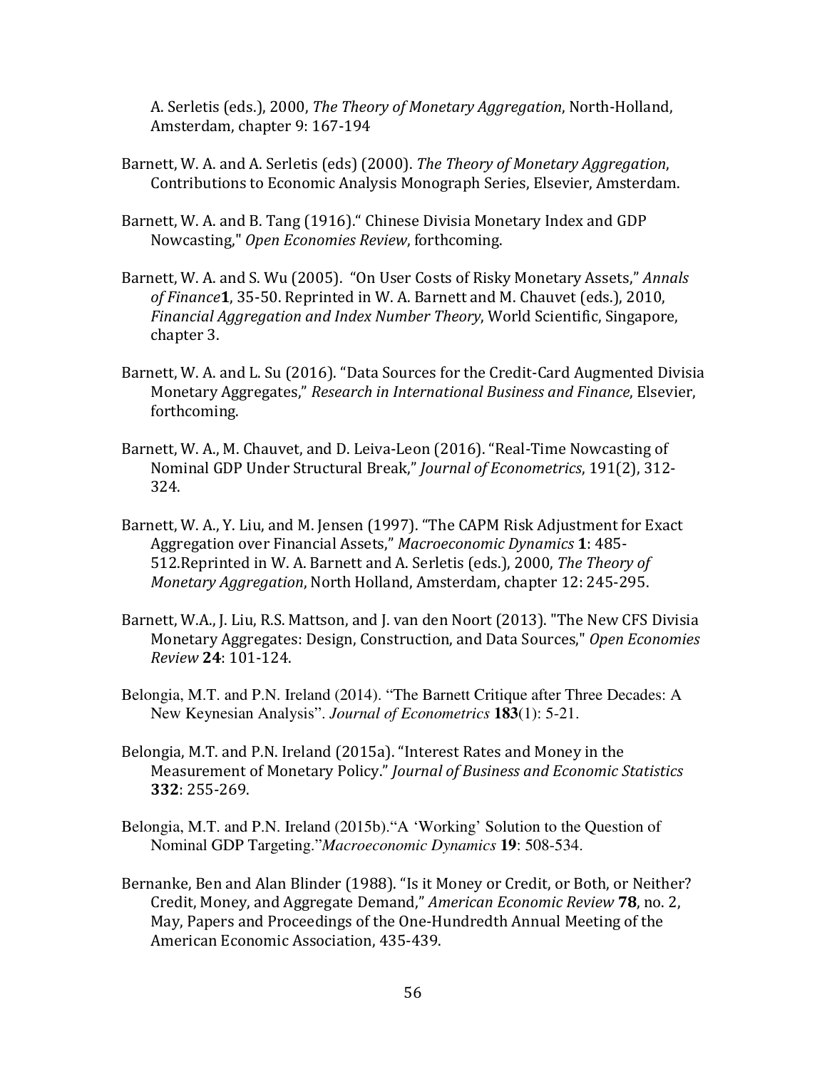A. Serletis (eds.), 2000, *The Theory of Monetary Aggregation*, North-Holland, Amsterdam, chapter 9: 167-194

Barnett, W. A. and A. Serletis (eds) (2000). *The Theory of Monetary Aggregation*, Contributions to Economic Analysis Monograph Series, Elsevier, Amsterdam.

Barnett, W. A. and B. Tang (1916).“ Chinese Divisia Monetary Index and GDP Nowcasting," *Open Economies Review*, forthcoming.

Barnett, W. A. and S. Wu (2005). “On User Costs of Risky Monetary Assets,” *Annals of Finance***1**, 35-50. Reprinted in W. A. Barnett and M. Chauvet (eds.), 2010, *Financial Aggregation and Index Number Theory*, World Scientific, Singapore, chapter 3.

Barnett, W. A. and L. Su (2016). “Data Sources for the Credit-Card Augmented Divisia Monetary Aggregates,” *Research in International Business and Finance*, Elsevier, forthcoming.

Barnett, W. A., M. Chauvet, and D. Leiva-Leon (2016). “Real-Time Nowcasting of Nominal GDP Under Structural Break,” *Journal of Econometrics*, 191(2), 312-324.

Barnett, W. A., Y. Liu, and M. Jensen (1997). “The CAPM Risk Adjustment for Exact Aggregation over Financial Assets,” *Macroeconomic Dynamics* **1**: 485-512.Reprinted in W. A. Barnett and A. Serletis (eds.), 2000, *The Theory of Monetary Aggregation*, North Holland, Amsterdam, chapter 12: 245-295.

Barnett, W.A., J. Liu, R.S. Mattson, and J. van den Noort (2013). "The New CFS Divisia Monetary Aggregates: Design, Construction, and Data Sources," *Open Economies Review* **24**: 101-124.

Belongia, M.T. and P.N. Ireland (2014). “The Barnett Critique after Three Decades: A New Keynesian Analysis”. *Journal of Econometrics* **183**(1): 5-21.

Belongia, M.T. and P.N. Ireland (2015a). “Interest Rates and Money in the Measurement of Monetary Policy.” *Journal of Business and Economic Statistics* **332**: 255-269.

Belongia, M.T. and P.N. Ireland (2015b).“A ‘Working’ Solution to the Question of Nominal GDP Targeting.”*Macroeconomic Dynamics* **19**: 508-534.

Bernanke, Ben and Alan Blinder (1988). “Is it Money or Credit, or Both, or Neither? Credit, Money, and Aggregate Demand,” *American Economic Review* **78**, no. 2, May, Papers and Proceedings of the One-Hundredth Annual Meeting of the American Economic Association, 435-439.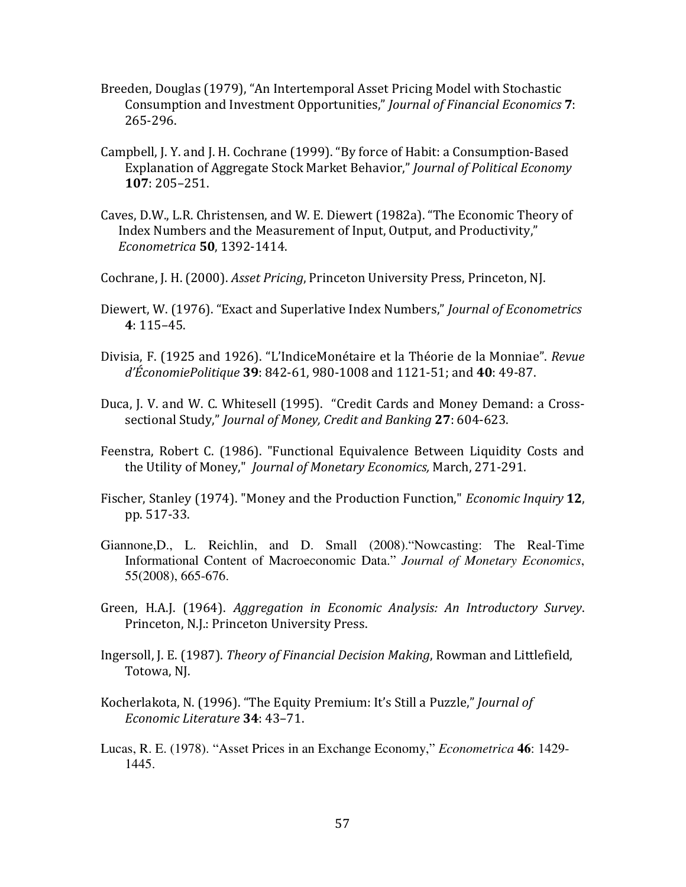Breeden, Douglas (1979), "An Intertemporal Asset Pricing Model with Stochastic Consumption and Investment Opportunities," *Journal of Financial Economics* **7**: 265-296.

Campbell, J. Y. and J. H. Cochrane (1999). "By force of Habit: a Consumption-Based Explanation of Aggregate Stock Market Behavior," *Journal of Political Economy* **107**: 205–251.

Caves, D.W., L.R. Christensen, and W. E. Diewert (1982a). "The Economic Theory of Index Numbers and the Measurement of Input, Output, and Productivity," *Econometrica* **50**, 1392-1414.

Cochrane, J. H. (2000). *Asset Pricing*, Princeton University Press, Princeton, NJ.

Diewert, W. (1976). "Exact and Superlative Index Numbers," *Journal of Econometrics* **4**: 115–45.

Divisia, F. (1925 and 1926). "L'IndiceMonétaire et la Théorie de la Monniae". *Revue d'ÉconomiePolitique* **39**: 842-61, 980-1008 and 1121-51; and **40**: 49-87.

Duca, J. V. and W. C. Whitesell (1995). "Credit Cards and Money Demand: a Cross-sectional Study," *Journal of Money, Credit and Banking* **27**: 604-623.

Feenstra, Robert C. (1986). "Functional Equivalence Between Liquidity Costs and the Utility of Money," *Journal of Monetary Economics,* March, 271-291.

Fischer, Stanley (1974). "Money and the Production Function," *Economic Inquiry* **12**, pp. 517-33.

Giannone,D., L. Reichlin, and D. Small (2008)."Nowcasting: The Real-Time Informational Content of Macroeconomic Data." *Journal of Monetary Economics*, 55(2008), 665-676.

Green, H.A.J. (1964). *Aggregation in Economic Analysis: An Introductory Survey*. Princeton, N.J.: Princeton University Press.

Ingersoll, J. E. (1987). *Theory of Financial Decision Making*, Rowman and Littlefield, Totowa, NJ.

Kocherlakota, N. (1996). "The Equity Premium: It's Still a Puzzle," *Journal of Economic Literature* **34**: 43–71.

Lucas, R. E. (1978). "Asset Prices in an Exchange Economy," *Econometrica* **46**: 1429-1445.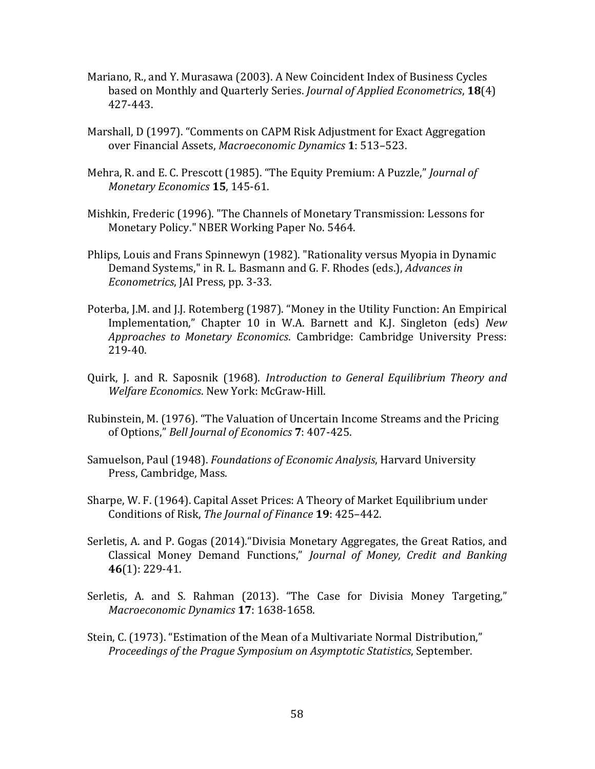Mariano, R., and Y. Murasawa (2003). A New Coincident Index of Business Cycles based on Monthly and Quarterly Series. *Journal of Applied Econometrics*, **18**(4) 427-443.

Marshall, D (1997). "Comments on CAPM Risk Adjustment for Exact Aggregation over Financial Assets, *Macroeconomic Dynamics* **1**: 513–523.

Mehra, R. and E. C. Prescott (1985). "The Equity Premium: A Puzzle," *Journal of Monetary Economics* **15**, 145-61.

Mishkin, Frederic (1996). "The Channels of Monetary Transmission: Lessons for Monetary Policy." NBER Working Paper No. 5464.

Phlips, Louis and Frans Spinnewyn (1982). "Rationality versus Myopia in Dynamic Demand Systems," in R. L. Basmann and G. F. Rhodes (eds.), *Advances in Econometrics*, JAI Press, pp. 3-33.

Poterba, J.M. and J.J. Rotemberg (1987). "Money in the Utility Function: An Empirical Implementation," Chapter 10 in W.A. Barnett and K.J. Singleton (eds) *New Approaches to Monetary Economics*. Cambridge: Cambridge University Press: 219-40.

Quirk, J. and R. Saposnik (1968). *Introduction to General Equilibrium Theory and Welfare Economics*. New York: McGraw-Hill.

Rubinstein, M. (1976). "The Valuation of Uncertain Income Streams and the Pricing of Options," *Bell Journal of Economics* **7**: 407-425.

Samuelson, Paul (1948). *Foundations of Economic Analysis*, Harvard University Press, Cambridge, Mass.

Sharpe, W. F. (1964). Capital Asset Prices: A Theory of Market Equilibrium under Conditions of Risk, *The Journal of Finance* **19**: 425–442.

Serletis, A. and P. Gogas (2014)."Divisia Monetary Aggregates, the Great Ratios, and Classical Money Demand Functions," *Journal of Money, Credit and Banking* **46**(1): 229-41.

Serletis, A. and S. Rahman (2013). "The Case for Divisia Money Targeting," *Macroeconomic Dynamics* **17**: 1638-1658.

Stein, C. (1973). "Estimation of the Mean of a Multivariate Normal Distribution," *Proceedings of the Prague Symposium on Asymptotic Statistics*, September.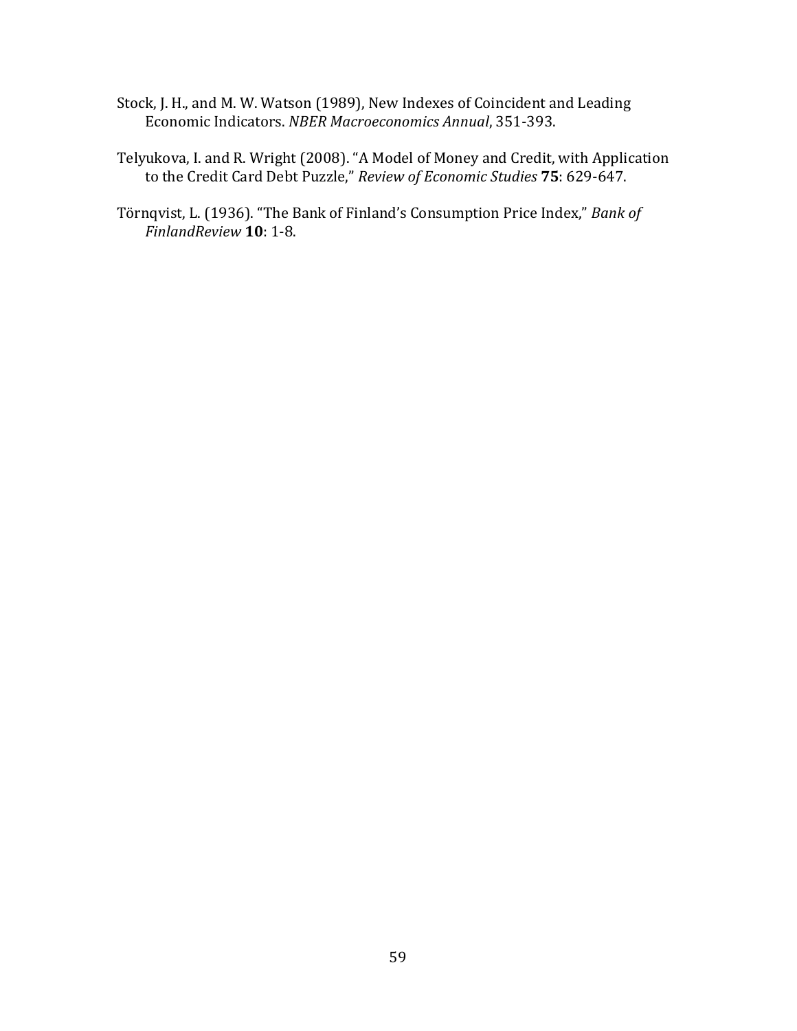Stock, J. H., and M. W. Watson (1989), New Indexes of Coincident and Leading Economic Indicators. *NBER Macroeconomics Annual*, 351-393.

Telyukova, I. and R. Wright (2008). "A Model of Money and Credit, with Application to the Credit Card Debt Puzzle," *Review of Economic Studies* **75**: 629-647.

Törnqvist, L. (1936). "The Bank of Finland's Consumption Price Index," *Bank of FinlandReview* **10**: 1-8.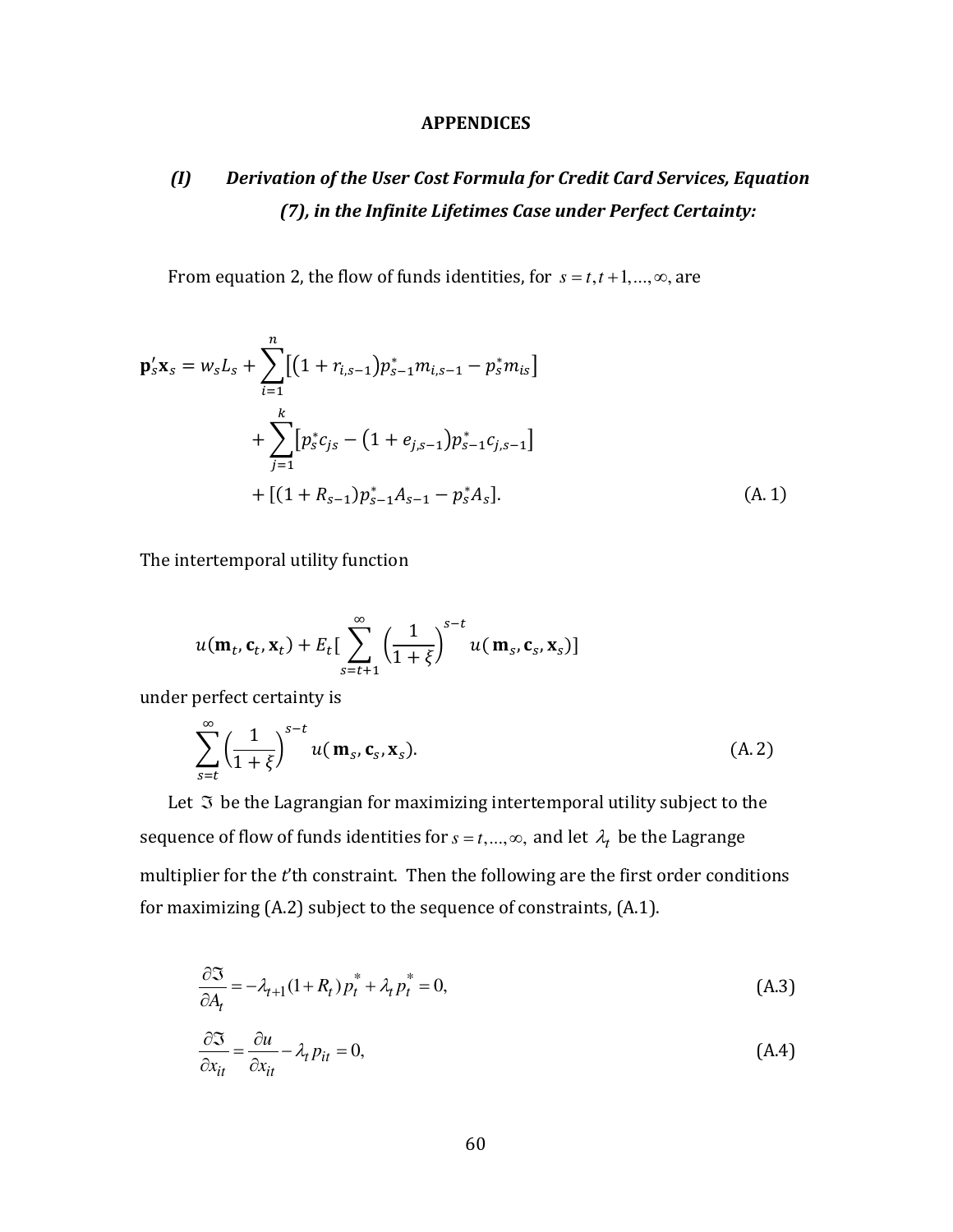# APPENDICES

## *(I) Derivation of the User Cost Formula for Credit Card Services, Equation (7), in the Infinite Lifetimes Case under Perfect Certainty:*

From equation 2, the flow of funds identities, for $s = t, t+1, \ldots, \infty$, are

$$
\begin{aligned}
\mathbf{p}_s'\mathbf{x}_s = w_s L_s &+ \sum_{i=1}^{n}\left[(1+r_{i,s-1})p_{s-1}^* m_{i,s-1} - p_s^* m_{is}\right] \\
&+ \sum_{j=1}^{k}\left[p_s^* c_{js} - (1+e_{j,s-1})p_{s-1}^* c_{j,s-1}\right] \\
&+ \left[(1+R_{s-1})p_{s-1}^* A_{s-1} - p_s^* A_s\right]. \qquad (A.1)
\end{aligned}
$$

The intertemporal utility function

$$
u(\mathbf{m}_t, \mathbf{c}_t, \mathbf{x}_t) + E_t\left[\sum_{s=t+1}^{\infty}\left(\frac{1}{1+\xi}\right)^{s-t} u(\mathbf{m}_s, \mathbf{c}_s, \mathbf{x}_s)\right]
$$

under perfect certainty is

$$
\sum_{s=t}^{\infty}\left(\frac{1}{1+\xi}\right)^{s-t} u(\mathbf{m}_s, \mathbf{c}_s, \mathbf{x}_s). \qquad (A.2)
$$

Let $\Im$ be the Lagrangian for maximizing intertemporal utility subject to the sequence of flow of funds identities for $s = t, \ldots, \infty$, and let $\lambda_t$ be the Lagrange multiplier for the *t*'th constraint. Then the following are the first order conditions for maximizing (A.2) subject to the sequence of constraints, (A.1).

$$
\frac{\partial \Im}{\partial A_t} = -\lambda_{t+1}(1+R_t)p_t^* + \lambda_t p_t^* = 0, \qquad (A.3)
$$

$$
\frac{\partial \Im}{\partial x_{it}} = \frac{\partial u}{\partial x_{it}} - \lambda_t p_{it} = 0, \qquad (A.4)
$$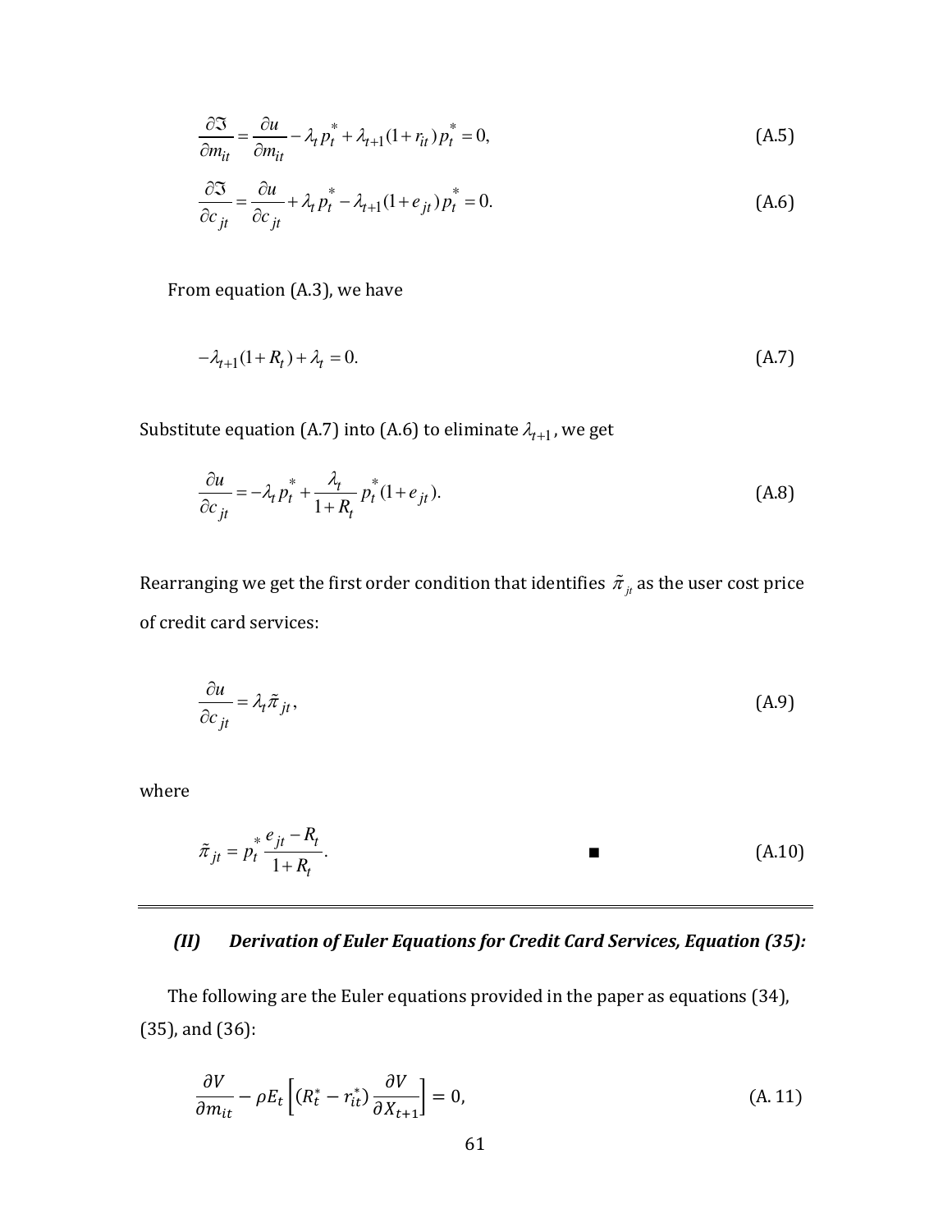$$\frac{\partial \Im}{\partial m_{it}} = \frac{\partial u}{\partial m_{it}} - \lambda_t p_t^* + \lambda_{t+1}(1+r_{it}) p_t^* = 0, \tag{A.5}$$

$$\frac{\partial \Im}{\partial c_{jt}} = \frac{\partial u}{\partial c_{jt}} + \lambda_t p_t^* - \lambda_{t+1}(1+e_{jt}) p_t^* = 0. \tag{A.6}$$

From equation (A.3), we have

$$-\lambda_{t+1}(1+R_t) + \lambda_t = 0. \tag{A.7}$$

Substitute equation (A.7) into (A.6) to eliminate $\lambda_{t+1}$, we get

$$\frac{\partial u}{\partial c_{jt}} = -\lambda_t p_t^* + \frac{\lambda_t}{1+R_t} p_t^*(1+e_{jt}). \tag{A.8}$$

Rearranging we get the first order condition that identifies $\tilde{\pi}_{jt}$ as the user cost price of credit card services:

$$\frac{\partial u}{\partial c_{jt}} = \lambda_t \tilde{\pi}_{jt}, \tag{A.9}$$

where

$$\tilde{\pi}_{jt} = p_t^* \frac{e_{jt} - R_t}{1+R_t}. \quad \blacksquare \tag{A.10}$$

---

### *(II) Derivation of Euler Equations for Credit Card Services, Equation (35):*

The following are the Euler equations provided in the paper as equations (34), (35), and (36):

$$\frac{\partial V}{\partial m_{it}} - \rho E_t \left[ (R_t^* - r_{it}^*) \frac{\partial V}{\partial X_{t+1}} \right] = 0, \tag{A.11}$$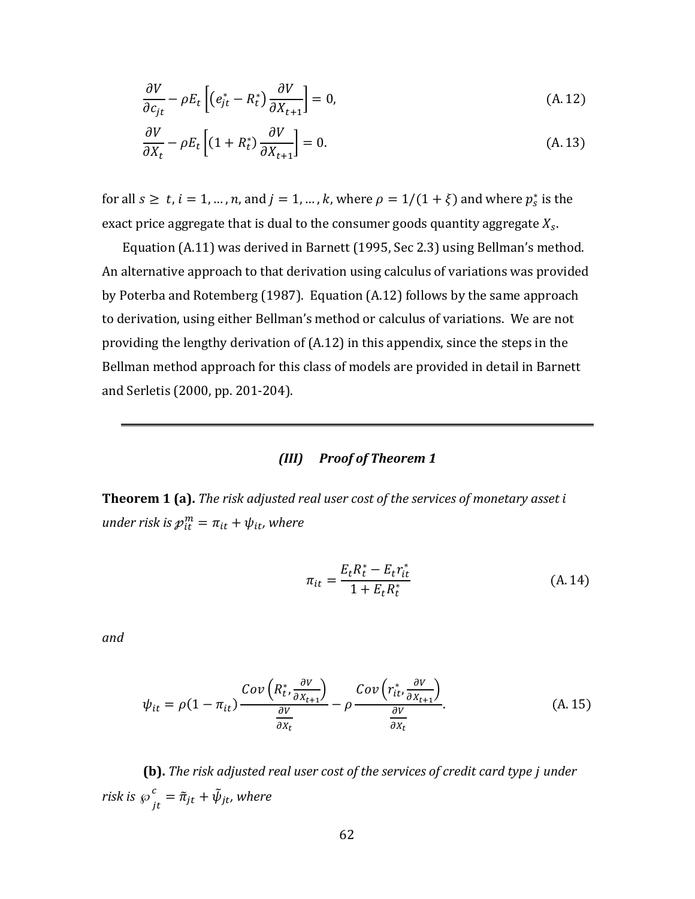$$\frac{\partial V}{\partial c_{jt}} - \rho E_t \left[ \left( e_{jt}^* - R_t^* \right) \frac{\partial V}{\partial X_{t+1}} \right] = 0, \tag{A.12}$$

$$\frac{\partial V}{\partial X_t} - \rho E_t \left[ \left( 1 + R_t^* \right) \frac{\partial V}{\partial X_{t+1}} \right] = 0. \tag{A.13}$$

for all $s \geq t$, $i = 1, \ldots, n$, and $j = 1, \ldots, k$, where $\rho = 1/(1 + \xi)$ and where $p_s^*$ is the exact price aggregate that is dual to the consumer goods quantity aggregate $X_s$.

Equation (A.11) was derived in Barnett (1995, Sec 2.3) using Bellman's method. An alternative approach to that derivation using calculus of variations was provided by Poterba and Rotemberg (1987). Equation (A.12) follows by the same approach to derivation, using either Bellman's method or calculus of variations. We are not providing the lengthy derivation of (A.12) in this appendix, since the steps in the Bellman method approach for this class of models are provided in detail in Barnett and Serletis (2000, pp. 201-204).

---

### *(III) Proof of Theorem 1*

**Theorem 1 (a).** *The risk adjusted real user cost of the services of monetary asset i under risk is* $\wp_{it}^m = \pi_{it} + \psi_{it}$, *where*

$$\pi_{it} = \frac{E_t R_t^* - E_t r_{it}^*}{1 + E_t R_t^*} \tag{A.14}$$

*and*

$$\psi_{it} = \rho(1 - \pi_{it}) \frac{Cov\left(R_t^*, \frac{\partial V}{\partial X_{t+1}}\right)}{\frac{\partial V}{\partial X_t}} - \rho \frac{Cov\left(r_{it}^*, \frac{\partial V}{\partial X_{t+1}}\right)}{\frac{\partial V}{\partial X_t}}. \tag{A.15}$$

**(b).** *The risk adjusted real user cost of the services of credit card type j under risk is* $\wp_{jt}^c = \tilde{\pi}_{jt} + \tilde{\psi}_{jt}$, *where*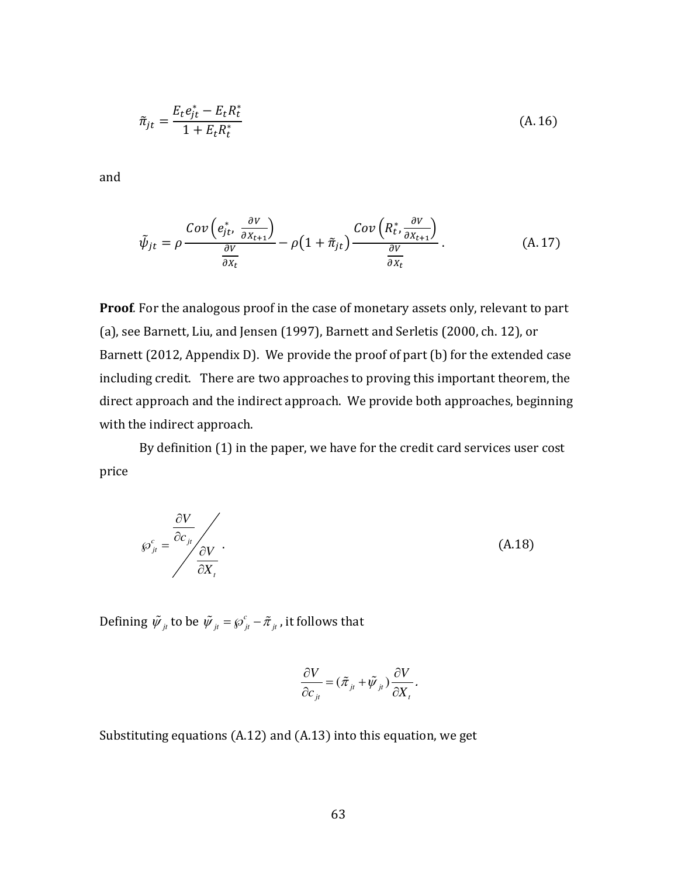$$\tilde{\pi}_{jt} = \frac{E_t e_{jt}^* - E_t R_t^*}{1 + E_t R_t^*} \tag{A.16}$$

and

$$\tilde{\psi}_{jt} = \rho \frac{Cov\left(e_{jt}^*, \frac{\partial V}{\partial X_{t+1}}\right)}{\frac{\partial V}{\partial X_t}} - \rho\left(1 + \tilde{\pi}_{jt}\right) \frac{Cov\left(R_t^*, \frac{\partial V}{\partial X_{t+1}}\right)}{\frac{\partial V}{\partial X_t}}. \tag{A.17}$$

**Proof**. For the analogous proof in the case of monetary assets only, relevant to part (a), see Barnett, Liu, and Jensen (1997), Barnett and Serletis (2000, ch. 12), or Barnett (2012, Appendix D). We provide the proof of part (b) for the extended case including credit. There are two approaches to proving this important theorem, the direct approach and the indirect approach. We provide both approaches, beginning with the indirect approach.

By definition (1) in the paper, we have for the credit card services user cost price

$$\wp_{jt}^c = \frac{\partial V}{\partial c_{jt}} \Big/ \frac{\partial V}{\partial X_t}. \tag{A.18}$$

Defining $\tilde{\psi}_{jt}$ to be $\tilde{\psi}_{jt} = \wp_{jt}^c - \tilde{\pi}_{jt}$, it follows that

$$\frac{\partial V}{\partial c_{jt}} = (\tilde{\pi}_{jt} + \tilde{\psi}_{jt}) \frac{\partial V}{\partial X_t}.$$

Substituting equations (A.12) and (A.13) into this equation, we get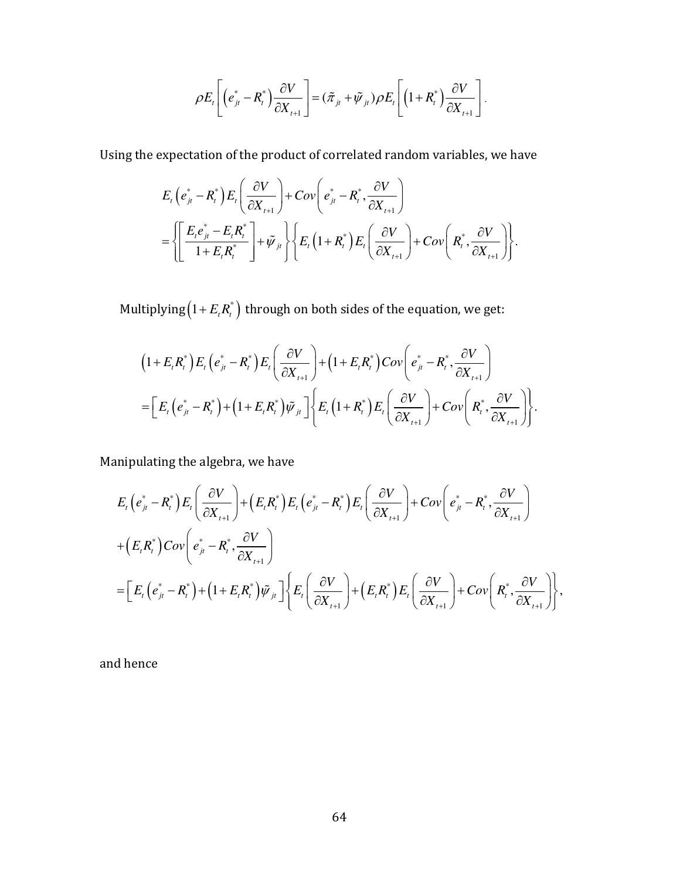$$\rho E_t\left[\left(e_{jt}^* - R_t^*\right)\frac{\partial V}{\partial X_{t+1}}\right] = (\tilde{\pi}_{jt} + \tilde{\psi}_{jt})\rho E_t\left[\left(1 + R_t^*\right)\frac{\partial V}{\partial X_{t+1}}\right].$$

Using the expectation of the product of correlated random variables, we have

$$E_t\left(e_{jt}^* - R_t^*\right)E_t\left(\frac{\partial V}{\partial X_{t+1}}\right) + Cov\left(e_{jt}^* - R_t^*, \frac{\partial V}{\partial X_{t+1}}\right)$$
$$= \left\{\left[\frac{E_t e_{jt}^* - E_t R_t^*}{1 + E_t R_t^*}\right] + \tilde{\psi}_{jt}\right\}\left\{E_t\left(1 + R_t^*\right)E_t\left(\frac{\partial V}{\partial X_{t+1}}\right) + Cov\left(R_t^*, \frac{\partial V}{\partial X_{t+1}}\right)\right\}.$$

Multiplying $\left(1 + E_t R_t^*\right)$ through on both sides of the equation, we get:

$$\left(1 + E_t R_t^*\right)E_t\left(e_{jt}^* - R_t^*\right)E_t\left(\frac{\partial V}{\partial X_{t+1}}\right) + \left(1 + E_t R_t^*\right)Cov\left(e_{jt}^* - R_t^*, \frac{\partial V}{\partial X_{t+1}}\right)$$
$$= \left[E_t\left(e_{jt}^* - R_t^*\right) + \left(1 + E_t R_t^*\right)\tilde{\psi}_{jt}\right]\left\{E_t\left(1 + R_t^*\right)E_t\left(\frac{\partial V}{\partial X_{t+1}}\right) + Cov\left(R_t^*, \frac{\partial V}{\partial X_{t+1}}\right)\right\}.$$

Manipulating the algebra, we have

$$E_t\left(e_{jt}^* - R_t^*\right)E_t\left(\frac{\partial V}{\partial X_{t+1}}\right) + \left(E_t R_t^*\right)E_t\left(e_{jt}^* - R_t^*\right)E_t\left(\frac{\partial V}{\partial X_{t+1}}\right) + Cov\left(e_{jt}^* - R_t^*, \frac{\partial V}{\partial X_{t+1}}\right)$$
$$+ \left(E_t R_t^*\right)Cov\left(e_{jt}^* - R_t^*, \frac{\partial V}{\partial X_{t+1}}\right)$$
$$= \left[E_t\left(e_{jt}^* - R_t^*\right) + \left(1 + E_t R_t^*\right)\tilde{\psi}_{jt}\right]\left\{E_t\left(\frac{\partial V}{\partial X_{t+1}}\right) + \left(E_t R_t^*\right)E_t\left(\frac{\partial V}{\partial X_{t+1}}\right) + Cov\left(R_t^*, \frac{\partial V}{\partial X_{t+1}}\right)\right\},$$

and hence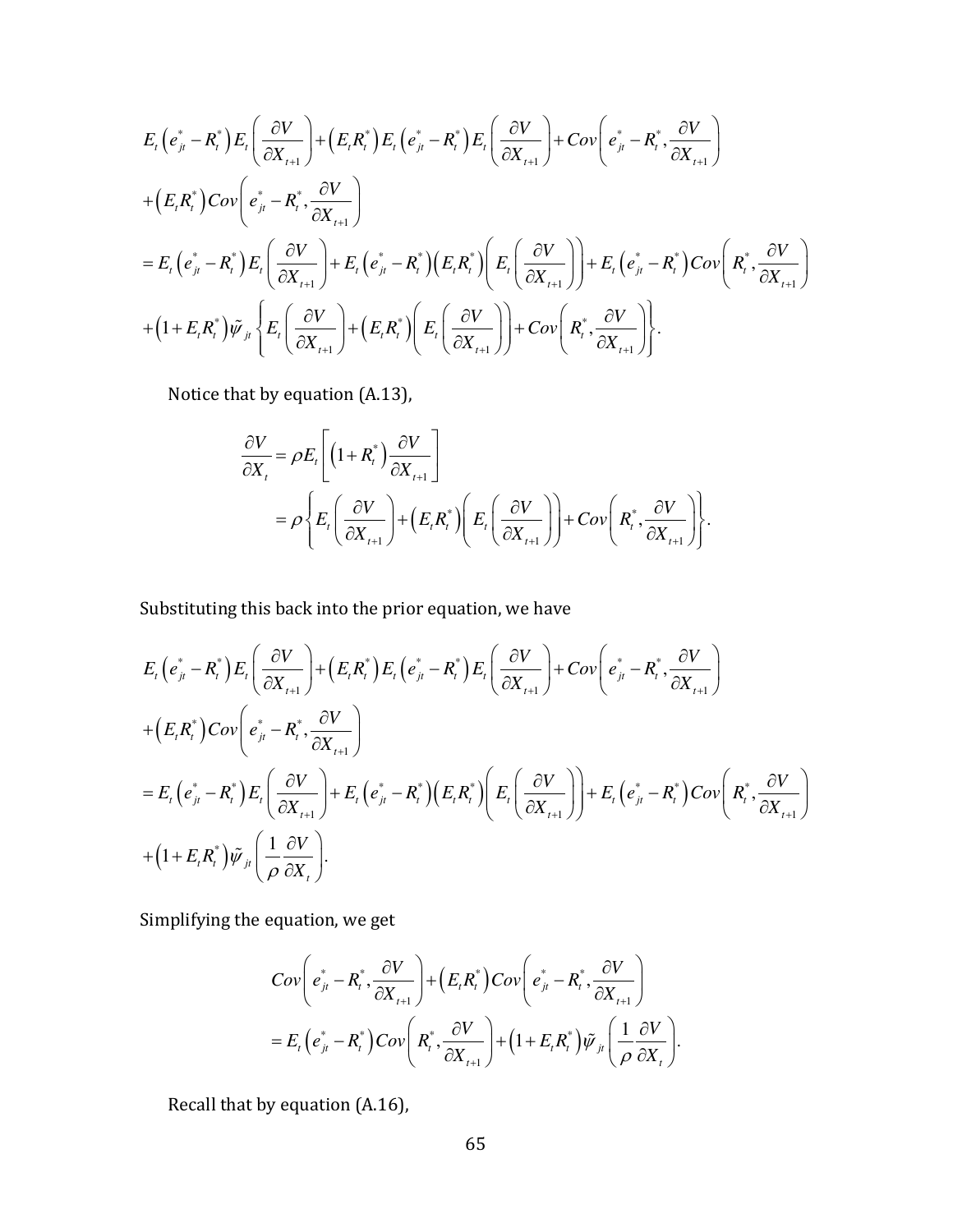$$
\begin{aligned}
&E_t\left(e_{jt}^* - R_t^*\right)E_t\left(\frac{\partial V}{\partial X_{t+1}}\right) + \left(E_t R_t^*\right)E_t\left(e_{jt}^* - R_t^*\right)E_t\left(\frac{\partial V}{\partial X_{t+1}}\right) + Cov\left(e_{jt}^* - R_t^*, \frac{\partial V}{\partial X_{t+1}}\right) \\
&+ \left(E_t R_t^*\right)Cov\left(e_{jt}^* - R_t^*, \frac{\partial V}{\partial X_{t+1}}\right) \\
&= E_t\left(e_{jt}^* - R_t^*\right)E_t\left(\frac{\partial V}{\partial X_{t+1}}\right) + E_t\left(e_{jt}^* - R_t^*\right)\left(E_t R_t^*\right)\left(E_t\left(\frac{\partial V}{\partial X_{t+1}}\right)\right) + E_t\left(e_{jt}^* - R_t^*\right)Cov\left(R_t^*, \frac{\partial V}{\partial X_{t+1}}\right) \\
&+ \left(1 + E_t R_t^*\right)\tilde{\psi}_{jt}\left\{E_t\left(\frac{\partial V}{\partial X_{t+1}}\right) + \left(E_t R_t^*\right)\left(E_t\left(\frac{\partial V}{\partial X_{t+1}}\right)\right) + Cov\left(R_t^*, \frac{\partial V}{\partial X_{t+1}}\right)\right\}.
\end{aligned}
$$

Notice that by equation (A.13),

$$
\begin{aligned}
\frac{\partial V}{\partial X_t} &= \rho E_t\left[\left(1 + R_t^*\right)\frac{\partial V}{\partial X_{t+1}}\right] \\
&= \rho\left\{E_t\left(\frac{\partial V}{\partial X_{t+1}}\right) + \left(E_t R_t^*\right)\left(E_t\left(\frac{\partial V}{\partial X_{t+1}}\right)\right) + Cov\left(R_t^*, \frac{\partial V}{\partial X_{t+1}}\right)\right\}.
\end{aligned}
$$

Substituting this back into the prior equation, we have

$$
\begin{aligned}
&E_t\left(e_{jt}^* - R_t^*\right)E_t\left(\frac{\partial V}{\partial X_{t+1}}\right) + \left(E_t R_t^*\right)E_t\left(e_{jt}^* - R_t^*\right)E_t\left(\frac{\partial V}{\partial X_{t+1}}\right) + Cov\left(e_{jt}^* - R_t^*, \frac{\partial V}{\partial X_{t+1}}\right) \\
&+ \left(E_t R_t^*\right)Cov\left(e_{jt}^* - R_t^*, \frac{\partial V}{\partial X_{t+1}}\right) \\
&= E_t\left(e_{jt}^* - R_t^*\right)E_t\left(\frac{\partial V}{\partial X_{t+1}}\right) + E_t\left(e_{jt}^* - R_t^*\right)\left(E_t R_t^*\right)\left(E_t\left(\frac{\partial V}{\partial X_{t+1}}\right)\right) + E_t\left(e_{jt}^* - R_t^*\right)Cov\left(R_t^*, \frac{\partial V}{\partial X_{t+1}}\right) \\
&+ \left(1 + E_t R_t^*\right)\tilde{\psi}_{jt}\left(\frac{1}{\rho}\frac{\partial V}{\partial X_t}\right).
\end{aligned}
$$

Simplifying the equation, we get

$$
\begin{aligned}
&Cov\left(e_{jt}^* - R_t^*, \frac{\partial V}{\partial X_{t+1}}\right) + \left(E_t R_t^*\right)Cov\left(e_{jt}^* - R_t^*, \frac{\partial V}{\partial X_{t+1}}\right) \\
&= E_t\left(e_{jt}^* - R_t^*\right)Cov\left(R_t^*, \frac{\partial V}{\partial X_{t+1}}\right) + \left(1 + E_t R_t^*\right)\tilde{\psi}_{jt}\left(\frac{1}{\rho}\frac{\partial V}{\partial X_t}\right).
\end{aligned}
$$

Recall that by equation (A.16),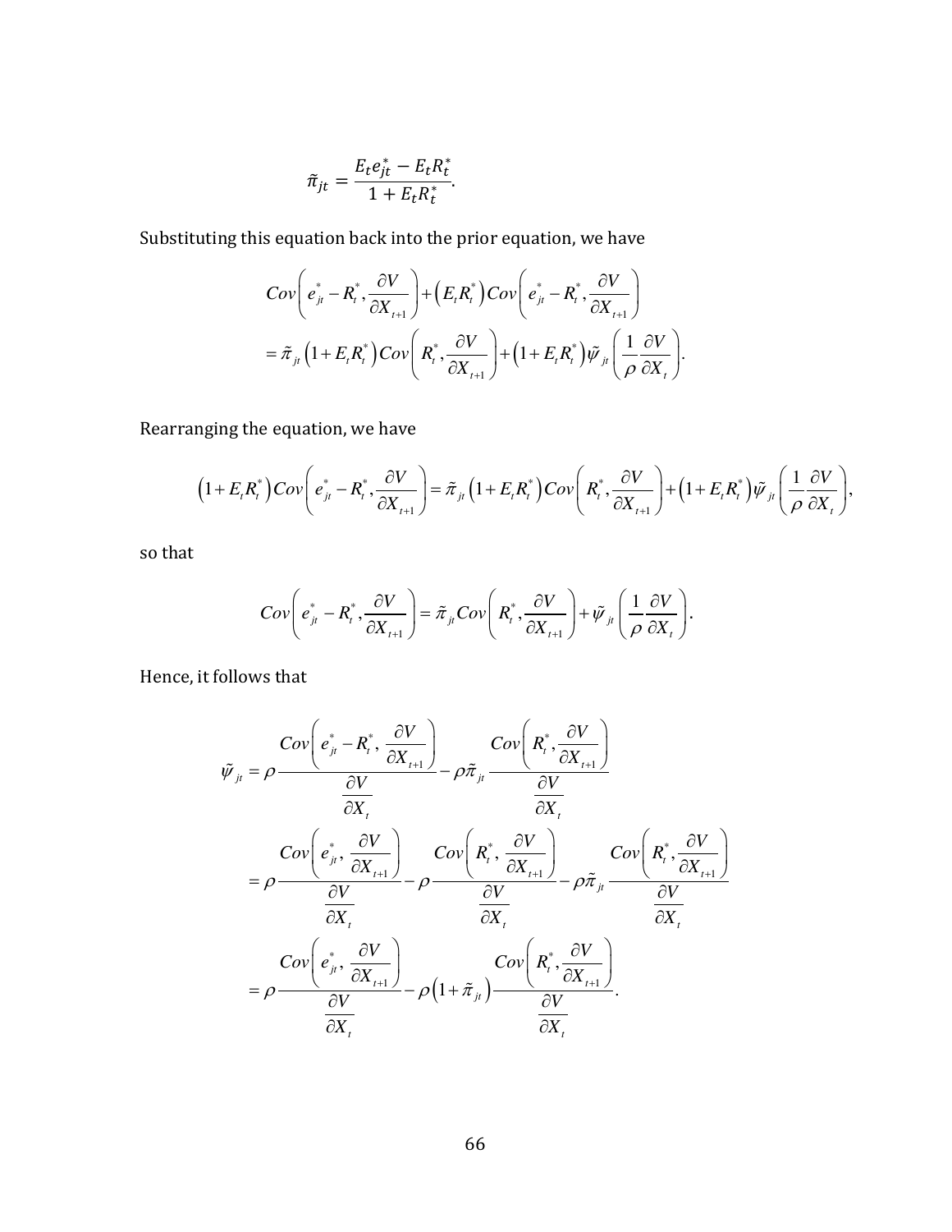$$\tilde{\pi}_{jt} = \frac{E_t e_{jt}^* - E_t R_t^*}{1 + E_t R_t^*}.$$

Substituting this equation back into the prior equation, we have

$$Cov\left(e_{jt}^* - R_t^*, \frac{\partial V}{\partial X_{t+1}}\right) + \left(E_t R_t^*\right) Cov\left(e_{jt}^* - R_t^*, \frac{\partial V}{\partial X_{t+1}}\right)$$
$$= \tilde{\pi}_{jt}\left(1 + E_t R_t^*\right) Cov\left(R_t^*, \frac{\partial V}{\partial X_{t+1}}\right) + \left(1 + E_t R_t^*\right)\tilde{\psi}_{jt}\left(\frac{1}{\rho}\frac{\partial V}{\partial X_t}\right).$$

Rearranging the equation, we have

$$\left(1 + E_t R_t^*\right) Cov\left(e_{jt}^* - R_t^*, \frac{\partial V}{\partial X_{t+1}}\right) = \tilde{\pi}_{jt}\left(1 + E_t R_t^*\right) Cov\left(R_t^*, \frac{\partial V}{\partial X_{t+1}}\right) + \left(1 + E_t R_t^*\right)\tilde{\psi}_{jt}\left(\frac{1}{\rho}\frac{\partial V}{\partial X_t}\right),$$

so that

$$Cov\left(e_{jt}^* - R_t^*, \frac{\partial V}{\partial X_{t+1}}\right) = \tilde{\pi}_{jt} Cov\left(R_t^*, \frac{\partial V}{\partial X_{t+1}}\right) + \tilde{\psi}_{jt}\left(\frac{1}{\rho}\frac{\partial V}{\partial X_t}\right).$$

Hence, it follows that

$$\tilde{\psi}_{jt} = \rho \frac{Cov\left(e_{jt}^* - R_t^*, \frac{\partial V}{\partial X_{t+1}}\right)}{\frac{\partial V}{\partial X_t}} - \rho \tilde{\pi}_{jt} \frac{Cov\left(R_t^*, \frac{\partial V}{\partial X_{t+1}}\right)}{\frac{\partial V}{\partial X_t}}$$
$$= \rho \frac{Cov\left(e_{jt}^*, \frac{\partial V}{\partial X_{t+1}}\right)}{\frac{\partial V}{\partial X_t}} - \rho \frac{Cov\left(R_t^*, \frac{\partial V}{\partial X_{t+1}}\right)}{\frac{\partial V}{\partial X_t}} - \rho \tilde{\pi}_{jt} \frac{Cov\left(R_t^*, \frac{\partial V}{\partial X_{t+1}}\right)}{\frac{\partial V}{\partial X_t}}$$
$$= \rho \frac{Cov\left(e_{jt}^*, \frac{\partial V}{\partial X_{t+1}}\right)}{\frac{\partial V}{\partial X_t}} - \rho\left(1 + \tilde{\pi}_{jt}\right) \frac{Cov\left(R_t^*, \frac{\partial V}{\partial X_{t+1}}\right)}{\frac{\partial V}{\partial X_t}}.$$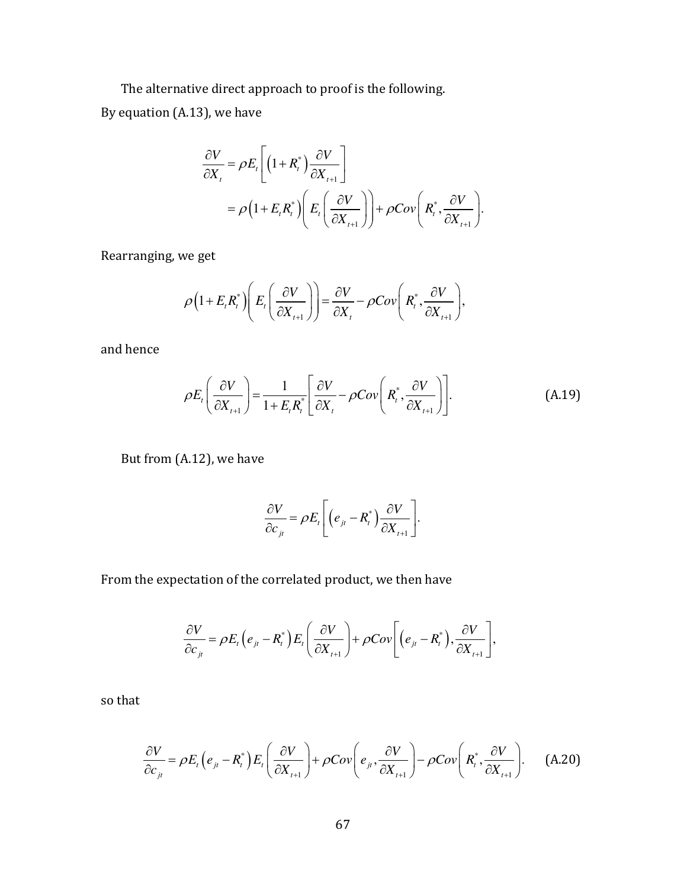The alternative direct approach to proof is the following.

By equation (A.13), we have

$$\frac{\partial V}{\partial X_t} = \rho E_t\left[\left(1+R_t^*\right)\frac{\partial V}{\partial X_{t+1}}\right]$$

$$= \rho\left(1+E_t R_t^*\right)\left(E_t\left(\frac{\partial V}{\partial X_{t+1}}\right)\right) + \rho Cov\left(R_t^*, \frac{\partial V}{\partial X_{t+1}}\right).$$

Rearranging, we get

$$\rho\left(1+E_t R_t^*\right)\left(E_t\left(\frac{\partial V}{\partial X_{t+1}}\right)\right) = \frac{\partial V}{\partial X_t} - \rho Cov\left(R_t^*, \frac{\partial V}{\partial X_{t+1}}\right),$$

and hence

$$\rho E_t\left(\frac{\partial V}{\partial X_{t+1}}\right) = \frac{1}{1+E_t R_t^*}\left[\frac{\partial V}{\partial X_t} - \rho Cov\left(R_t^*, \frac{\partial V}{\partial X_{t+1}}\right)\right]. \tag{A.19}$$

But from (A.12), we have

$$\frac{\partial V}{\partial c_{jt}} = \rho E_t\left[\left(e_{jt} - R_t^*\right)\frac{\partial V}{\partial X_{t+1}}\right].$$

From the expectation of the correlated product, we then have

$$\frac{\partial V}{\partial c_{jt}} = \rho E_t\left(e_{jt} - R_t^*\right)E_t\left(\frac{\partial V}{\partial X_{t+1}}\right) + \rho Cov\left[\left(e_{jt} - R_t^*\right), \frac{\partial V}{\partial X_{t+1}}\right],$$

so that

$$\frac{\partial V}{\partial c_{jt}} = \rho E_t\left(e_{jt} - R_t^*\right)E_t\left(\frac{\partial V}{\partial X_{t+1}}\right) + \rho Cov\left(e_{jt}, \frac{\partial V}{\partial X_{t+1}}\right) - \rho Cov\left(R_t^*, \frac{\partial V}{\partial X_{t+1}}\right). \tag{A.20}$$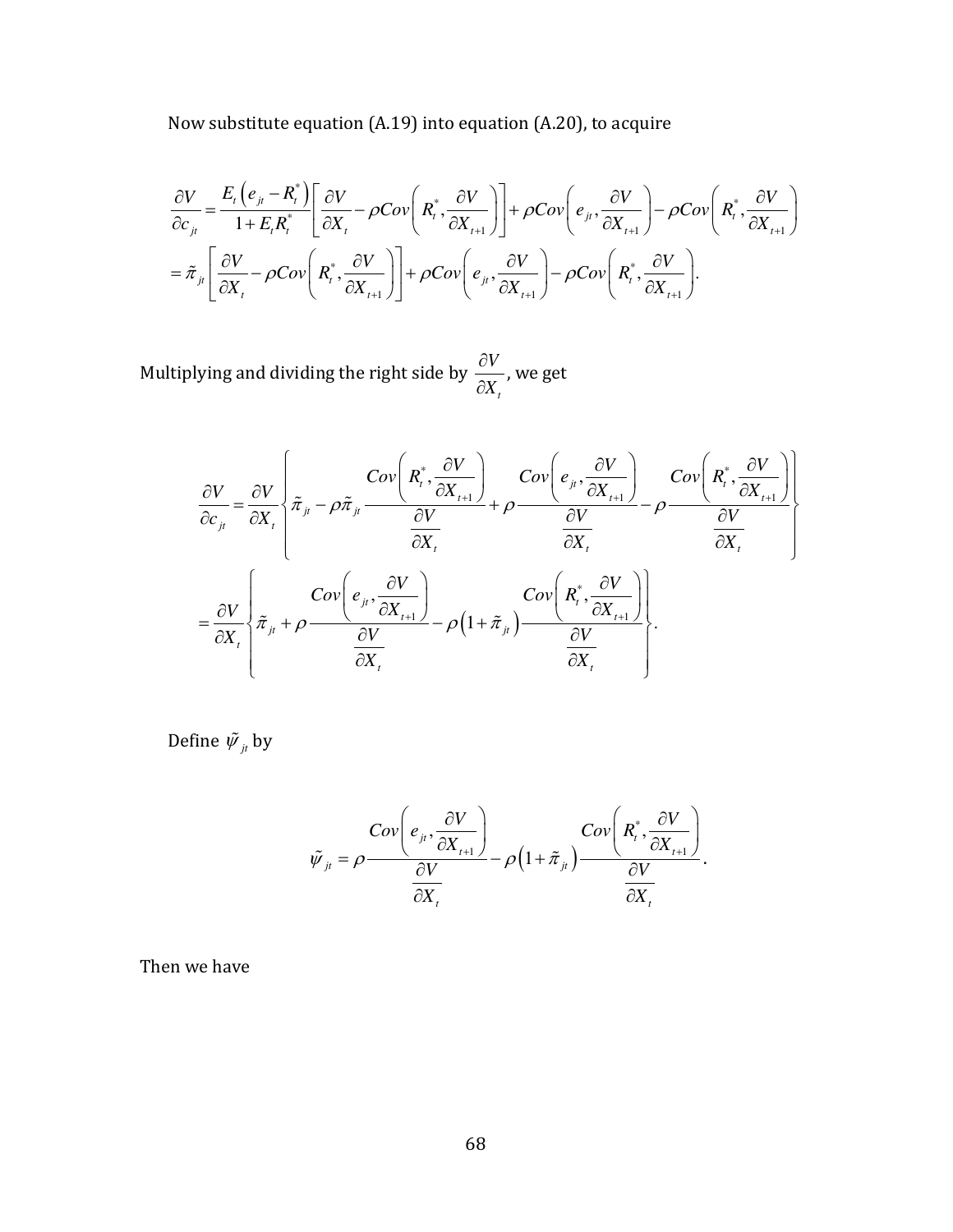Now substitute equation (A.19) into equation (A.20), to acquire

$$
\begin{aligned}
\frac{\partial V}{\partial c_{jt}} &= \frac{E_t\left(e_{jt} - R_t^*\right)}{1 + E_t R_t^*}\left[\frac{\partial V}{\partial X_t} - \rho Cov\left(R_t^*, \frac{\partial V}{\partial X_{t+1}}\right)\right] + \rho Cov\left(e_{jt}, \frac{\partial V}{\partial X_{t+1}}\right) - \rho Cov\left(R_t^*, \frac{\partial V}{\partial X_{t+1}}\right) \\
&= \tilde{\pi}_{jt}\left[\frac{\partial V}{\partial X_t} - \rho Cov\left(R_t^*, \frac{\partial V}{\partial X_{t+1}}\right)\right] + \rho Cov\left(e_{jt}, \frac{\partial V}{\partial X_{t+1}}\right) - \rho Cov\left(R_t^*, \frac{\partial V}{\partial X_{t+1}}\right).
\end{aligned}
$$

Multiplying and dividing the right side by $\frac{\partial V}{\partial X_t}$, we get

$$
\begin{aligned}
\frac{\partial V}{\partial c_{jt}} &= \frac{\partial V}{\partial X_t}\left\{\tilde{\pi}_{jt} - \rho\tilde{\pi}_{jt}\frac{Cov\left(R_t^*, \frac{\partial V}{\partial X_{t+1}}\right)}{\frac{\partial V}{\partial X_t}} + \rho\frac{Cov\left(e_{jt}, \frac{\partial V}{\partial X_{t+1}}\right)}{\frac{\partial V}{\partial X_t}} - \rho\frac{Cov\left(R_t^*, \frac{\partial V}{\partial X_{t+1}}\right)}{\frac{\partial V}{\partial X_t}}\right\} \\
&= \frac{\partial V}{\partial X_t}\left\{\tilde{\pi}_{jt} + \rho\frac{Cov\left(e_{jt}, \frac{\partial V}{\partial X_{t+1}}\right)}{\frac{\partial V}{\partial X_t}} - \rho\left(1 + \tilde{\pi}_{jt}\right)\frac{Cov\left(R_t^*, \frac{\partial V}{\partial X_{t+1}}\right)}{\frac{\partial V}{\partial X_t}}\right\}.
\end{aligned}
$$

Define $\tilde{\psi}_{jt}$ by

$$
\tilde{\psi}_{jt} = \rho\frac{Cov\left(e_{jt}, \frac{\partial V}{\partial X_{t+1}}\right)}{\frac{\partial V}{\partial X_t}} - \rho\left(1 + \tilde{\pi}_{jt}\right)\frac{Cov\left(R_t^*, \frac{\partial V}{\partial X_{t+1}}\right)}{\frac{\partial V}{\partial X_t}}.
$$

Then we have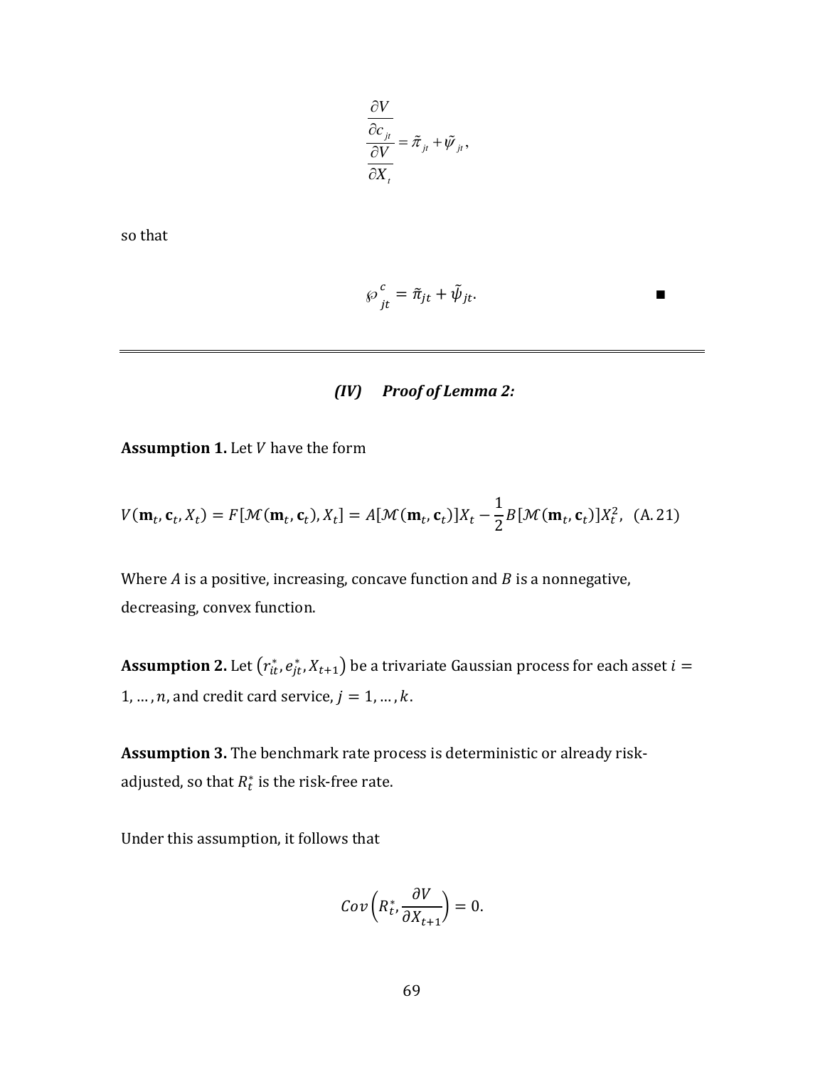$$\frac{\frac{\partial V}{\partial c_{jt}}}{\frac{\partial V}{\partial X_t}} = \tilde{\pi}_{jt} + \tilde{\psi}_{jt},$$

so that

$$\wp_{jt}^{c} = \tilde{\pi}_{jt} + \tilde{\psi}_{jt}. \qquad \blacksquare$$

---

### *(IV) Proof of Lemma 2:*

**Assumption 1.** Let $V$ have the form

$$V(\mathbf{m}_t, \mathbf{c}_t, X_t) = F[\mathcal{M}(\mathbf{m}_t, \mathbf{c}_t), X_t] = A[\mathcal{M}(\mathbf{m}_t, \mathbf{c}_t)]X_t - \frac{1}{2}B[\mathcal{M}(\mathbf{m}_t, \mathbf{c}_t)]X_t^2, \quad (A.21)$$

Where $A$ is a positive, increasing, concave function and $B$ is a nonnegative, decreasing, convex function.

**Assumption 2.** Let $(r_{it}^*, e_{jt}^*, X_{t+1})$ be a trivariate Gaussian process for each asset $i = 1, \ldots, n$, and credit card service, $j = 1, \ldots, k$.

**Assumption 3.** The benchmark rate process is deterministic or already risk-adjusted, so that $R_t^*$ is the risk-free rate.

Under this assumption, it follows that

$$Cov\left(R_t^*, \frac{\partial V}{\partial X_{t+1}}\right) = 0.$$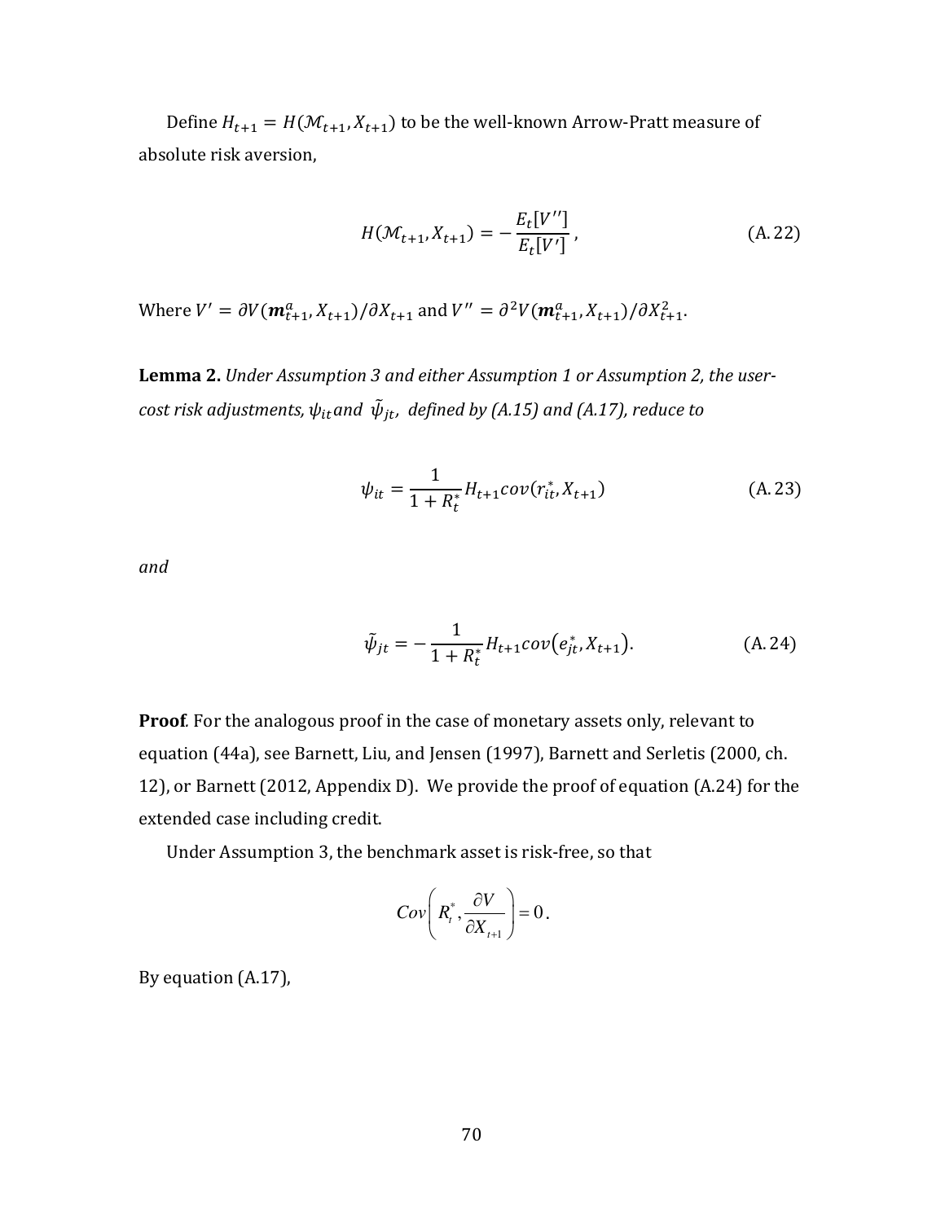Define $H_{t+1} = H(\mathcal{M}_{t+1}, X_{t+1})$ to be the well-known Arrow-Pratt measure of absolute risk aversion,

$$H(\mathcal{M}_{t+1}, X_{t+1}) = -\frac{E_t[V'']}{E_t[V']}, \tag{A.22}$$

Where $V' = \partial V(\boldsymbol{m}^a_{t+1}, X_{t+1})/\partial X_{t+1}$ and $V'' = \partial^2 V(\boldsymbol{m}^a_{t+1}, X_{t+1})/\partial X^2_{t+1}$.

**Lemma 2.** *Under Assumption 3 and either Assumption 1 or Assumption 2, the user-cost risk adjustments, $\psi_{it}$ and $\tilde{\psi}_{jt}$, defined by (A.15) and (A.17), reduce to*

$$\psi_{it} = \frac{1}{1+R_t^*} H_{t+1} cov(r^*_{it}, X_{t+1}) \tag{A.23}$$

*and*

$$\tilde{\psi}_{jt} = -\frac{1}{1+R_t^*} H_{t+1} cov\big(e^*_{jt}, X_{t+1}\big). \tag{A.24}$$

**Proof**. For the analogous proof in the case of monetary assets only, relevant to equation (44a), see Barnett, Liu, and Jensen (1997), Barnett and Serletis (2000, ch. 12), or Barnett (2012, Appendix D). We provide the proof of equation (A.24) for the extended case including credit.

Under Assumption 3, the benchmark asset is risk-free, so that

$$Cov\left(R_t^*, \frac{\partial V}{\partial X_{t+1}}\right) = 0.$$

By equation (A.17),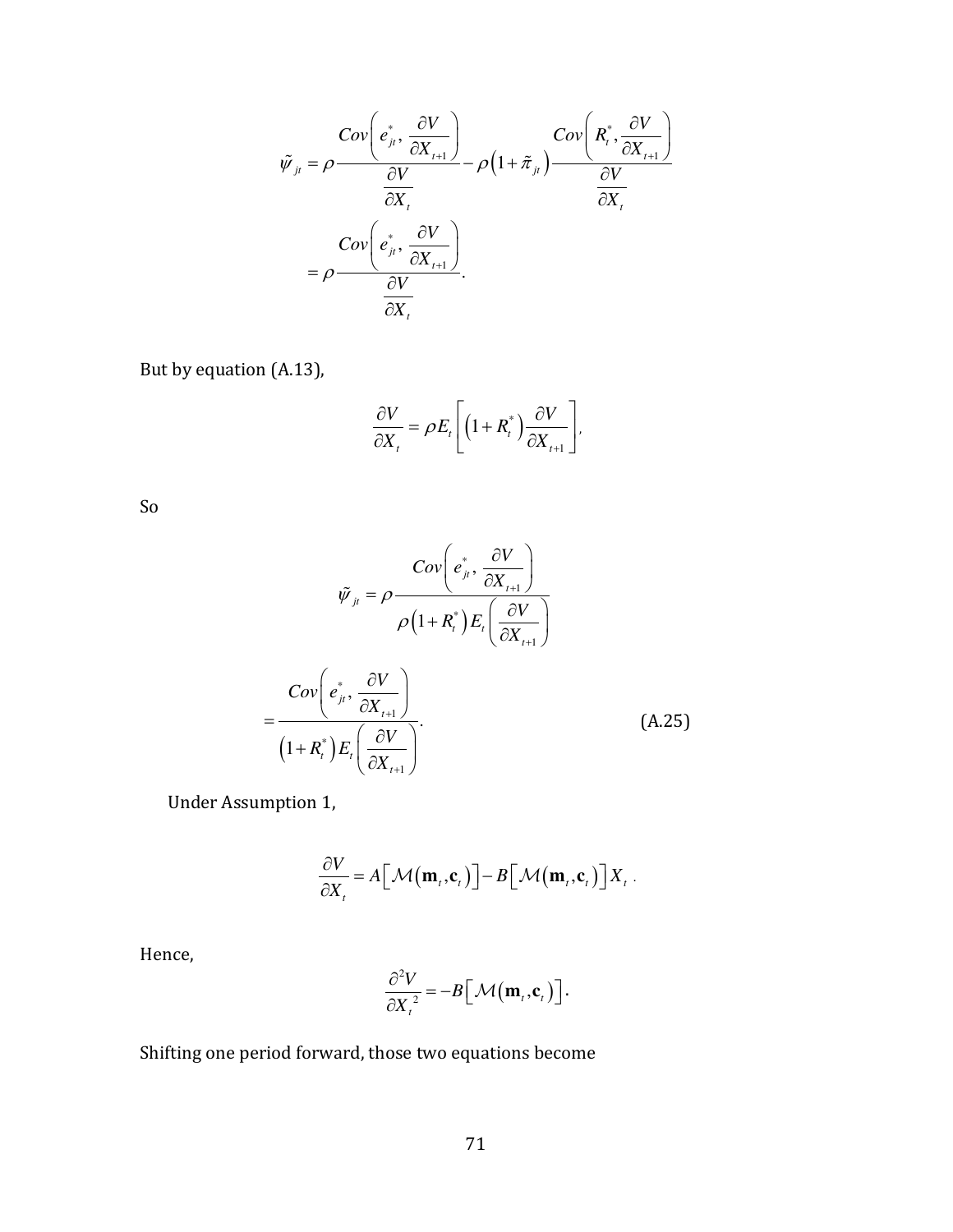$$\tilde{\psi}_{jt} = \rho \frac{Cov\left(e_{jt}^*, \dfrac{\partial V}{\partial X_{t+1}}\right)}{\dfrac{\partial V}{\partial X_t}} - \rho\left(1+\tilde{\pi}_{jt}\right)\frac{Cov\left(R_t^*, \dfrac{\partial V}{\partial X_{t+1}}\right)}{\dfrac{\partial V}{\partial X_t}}$$

$$= \rho \frac{Cov\left(e_{jt}^*, \dfrac{\partial V}{\partial X_{t+1}}\right)}{\dfrac{\partial V}{\partial X_t}}.$$

But by equation (A.13),

$$\frac{\partial V}{\partial X_t} = \rho E_t\left[\left(1+R_t^*\right)\frac{\partial V}{\partial X_{t+1}}\right],$$

So

$$\tilde{\psi}_{jt} = \rho \frac{Cov\left(e_{jt}^*, \dfrac{\partial V}{\partial X_{t+1}}\right)}{\rho\left(1+R_t^*\right)E_t\left(\dfrac{\partial V}{\partial X_{t+1}}\right)}$$

$$= \frac{Cov\left(e_{jt}^*, \dfrac{\partial V}{\partial X_{t+1}}\right)}{\left(1+R_t^*\right)E_t\left(\dfrac{\partial V}{\partial X_{t+1}}\right)}. \tag{A.25}$$

Under Assumption 1,

$$\frac{\partial V}{\partial X_t} = A\left[\mathcal{M}\left(\mathbf{m}_t, \mathbf{c}_t\right)\right] - B\left[\mathcal{M}\left(\mathbf{m}_t, \mathbf{c}_t\right)\right]X_t\,.$$

Hence,

$$\frac{\partial^2 V}{\partial X_t^{\,2}} = -B\left[\mathcal{M}\left(\mathbf{m}_t, \mathbf{c}_t\right)\right].$$

Shifting one period forward, those two equations become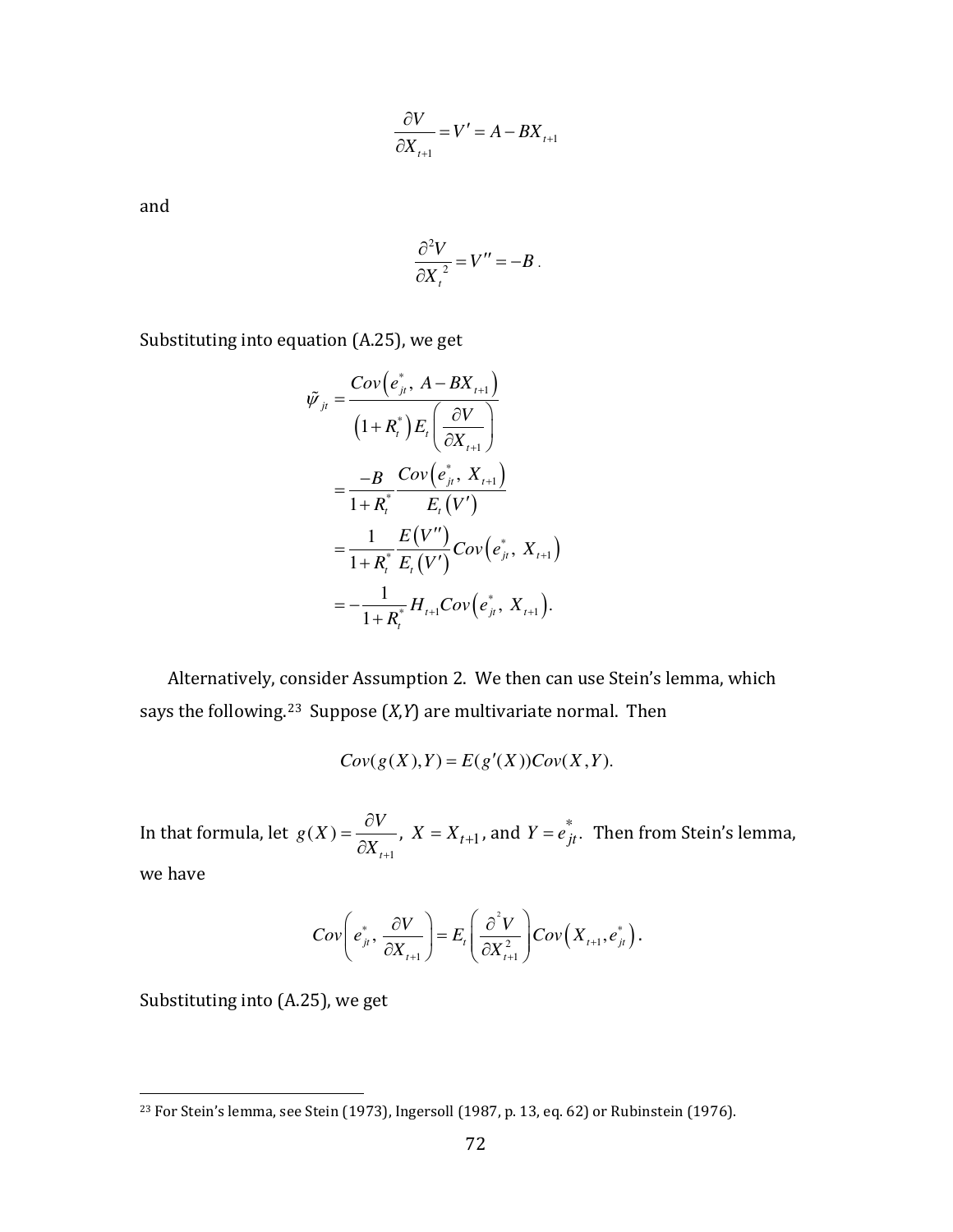$$\frac{\partial V}{\partial X_{t+1}} = V' = A - BX_{t+1}$$

and

$$\frac{\partial^2 V}{\partial X_t^{\ 2}} = V'' = -B .$$

Substituting into equation (A.25), we get

$$\begin{aligned}
\tilde{\psi}_{jt} &= \frac{Cov\left(e_{jt}^*,\ A - BX_{t+1}\right)}{\left(1+R_t^*\right)E_t\left(\dfrac{\partial V}{\partial X_{t+1}}\right)} \\
&= \frac{-B}{1+R_t^*}\frac{Cov\left(e_{jt}^*,\ X_{t+1}\right)}{E_t\left(V'\right)} \\
&= \frac{1}{1+R_t^*}\frac{E\left(V''\right)}{E_t\left(V'\right)}Cov\left(e_{jt}^*,\ X_{t+1}\right) \\
&= -\frac{1}{1+R_t^*}H_{t+1}Cov\left(e_{jt}^*,\ X_{t+1}\right).
\end{aligned}$$

Alternatively, consider Assumption 2. We then can use Stein's lemma, which says the following.[23] Suppose (*X*,*Y*) are multivariate normal. Then

$$Cov(g(X),Y) = E(g'(X))Cov(X,Y).$$

In that formula, let $g(X) = \dfrac{\partial V}{\partial X_{t+1}}$, $X = X_{t+1}$, and $Y = e_{jt}^*$. Then from Stein's lemma, we have

$$Cov\left(e_{jt}^*,\ \frac{\partial V}{\partial X_{t+1}}\right) = E_t\left(\frac{\partial^2 V}{\partial X_{t+1}^2}\right)Cov\left(X_{t+1}, e_{jt}^*\right).$$

Substituting into (A.25), we get

[23] For Stein's lemma, see Stein (1973), Ingersoll (1987, p. 13, eq. 62) or Rubinstein (1976).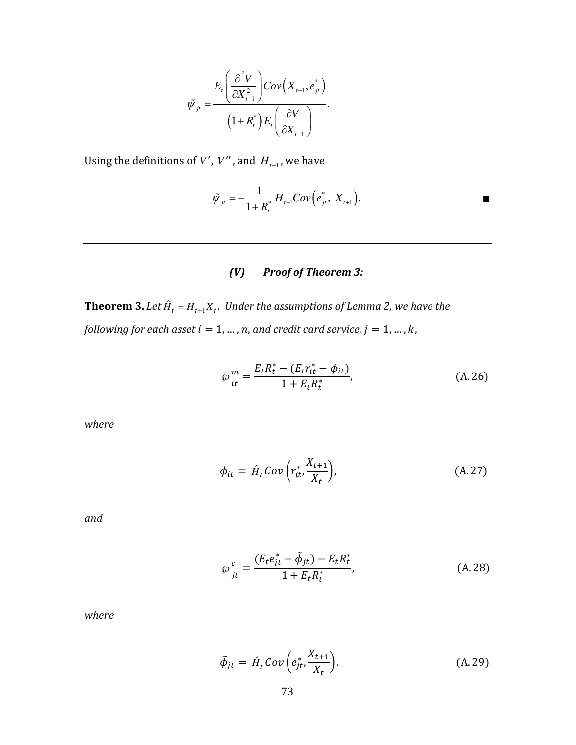$$\tilde{\psi}_{jt} = \frac{E_t\left(\dfrac{\partial^2 V}{\partial X_{t+1}^2}\right) Cov\left(X_{t+1}, e_{jt}^*\right)}{\left(1+R_t^*\right) E_t\left(\dfrac{\partial V}{\partial X_{t+1}}\right)}.$$

Using the definitions of $V'$, $V''$, and $H_{t+1}$, we have

$$\tilde{\psi}_{jt} = -\frac{1}{1+R_t^*} H_{t+1} Cov\left(e_{jt}^*,\ X_{t+1}\right). \qquad \blacksquare$$

---

### *(V) Proof of Theorem 3:*

**Theorem 3.** *Let $\hat{H}_t = H_{t+1} X_t$. Under the assumptions of Lemma 2, we have the following for each asset $i = 1, \ldots, n$, and credit card service, $j = 1, \ldots, k$,*

$$\wp_{it}^{m} = \frac{E_t R_t^* - (E_t r_{it}^* - \phi_{it})}{1 + E_t R_t^*}, \tag{A.26}$$

*where*

$$\phi_{it} = \hat{H}_t \, Cov\left(r_{it}^*, \frac{X_{t+1}}{X_t}\right), \tag{A.27}$$

*and*

$$\wp_{jt}^{c} = \frac{(E_t e_{jt}^* - \tilde{\phi}_{jt}) - E_t R_t^*}{1 + E_t R_t^*}, \tag{A.28}$$

*where*

$$\tilde{\phi}_{jt} = \hat{H}_t \, Cov\left(e_{jt}^*, \frac{X_{t+1}}{X_t}\right). \tag{A.29}$$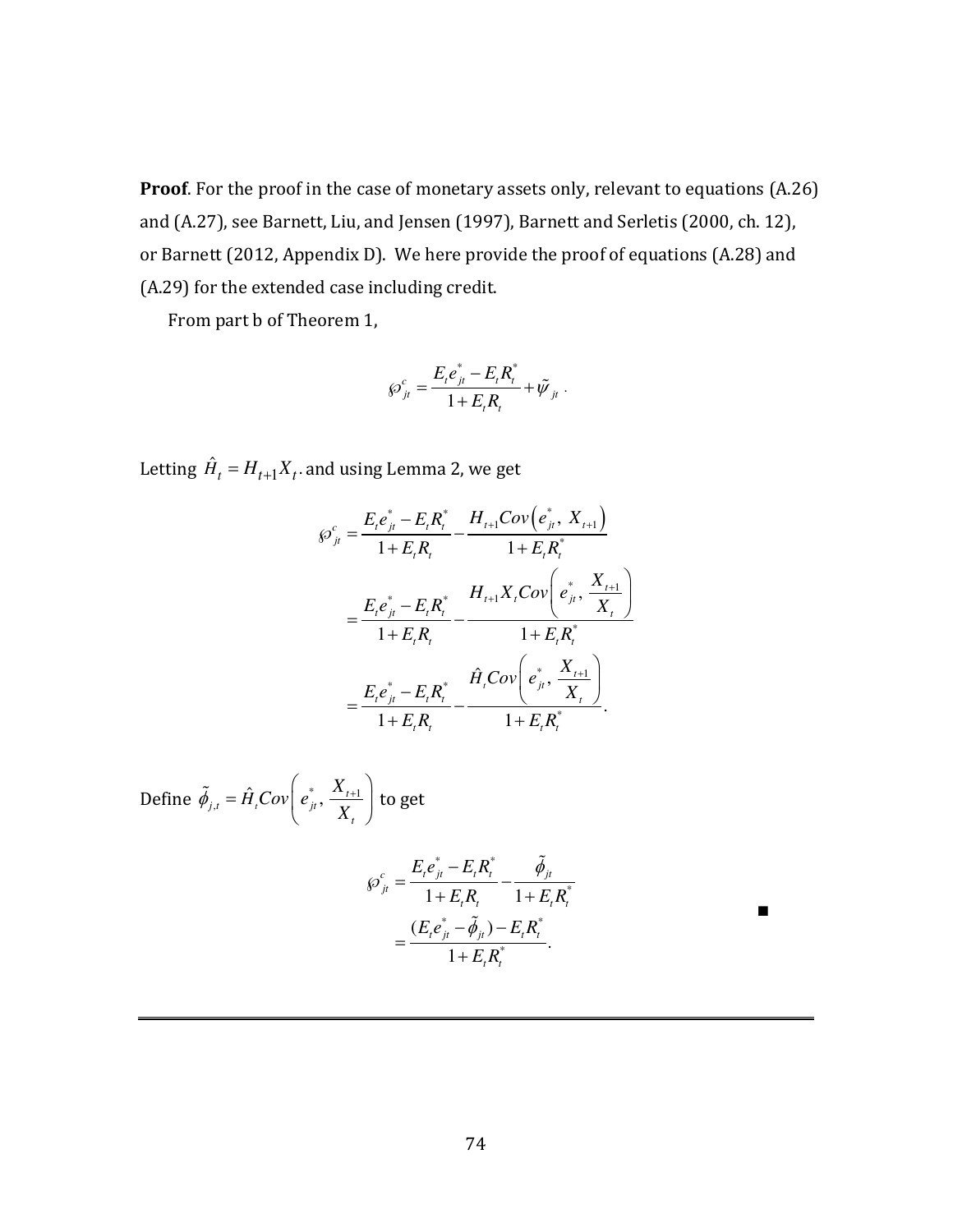**Proof**. For the proof in the case of monetary assets only, relevant to equations (A.26) and (A.27), see Barnett, Liu, and Jensen (1997), Barnett and Serletis (2000, ch. 12), or Barnett (2012, Appendix D). We here provide the proof of equations (A.28) and (A.29) for the extended case including credit.

From part b of Theorem 1,

$$\wp_{jt}^{c} = \frac{E_t e_{jt}^{*} - E_t R_t^{*}}{1 + E_t R_t} + \tilde{\psi}_{jt} \, .$$

Letting $\hat{H}_t = H_{t+1} X_t$. and using Lemma 2, we get

$$\begin{aligned}
\wp_{jt}^{c} &= \frac{E_t e_{jt}^{*} - E_t R_t^{*}}{1 + E_t R_t} - \frac{H_{t+1} Cov\left(e_{jt}^{*},\ X_{t+1}\right)}{1 + E_t R_t^{*}} \\
&= \frac{E_t e_{jt}^{*} - E_t R_t^{*}}{1 + E_t R_t} - \frac{H_{t+1} X_t Cov\left(e_{jt}^{*},\ \dfrac{X_{t+1}}{X_t}\right)}{1 + E_t R_t^{*}} \\
&= \frac{E_t e_{jt}^{*} - E_t R_t^{*}}{1 + E_t R_t} - \frac{\hat{H}_t Cov\left(e_{jt}^{*},\ \dfrac{X_{t+1}}{X_t}\right)}{1 + E_t R_t^{*}}.
\end{aligned}$$

Define $\tilde{\phi}_{j,t} = \hat{H}_t Cov\left(e_{jt}^{*},\ \dfrac{X_{t+1}}{X_t}\right)$ to get

$$\begin{aligned}
\wp_{jt}^{c} &= \frac{E_t e_{jt}^{*} - E_t R_t^{*}}{1 + E_t R_t} - \frac{\tilde{\phi}_{jt}}{1 + E_t R_t^{*}} \\
&= \frac{(E_t e_{jt}^{*} - \tilde{\phi}_{jt}) - E_t R_t^{*}}{1 + E_t R_t^{*}}.
\end{aligned}$$

■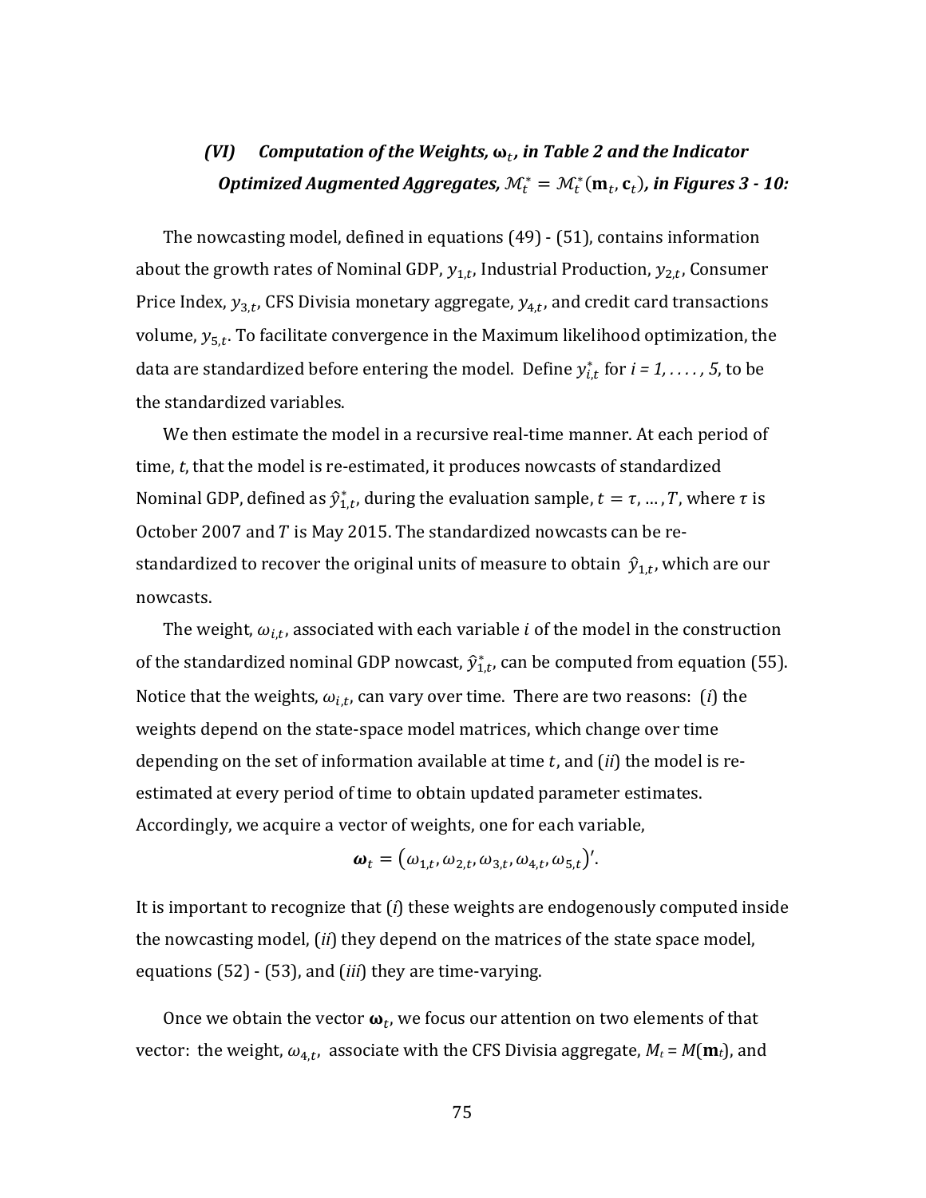### *(VI) Computation of the Weights, $\boldsymbol{\omega}_t$, in Table 2 and the Indicator Optimized Augmented Aggregates, $\mathcal{M}_t^* = \mathcal{M}_t^*(\mathbf{m}_t, \mathbf{c}_t)$, in Figures 3 - 10:*

The nowcasting model, defined in equations (49) - (51), contains information about the growth rates of Nominal GDP, $y_{1,t}$, Industrial Production, $y_{2,t}$, Consumer Price Index, $y_{3,t}$, CFS Divisia monetary aggregate, $y_{4,t}$, and credit card transactions volume, $y_{5,t}$. To facilitate convergence in the Maximum likelihood optimization, the data are standardized before entering the model. Define $y_{i,t}^*$ for *i = 1, . . . . , 5*, to be the standardized variables.

We then estimate the model in a recursive real-time manner. At each period of time, *t*, that the model is re-estimated, it produces nowcasts of standardized Nominal GDP, defined as $\hat{y}_{1,t}^*$, during the evaluation sample, $t = \tau, \ldots, T$, where $\tau$ is October 2007 and $T$ is May 2015. The standardized nowcasts can be re-standardized to recover the original units of measure to obtain $\hat{y}_{1,t}$, which are our nowcasts.

The weight, $\omega_{i,t}$, associated with each variable $i$ of the model in the construction of the standardized nominal GDP nowcast, $\hat{y}_{1,t}^*$, can be computed from equation (55). Notice that the weights, $\omega_{i,t}$, can vary over time. There are two reasons: (*i*) the weights depend on the state-space model matrices, which change over time depending on the set of information available at time $t$, and (*ii*) the model is re-estimated at every period of time to obtain updated parameter estimates. Accordingly, we acquire a vector of weights, one for each variable,

$$\boldsymbol{\omega}_t = (\omega_{1,t}, \omega_{2,t}, \omega_{3,t}, \omega_{4,t}, \omega_{5,t})'.$$

It is important to recognize that (*i*) these weights are endogenously computed inside the nowcasting model, (*ii*) they depend on the matrices of the state space model, equations (52) - (53), and (*iii*) they are time-varying.

Once we obtain the vector $\boldsymbol{\omega}_t$, we focus our attention on two elements of that vector: the weight, $\omega_{4,t}$, associate with the CFS Divisia aggregate, $M_t = M(\mathbf{m}_t)$, and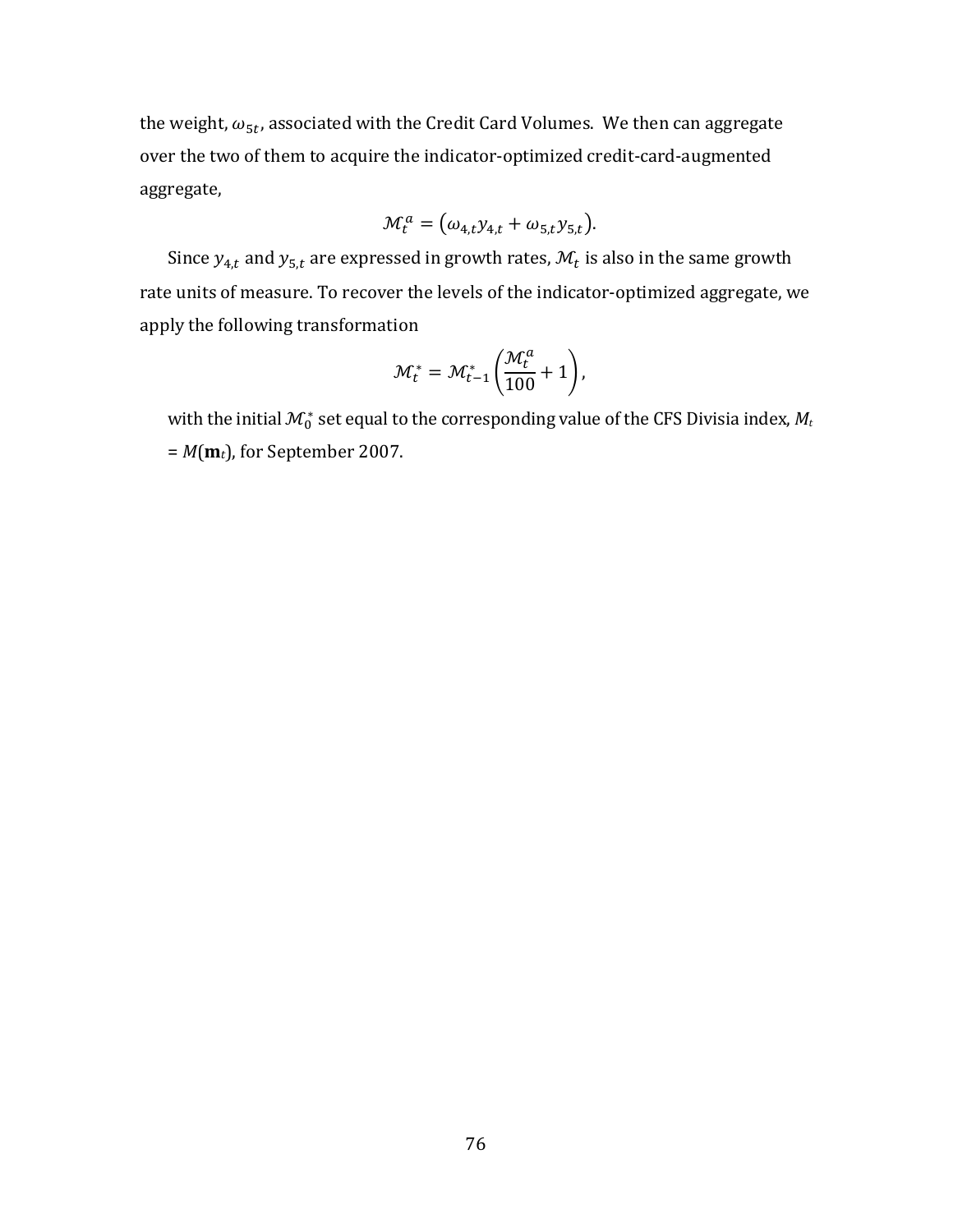the weight, $\omega_{5t}$, associated with the Credit Card Volumes. We then can aggregate over the two of them to acquire the indicator-optimized credit-card-augmented aggregate,

$$\mathcal{M}_t^a = (\omega_{4,t} y_{4,t} + \omega_{5,t} y_{5,t}).$$

Since $y_{4,t}$ and $y_{5,t}$ are expressed in growth rates, $\mathcal{M}_t$ is also in the same growth rate units of measure. To recover the levels of the indicator-optimized aggregate, we apply the following transformation

$$\mathcal{M}_t^* = \mathcal{M}_{t-1}^* \left( \frac{\mathcal{M}_t^a}{100} + 1 \right),$$

with the initial $\mathcal{M}_0^*$ set equal to the corresponding value of the CFS Divisia index, $M_t = M(\mathbf{m}_t)$, for September 2007.